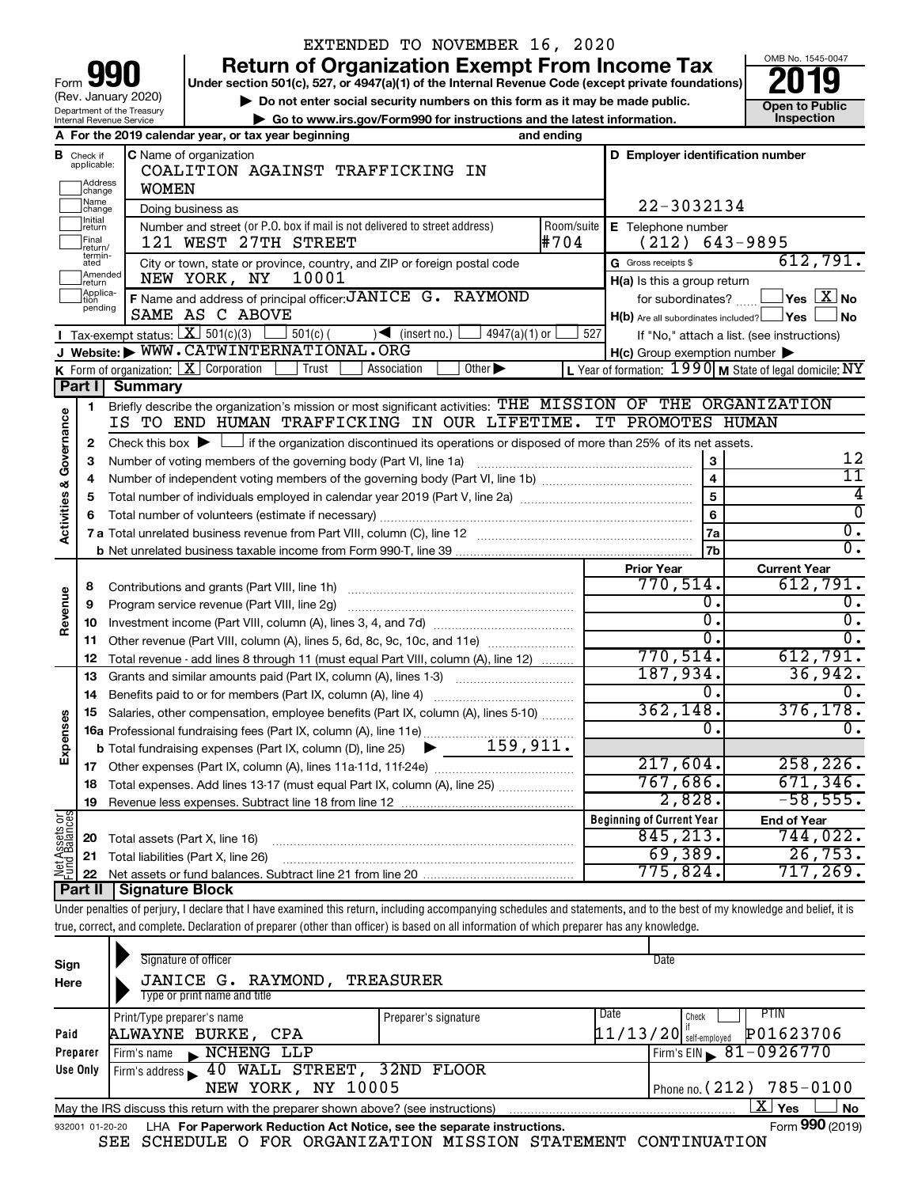EXTENDED TO NOVEMBER 16, 2020

# Form 990 — Return of Organization Exempt From Income Tax — 2019

(Rev. January 2020)

Under section 501(c), 527, or 4947(a)(1) of the Internal Revenue Code (except private foundations)

▶ Do not enter social security numbers on this form as it may be made public.

▶ Go to www.irs.gov/Form990 for instructions and the latest information.

Department of the Treasury, Internal Revenue Service

OMB No. 1545-0047 | Open to Public Inspection

**A** For the 2019 calendar year, or tax year beginning and ending

**B** Check if applicable: Address change / Name change / Initial return / Final return/terminated / Amended return / Application pending

**C** Name of organization: COALITION AGAINST TRAFFICKING IN WOMEN

Doing business as

Number and street (or P.O. box if mail is not delivered to street address): 121 WEST 27TH STREET — Room/suite: #704

City or town, state or province, country, and ZIP or foreign postal code: NEW YORK, NY 10001

**D** Employer identification number: 22-3032134

**E** Telephone number: (212) 643-9895

**G** Gross receipts $ 612,791.

**F** Name and address of principal officer: JANICE G. RAYMOND, SAME AS C ABOVE

**H(a)** Is this a group return for subordinates? ☐ Yes ☒ No

**H(b)** Are all subordinates included? ☐ Yes ☐ No — If "No," attach a list. (see instructions)

**H(c)** Group exemption number ▶

**I** Tax-exempt status: ☒ 501(c)(3) ☐ 501(c) ( ) ◀ (insert no.) ☐ 4947(a)(1) or ☐ 527

**J** Website: ▶ WWW.CATWINTERNATIONAL.ORG

**K** Form of organization: ☒ Corporation ☐ Trust ☐ Association ☐ Other ▶

**L** Year of formation: 1990 **M** State of legal domicile: NY

## Part I Summary

**Activities & Governance**

1. Briefly describe the organization's mission or most significant activities: THE MISSION OF THE ORGANIZATION IS TO END HUMAN TRAFFICKING IN OUR LIFETIME. IT PROMOTES HUMAN
2. Check this box ▶ ☐ if the organization discontinued its operations or disposed of more than 25% of its net assets.

| | | | |
|---|---|---|---|
| 3 | Number of voting members of the governing body (Part VI, line 1a) | 3 | 12 |
| 4 | Number of independent voting members of the governing body (Part VI, line 1b) | 4 | 11 |
| 5 | Total number of individuals employed in calendar year 2019 (Part V, line 2a) | 5 | 4 |
| 6 | Total number of volunteers (estimate if necessary) | 6 | 0 |
| 7a | Total unrelated business revenue from Part VIII, column (C), line 12 | 7a | 0. |
| b | Net unrelated business taxable income from Form 990-T, line 39 | 7b | 0. |

| | | Prior Year | Current Year |
|---|---|---|---|
| **Revenue** | | | |
| 8 | Contributions and grants (Part VIII, line 1h) | 770,514. | 612,791. |
| 9 | Program service revenue (Part VIII, line 2g) | 0. | 0. |
| 10 | Investment income (Part VIII, column (A), lines 3, 4, and 7d) | 0. | 0. |
| 11 | Other revenue (Part VIII, column (A), lines 5, 6d, 8c, 9c, 10c, and 11e) | 0. | 0. |
| 12 | Total revenue - add lines 8 through 11 (must equal Part VIII, column (A), line 12) | 770,514. | 612,791. |
| **Expenses** | | | |
| 13 | Grants and similar amounts paid (Part IX, column (A), lines 1-3) | 187,934. | 36,942. |
| 14 | Benefits paid to or for members (Part IX, column (A), line 4) | 0. | 0. |
| 15 | Salaries, other compensation, employee benefits (Part IX, column (A), lines 5-10) | 362,148. | 376,178. |
| 16a | Professional fundraising fees (Part IX, column (A), line 11e) | 0. | 0. |
| b | Total fundraising expenses (Part IX, column (D), line 25) ▶ 159,911. | | |
| 17 | Other expenses (Part IX, column (A), lines 11a-11d, 11f-24e) | 217,604. | 258,226. |
| 18 | Total expenses. Add lines 13-17 (must equal Part IX, column (A), line 25) | 767,686. | 671,346. |
| 19 | Revenue less expenses. Subtract line 18 from line 12 | 2,828. | -58,555. |
| **Net Assets or Fund Balances** | | **Beginning of Current Year** | **End of Year** |
| 20 | Total assets (Part X, line 16) | 845,213. | 744,022. |
| 21 | Total liabilities (Part X, line 26) | 69,389. | 26,753. |
| 22 | Net assets or fund balances. Subtract line 21 from line 20 | 775,824. | 717,269. |

## Part II Signature Block

Under penalties of perjury, I declare that I have examined this return, including accompanying schedules and statements, and to the best of my knowledge and belief, it is true, correct, and complete. Declaration of preparer (other than officer) is based on all information of which preparer has any knowledge.

**Sign Here**

Signature of officer — Date

JANICE G. RAYMOND, TREASURER

Type or print name and title

**Paid Preparer Use Only**

| Print/Type preparer's name | Preparer's signature | Date | Check if self-employed | PTIN |
|---|---|---|---|---|
| ALWAYNE BURKE, CPA | | 11/13/20 | ☐ | P01623706 |

Firm's name ▶ NCHENG LLP — Firm's EIN ▶ 81-0926770

Firm's address ▶ 40 WALL STREET, 32ND FLOOR, NEW YORK, NY 10005 — Phone no. (212) 785-0100

May the IRS discuss this return with the preparer shown above? (see instructions) ☒ Yes ☐ No

932001 01-20-20 LHA For Paperwork Reduction Act Notice, see the separate instructions. Form **990** (2019)

SEE SCHEDULE O FOR ORGANIZATION MISSION STATEMENT CONTINUATION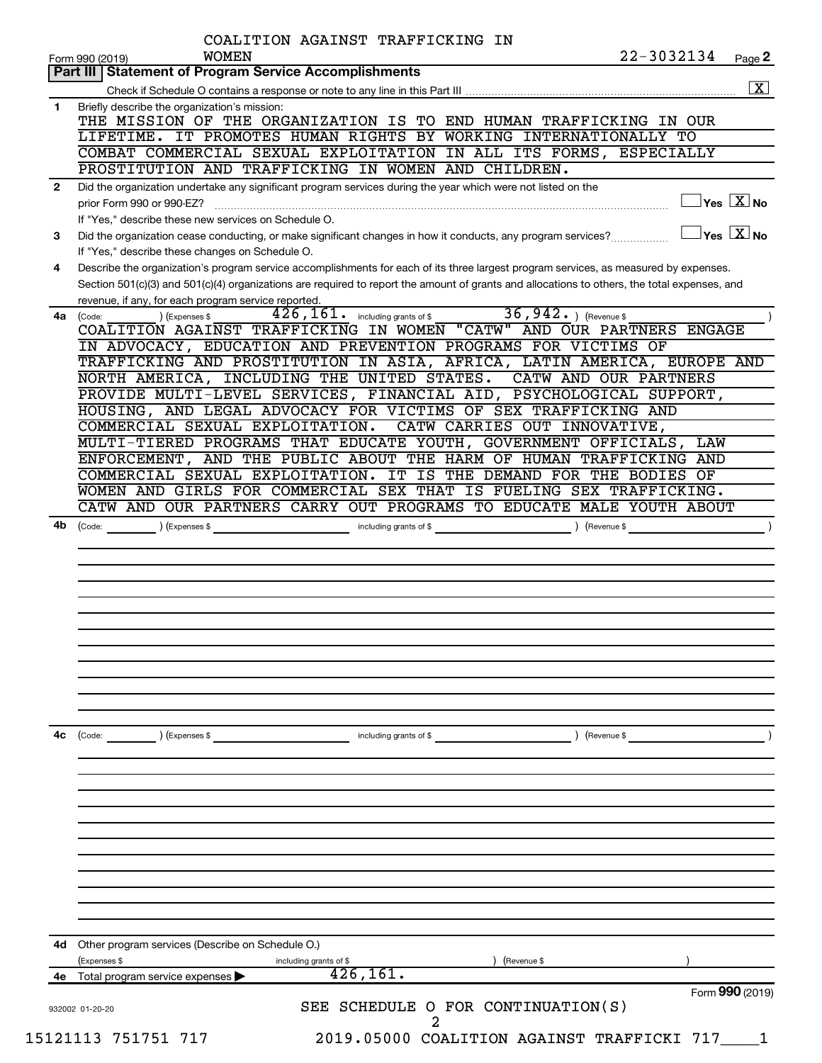COALITION AGAINST TRAFFICKING IN WOMEN

Form 990 (2019) 22-3032134 Page 2

## Part III Statement of Program Service Accomplishments

Check if Schedule O contains a response or note to any line in this Part III [X]

**1** Briefly describe the organization's mission:

THE MISSION OF THE ORGANIZATION IS TO END HUMAN TRAFFICKING IN OUR LIFETIME. IT PROMOTES HUMAN RIGHTS BY WORKING INTERNATIONALLY TO COMBAT COMMERCIAL SEXUAL EXPLOITATION IN ALL ITS FORMS, ESPECIALLY PROSTITUTION AND TRAFFICKING IN WOMEN AND CHILDREN.

**2** Did the organization undertake any significant program services during the year which were not listed on the prior Form 990 or 990-EZ? [ ] Yes [X] No

If "Yes," describe these new services on Schedule O.

**3** Did the organization cease conducting, or make significant changes in how it conducts, any program services? [ ] Yes [X] No

If "Yes," describe these changes on Schedule O.

**4** Describe the organization's program service accomplishments for each of its three largest program services, as measured by expenses. Section 501(c)(3) and 501(c)(4) organizations are required to report the amount of grants and allocations to others, the total expenses, and revenue, if any, for each program service reported.

**4a** (Code: ) (Expenses $ 426,161. including grants of $ 36,942. ) (Revenue $ )

COALITION AGAINST TRAFFICKING IN WOMEN "CATW" AND OUR PARTNERS ENGAGE IN ADVOCACY, EDUCATION AND PREVENTION PROGRAMS FOR VICTIMS OF TRAFFICKING AND PROSTITUTION IN ASIA, AFRICA, LATIN AMERICA, EUROPE AND NORTH AMERICA, INCLUDING THE UNITED STATES. CATW AND OUR PARTNERS PROVIDE MULTI-LEVEL SERVICES, FINANCIAL AID, PSYCHOLOGICAL SUPPORT, HOUSING, AND LEGAL ADVOCACY FOR VICTIMS OF SEX TRAFFICKING AND COMMERCIAL SEXUAL EXPLOITATION. CATW CARRIES OUT INNOVATIVE, MULTI-TIERED PROGRAMS THAT EDUCATE YOUTH, GOVERNMENT OFFICIALS, LAW ENFORCEMENT, AND THE PUBLIC ABOUT THE HARM OF HUMAN TRAFFICKING AND COMMERCIAL SEXUAL EXPLOITATION. IT IS THE DEMAND FOR THE BODIES OF WOMEN AND GIRLS FOR COMMERCIAL SEX THAT IS FUELING SEX TRAFFICKING. CATW AND OUR PARTNERS CARRY OUT PROGRAMS TO EDUCATE MALE YOUTH ABOUT

**4b** (Code: ) (Expenses $ including grants of $ ) (Revenue $ )

**4c** (Code: ) (Expenses $ including grants of $ ) (Revenue $ )

**4d** Other program services (Describe on Schedule O.)

(Expenses $ including grants of $ ) (Revenue $ )

**4e** Total program service expenses 426,161.

Form 990 (2019)

SEE SCHEDULE O FOR CONTINUATION(S)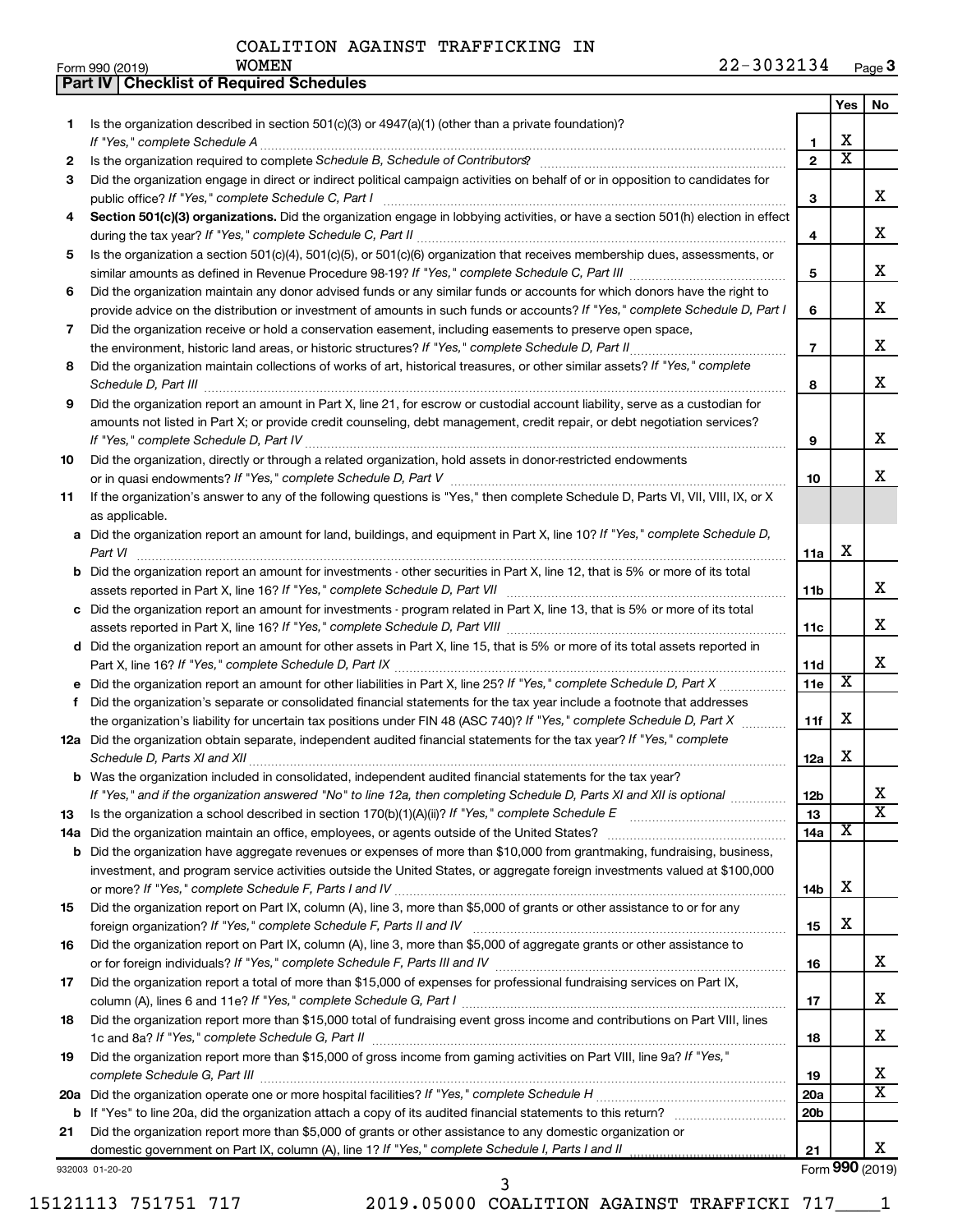COALITION AGAINST TRAFFICKING IN WOMEN

Form 990 (2019) 22-3032134 Page 3

## Part IV Checklist of Required Schedules

| | | | Yes | No |
|---|---|---|---|---|
| 1 | Is the organization described in section 501(c)(3) or 4947(a)(1) (other than a private foundation)? *If "Yes," complete Schedule A* | 1 | X | |
| 2 | Is the organization required to complete *Schedule B, Schedule of Contributors*? | 2 | X | |
| 3 | Did the organization engage in direct or indirect political campaign activities on behalf of or in opposition to candidates for public office? *If "Yes," complete Schedule C, Part I* | 3 | | X |
| 4 | **Section 501(c)(3) organizations.** Did the organization engage in lobbying activities, or have a section 501(h) election in effect during the tax year? *If "Yes," complete Schedule C, Part II* | 4 | | X |
| 5 | Is the organization a section 501(c)(4), 501(c)(5), or 501(c)(6) organization that receives membership dues, assessments, or similar amounts as defined in Revenue Procedure 98-19? *If "Yes," complete Schedule C, Part III* | 5 | | X |
| 6 | Did the organization maintain any donor advised funds or any similar funds or accounts for which donors have the right to provide advice on the distribution or investment of amounts in such funds or accounts? *If "Yes," complete Schedule D, Part I* | 6 | | X |
| 7 | Did the organization receive or hold a conservation easement, including easements to preserve open space, the environment, historic land areas, or historic structures? *If "Yes," complete Schedule D, Part II* | 7 | | X |
| 8 | Did the organization maintain collections of works of art, historical treasures, or other similar assets? *If "Yes," complete Schedule D, Part III* | 8 | | X |
| 9 | Did the organization report an amount in Part X, line 21, for escrow or custodial account liability, serve as a custodian for amounts not listed in Part X; or provide credit counseling, debt management, credit repair, or debt negotiation services? *If "Yes," complete Schedule D, Part IV* | 9 | | X |
| 10 | Did the organization, directly or through a related organization, hold assets in donor-restricted endowments or in quasi endowments? *If "Yes," complete Schedule D, Part V* | 10 | | X |
| 11 | If the organization's answer to any of the following questions is "Yes," then complete Schedule D, Parts VI, VII, VIII, IX, or X as applicable. | | | |
| a | Did the organization report an amount for land, buildings, and equipment in Part X, line 10? *If "Yes," complete Schedule D, Part VI* | 11a | X | |
| b | Did the organization report an amount for investments - other securities in Part X, line 12, that is 5% or more of its total assets reported in Part X, line 16? *If "Yes," complete Schedule D, Part VII* | 11b | | X |
| c | Did the organization report an amount for investments - program related in Part X, line 13, that is 5% or more of its total assets reported in Part X, line 16? *If "Yes," complete Schedule D, Part VIII* | 11c | | X |
| d | Did the organization report an amount for other assets in Part X, line 15, that is 5% or more of its total assets reported in Part X, line 16? *If "Yes," complete Schedule D, Part IX* | 11d | | X |
| e | Did the organization report an amount for other liabilities in Part X, line 25? *If "Yes," complete Schedule D, Part X* | 11e | X | |
| f | Did the organization's separate or consolidated financial statements for the tax year include a footnote that addresses the organization's liability for uncertain tax positions under FIN 48 (ASC 740)? *If "Yes," complete Schedule D, Part X* | 11f | X | |
| 12a | Did the organization obtain separate, independent audited financial statements for the tax year? *If "Yes," complete Schedule D, Parts XI and XII* | 12a | X | |
| b | Was the organization included in consolidated, independent audited financial statements for the tax year? *If "Yes," and if the organization answered "No" to line 12a, then completing Schedule D, Parts XI and XII is optional* | 12b | | X |
| 13 | Is the organization a school described in section 170(b)(1)(A)(ii)? *If "Yes," complete Schedule E* | 13 | | X |
| 14a | Did the organization maintain an office, employees, or agents outside of the United States? | 14a | X | |
| b | Did the organization have aggregate revenues or expenses of more than $10,000 from grantmaking, fundraising, business, investment, and program service activities outside the United States, or aggregate foreign investments valued at $100,000 or more? *If "Yes," complete Schedule F, Parts I and IV* | 14b | X | |
| 15 | Did the organization report on Part IX, column (A), line 3, more than $5,000 of grants or other assistance to or for any foreign organization? *If "Yes," complete Schedule F, Parts II and IV* | 15 | X | |
| 16 | Did the organization report on Part IX, column (A), line 3, more than $5,000 of aggregate grants or other assistance to or for foreign individuals? *If "Yes," complete Schedule F, Parts III and IV* | 16 | | X |
| 17 | Did the organization report a total of more than $15,000 of expenses for professional fundraising services on Part IX, column (A), lines 6 and 11e? *If "Yes," complete Schedule G, Part I* | 17 | | X |
| 18 | Did the organization report more than $15,000 total of fundraising event gross income and contributions on Part VIII, lines 1c and 8a? *If "Yes," complete Schedule G, Part II* | 18 | | X |
| 19 | Did the organization report more than $15,000 of gross income from gaming activities on Part VIII, line 9a? *If "Yes," complete Schedule G, Part III* | 19 | | X |
| 20a | Did the organization operate one or more hospital facilities? *If "Yes," complete Schedule H* | 20a | | X |
| b | If "Yes" to line 20a, did the organization attach a copy of its audited financial statements to this return? | 20b | | |
| 21 | Did the organization report more than $5,000 of grants or other assistance to any domestic organization or domestic government on Part IX, column (A), line 1? *If "Yes," complete Schedule I, Parts I and II* | 21 | | X |

932003 01-20-20 Form **990** (2019)

15121113 751751 717 2019.05000 COALITION AGAINST TRAFFICKI 717____1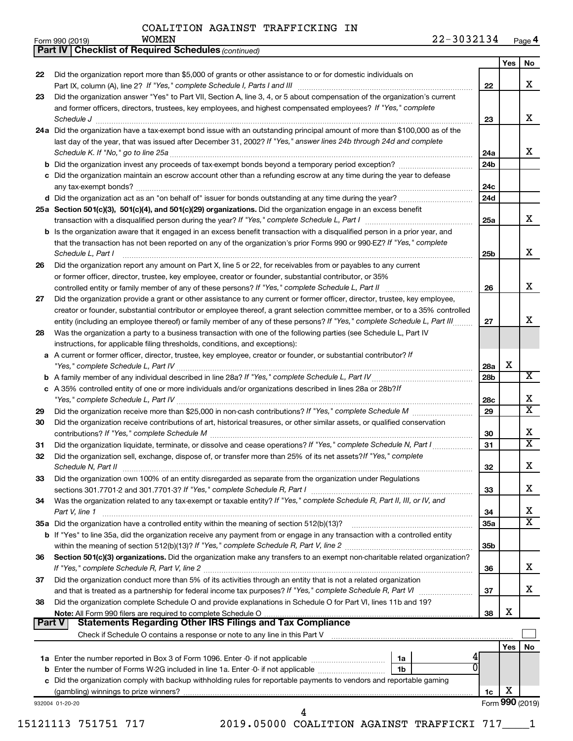COALITION AGAINST TRAFFICKING IN WOMEN

Form 990 (2019) 22-3032134 Page 4

**Part IV | Checklist of Required Schedules** *(continued)*

| | | | Yes | No |
|---|---|---|---|---|
| 22 | Did the organization report more than $5,000 of grants or other assistance to or for domestic individuals on Part IX, column (A), line 2? *If "Yes," complete Schedule I, Parts I and III* | 22 | | X |
| 23 | Did the organization answer "Yes" to Part VII, Section A, line 3, 4, or 5 about compensation of the organization's current and former officers, directors, trustees, key employees, and highest compensated employees? *If "Yes," complete Schedule J* | 23 | | X |
| 24a | Did the organization have a tax-exempt bond issue with an outstanding principal amount of more than $100,000 as of the last day of the year, that was issued after December 31, 2002? *If "Yes," answer lines 24b through 24d and complete Schedule K. If "No," go to line 25a* | 24a | | X |
| b | Did the organization invest any proceeds of tax-exempt bonds beyond a temporary period exception? | 24b | | |
| c | Did the organization maintain an escrow account other than a refunding escrow at any time during the year to defease any tax-exempt bonds? | 24c | | |
| d | Did the organization act as an "on behalf of" issuer for bonds outstanding at any time during the year? | 24d | | |
| 25a | **Section 501(c)(3), 501(c)(4), and 501(c)(29) organizations.** Did the organization engage in an excess benefit transaction with a disqualified person during the year? *If "Yes," complete Schedule L, Part I* | 25a | | X |
| b | Is the organization aware that it engaged in an excess benefit transaction with a disqualified person in a prior year, and that the transaction has not been reported on any of the organization's prior Forms 990 or 990-EZ? *If "Yes," complete Schedule L, Part I* | 25b | | X |
| 26 | Did the organization report any amount on Part X, line 5 or 22, for receivables from or payables to any current or former officer, director, trustee, key employee, creator or founder, substantial contributor, or 35% controlled entity or family member of any of these persons? *If "Yes," complete Schedule L, Part II* | 26 | | X |
| 27 | Did the organization provide a grant or other assistance to any current or former officer, director, trustee, key employee, creator or founder, substantial contributor or employee thereof, a grant selection committee member, or to a 35% controlled entity (including an employee thereof) or family member of any of these persons? *If "Yes," complete Schedule L, Part III* | 27 | | X |
| 28 | Was the organization a party to a business transaction with one of the following parties (see Schedule L, Part IV instructions, for applicable filing thresholds, conditions, and exceptions): | | | |
| a | A current or former officer, director, trustee, key employee, creator or founder, or substantial contributor? *If "Yes," complete Schedule L, Part IV* | 28a | X | |
| b | A family member of any individual described in line 28a? *If "Yes," complete Schedule L, Part IV* | 28b | | X |
| c | A 35% controlled entity of one or more individuals and/or organizations described in lines 28a or 28b? *If "Yes," complete Schedule L, Part IV* | 28c | | X |
| 29 | Did the organization receive more than $25,000 in non-cash contributions? *If "Yes," complete Schedule M* | 29 | | X |
| 30 | Did the organization receive contributions of art, historical treasures, or other similar assets, or qualified conservation contributions? *If "Yes," complete Schedule M* | 30 | | X |
| 31 | Did the organization liquidate, terminate, or dissolve and cease operations? *If "Yes," complete Schedule N, Part I* | 31 | | X |
| 32 | Did the organization sell, exchange, dispose of, or transfer more than 25% of its net assets? *If "Yes," complete Schedule N, Part II* | 32 | | X |
| 33 | Did the organization own 100% of an entity disregarded as separate from the organization under Regulations sections 301.7701-2 and 301.7701-3? *If "Yes," complete Schedule R, Part I* | 33 | | X |
| 34 | Was the organization related to any tax-exempt or taxable entity? *If "Yes," complete Schedule R, Part II, III, or IV, and Part V, line 1* | 34 | | X |
| 35a | Did the organization have a controlled entity within the meaning of section 512(b)(13)? | 35a | | X |
| b | If "Yes" to line 35a, did the organization receive any payment from or engage in any transaction with a controlled entity within the meaning of section 512(b)(13)? *If "Yes," complete Schedule R, Part V, line 2* | 35b | | |
| 36 | **Section 501(c)(3) organizations.** Did the organization make any transfers to an exempt non-charitable related organization? *If "Yes," complete Schedule R, Part V, line 2* | 36 | | X |
| 37 | Did the organization conduct more than 5% of its activities through an entity that is not a related organization and that is treated as a partnership for federal income tax purposes? *If "Yes," complete Schedule R, Part VI* | 37 | | X |
| 38 | Did the organization complete Schedule O and provide explanations in Schedule O for Part VI, lines 11b and 19? **Note:** All Form 990 filers are required to complete Schedule O | 38 | X | |

**Part V | Statements Regarding Other IRS Filings and Tax Compliance**

Check if Schedule O contains a response or note to any line in this Part V ☐

| | | | | | Yes | No |
|---|---|---|---|---|---|---|
| 1a | Enter the number reported in Box 3 of Form 1096. Enter -0- if not applicable | 1a | 4 | | | |
| b | Enter the number of Forms W-2G included in line 1a. Enter -0- if not applicable | 1b | 0 | | | |
| c | Did the organization comply with backup withholding rules for reportable payments to vendors and reportable gaming (gambling) winnings to prize winners? | | | 1c | X | |

932004 01-20-20 Form **990** (2019)

15121113 751751 717 2019.05000 COALITION AGAINST TRAFFICKI 717____1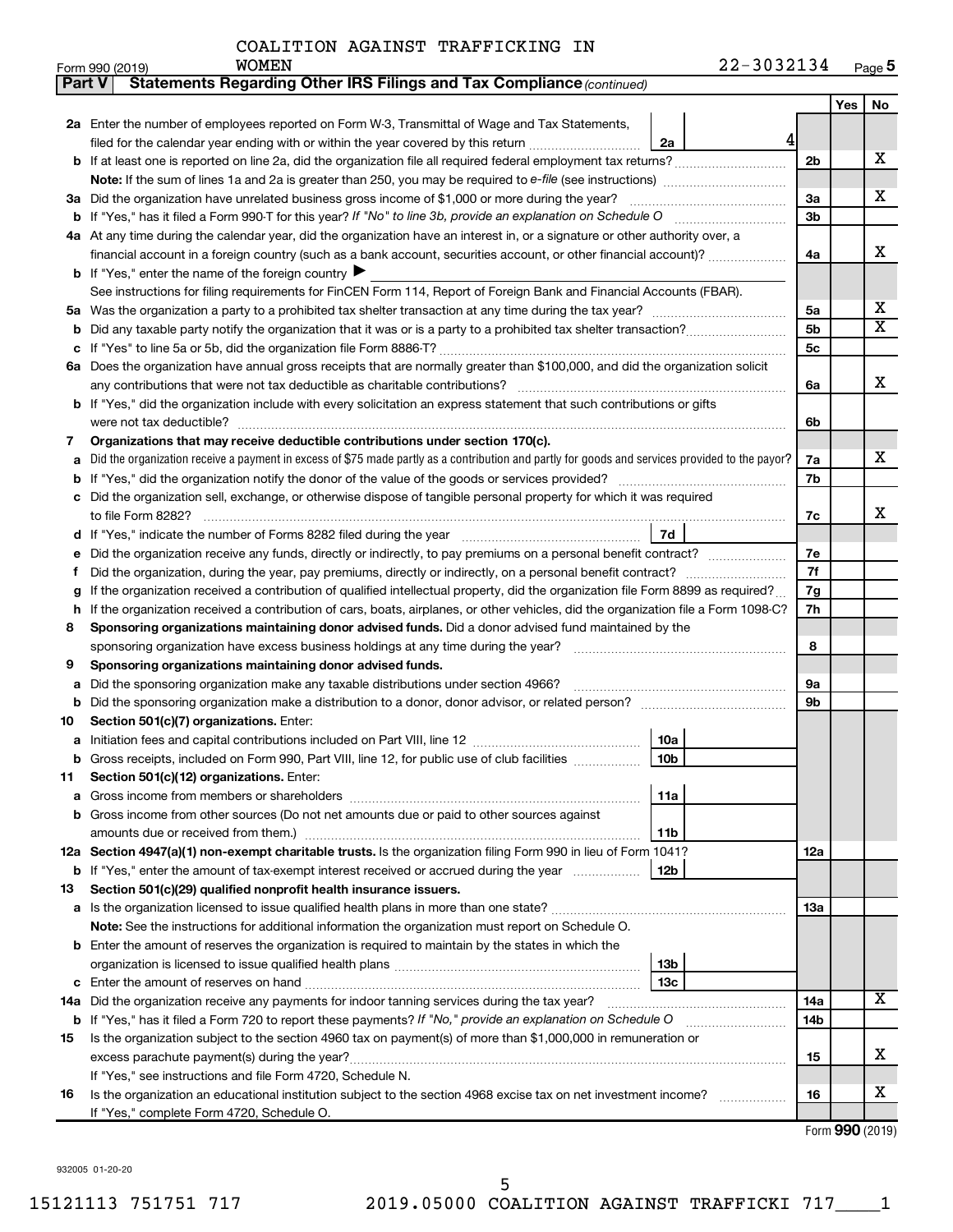COALITION AGAINST TRAFFICKING IN WOMEN

Form 990 (2019) 22-3032134 Page **5**

**Part V Statements Regarding Other IRS Filings and Tax Compliance** *(continued)*

| | | | | Yes | No |
|---|---|---|---|---|---|
| **2a** | Enter the number of employees reported on Form W-3, Transmittal of Wage and Tax Statements, filed for the calendar year ending with or within the year covered by this return | 2a | 4 | | |
| **b** | If at least one is reported on line 2a, did the organization file all required federal employment tax returns? | | | 2b | X |
| | **Note:** If the sum of lines 1a and 2a is greater than 250, you may be required to *e-file* (see instructions) | | | | |
| **3a** | Did the organization have unrelated business gross income of $1,000 or more during the year? | | | 3a | X |
| **b** | If "Yes," has it filed a Form 990-T for this year? *If "No" to line 3b, provide an explanation on Schedule O* | | | 3b | |
| **4a** | At any time during the calendar year, did the organization have an interest in, or a signature or other authority over, a financial account in a foreign country (such as a bank account, securities account, or other financial account)? | | | 4a | X |
| **b** | If "Yes," enter the name of the foreign country ▶ | | | | |
| | See instructions for filing requirements for FinCEN Form 114, Report of Foreign Bank and Financial Accounts (FBAR). | | | | |
| **5a** | Was the organization a party to a prohibited tax shelter transaction at any time during the tax year? | | | 5a | X |
| **b** | Did any taxable party notify the organization that it was or is a party to a prohibited tax shelter transaction? | | | 5b | X |
| **c** | If "Yes" to line 5a or 5b, did the organization file Form 8886-T? | | | 5c | |
| **6a** | Does the organization have annual gross receipts that are normally greater than $100,000, and did the organization solicit any contributions that were not tax deductible as charitable contributions? | | | 6a | X |
| **b** | If "Yes," did the organization include with every solicitation an express statement that such contributions or gifts were not tax deductible? | | | 6b | |
| **7** | **Organizations that may receive deductible contributions under section 170(c).** | | | | |
| **a** | Did the organization receive a payment in excess of $75 made partly as a contribution and partly for goods and services provided to the payor? | | | 7a | X |
| **b** | If "Yes," did the organization notify the donor of the value of the goods or services provided? | | | 7b | |
| **c** | Did the organization sell, exchange, or otherwise dispose of tangible personal property for which it was required to file Form 8282? | | | 7c | X |
| **d** | If "Yes," indicate the number of Forms 8282 filed during the year | 7d | | | |
| **e** | Did the organization receive any funds, directly or indirectly, to pay premiums on a personal benefit contract? | | | 7e | |
| **f** | Did the organization, during the year, pay premiums, directly or indirectly, on a personal benefit contract? | | | 7f | |
| **g** | If the organization received a contribution of qualified intellectual property, did the organization file Form 8899 as required? | | | 7g | |
| **h** | If the organization received a contribution of cars, boats, airplanes, or other vehicles, did the organization file a Form 1098-C? | | | 7h | |
| **8** | **Sponsoring organizations maintaining donor advised funds.** Did a donor advised fund maintained by the sponsoring organization have excess business holdings at any time during the year? | | | 8 | |
| **9** | **Sponsoring organizations maintaining donor advised funds.** | | | | |
| **a** | Did the sponsoring organization make any taxable distributions under section 4966? | | | 9a | |
| **b** | Did the sponsoring organization make a distribution to a donor, donor advisor, or related person? | | | 9b | |
| **10** | **Section 501(c)(7) organizations.** Enter: | | | | |
| **a** | Initiation fees and capital contributions included on Part VIII, line 12 | 10a | | | |
| **b** | Gross receipts, included on Form 990, Part VIII, line 12, for public use of club facilities | 10b | | | |
| **11** | **Section 501(c)(12) organizations.** Enter: | | | | |
| **a** | Gross income from members or shareholders | 11a | | | |
| **b** | Gross income from other sources (Do not net amounts due or paid to other sources against amounts due or received from them.) | 11b | | | |
| **12a** | **Section 4947(a)(1) non-exempt charitable trusts.** Is the organization filing Form 990 in lieu of Form 1041? | | | 12a | |
| **b** | If "Yes," enter the amount of tax-exempt interest received or accrued during the year | 12b | | | |
| **13** | **Section 501(c)(29) qualified nonprofit health insurance issuers.** | | | | |
| **a** | Is the organization licensed to issue qualified health plans in more than one state? | | | 13a | |
| | **Note:** See the instructions for additional information the organization must report on Schedule O. | | | | |
| **b** | Enter the amount of reserves the organization is required to maintain by the states in which the organization is licensed to issue qualified health plans | 13b | | | |
| **c** | Enter the amount of reserves on hand | 13c | | | |
| **14a** | Did the organization receive any payments for indoor tanning services during the tax year? | | | 14a | X |
| **b** | If "Yes," has it filed a Form 720 to report these payments? *If "No," provide an explanation on Schedule O* | | | 14b | |
| **15** | Is the organization subject to the section 4960 tax on payment(s) of more than $1,000,000 in remuneration or excess parachute payment(s) during the year? If "Yes," see instructions and file Form 4720, Schedule N. | | | 15 | X |
| **16** | Is the organization an educational institution subject to the section 4968 excise tax on net investment income? If "Yes," complete Form 4720, Schedule O. | | | 16 | X |

Form **990** (2019)

932005 01-20-20

15121113 751751 717 2019.05000 COALITION AGAINST TRAFFICKI 717____1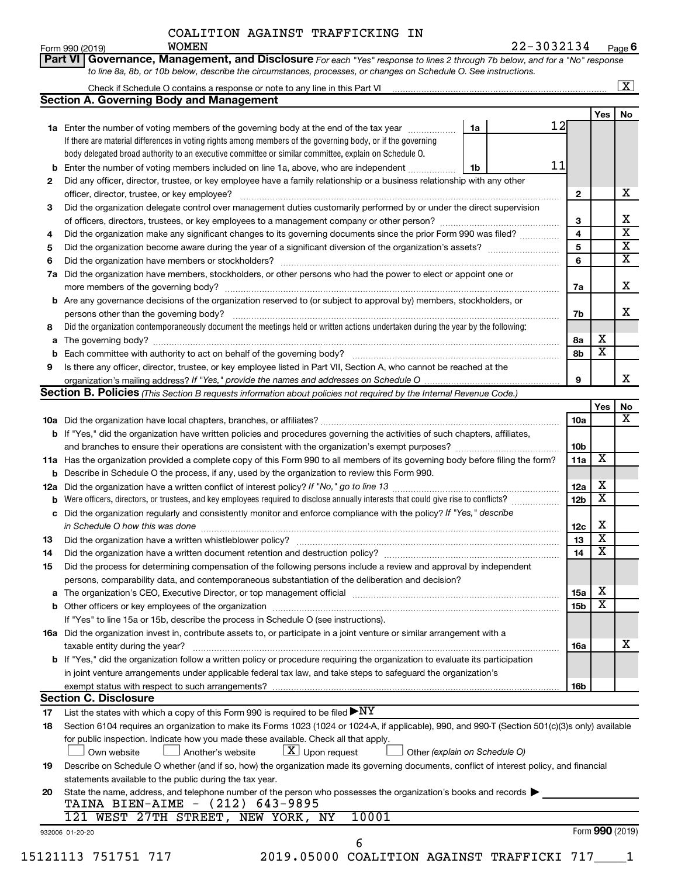COALITION AGAINST TRAFFICKING IN WOMEN

Form 990 (2019) 22-3032134 Page 6

**Part VI Governance, Management, and Disclosure** *For each "Yes" response to lines 2 through 7b below, and for a "No" response to line 8a, 8b, or 10b below, describe the circumstances, processes, or changes on Schedule O. See instructions.*

Check if Schedule O contains a response or note to any line in this Part VI [X]

## Section A. Governing Body and Management

| | | | | Yes | No |
|---|---|---|---|---|---|
| **1a** | Enter the number of voting members of the governing body at the end of the tax year — **1a** 12 | | | | |
| | If there are material differences in voting rights among members of the governing body, or if the governing body delegated broad authority to an executive committee or similar committee, explain on Schedule O. | | | | |
| **b** | Enter the number of voting members included on line 1a, above, who are independent — **1b** 11 | | | | |
| **2** | Did any officer, director, trustee, or key employee have a family relationship or a business relationship with any other officer, director, trustee, or key employee? | | **2** | | X |
| **3** | Did the organization delegate control over management duties customarily performed by or under the direct supervision of officers, directors, trustees, or key employees to a management company or other person? | | **3** | | X |
| **4** | Did the organization make any significant changes to its governing documents since the prior Form 990 was filed? | | **4** | | X |
| **5** | Did the organization become aware during the year of a significant diversion of the organization's assets? | | **5** | | X |
| **6** | Did the organization have members or stockholders? | | **6** | | X |
| **7a** | Did the organization have members, stockholders, or other persons who had the power to elect or appoint one or more members of the governing body? | | **7a** | | X |
| **b** | Are any governance decisions of the organization reserved to (or subject to approval by) members, stockholders, or persons other than the governing body? | | **7b** | | X |
| **8** | Did the organization contemporaneously document the meetings held or written actions undertaken during the year by the following: | | | | |
| **a** | The governing body? | | **8a** | X | |
| **b** | Each committee with authority to act on behalf of the governing body? | | **8b** | X | |
| **9** | Is there any officer, director, trustee, or key employee listed in Part VII, Section A, who cannot be reached at the organization's mailing address? *If "Yes," provide the names and addresses on Schedule O* | | **9** | | X |

## Section B. Policies *(This Section B requests information about policies not required by the Internal Revenue Code.)*

| | | | Yes | No |
|---|---|---|---|---|
| **10a** | Did the organization have local chapters, branches, or affiliates? | **10a** | | X |
| **b** | If "Yes," did the organization have written policies and procedures governing the activities of such chapters, affiliates, and branches to ensure their operations are consistent with the organization's exempt purposes? | **10b** | | |
| **11a** | Has the organization provided a complete copy of this Form 990 to all members of its governing body before filing the form? | **11a** | X | |
| **b** | Describe in Schedule O the process, if any, used by the organization to review this Form 990. | | | |
| **12a** | Did the organization have a written conflict of interest policy? *If "No," go to line 13* | **12a** | X | |
| **b** | Were officers, directors, or trustees, and key employees required to disclose annually interests that could give rise to conflicts? | **12b** | X | |
| **c** | Did the organization regularly and consistently monitor and enforce compliance with the policy? *If "Yes," describe in Schedule O how this was done* | **12c** | X | |
| **13** | Did the organization have a written whistleblower policy? | **13** | X | |
| **14** | Did the organization have a written document retention and destruction policy? | **14** | X | |
| **15** | Did the process for determining compensation of the following persons include a review and approval by independent persons, comparability data, and contemporaneous substantiation of the deliberation and decision? | | | |
| **a** | The organization's CEO, Executive Director, or top management official | **15a** | X | |
| **b** | Other officers or key employees of the organization | **15b** | X | |
| | If "Yes" to line 15a or 15b, describe the process in Schedule O (see instructions). | | | |
| **16a** | Did the organization invest in, contribute assets to, or participate in a joint venture or similar arrangement with a taxable entity during the year? | **16a** | | X |
| **b** | If "Yes," did the organization follow a written policy or procedure requiring the organization to evaluate its participation in joint venture arrangements under applicable federal tax law, and take steps to safeguard the organization's exempt status with respect to such arrangements? | **16b** | | |

## Section C. Disclosure

**17** List the states with which a copy of this Form 990 is required to be filed ▶ NY

**18** Section 6104 requires an organization to make its Forms 1023 (1024 or 1024-A, if applicable), 990, and 990-T (Section 501(c)(3)s only) available for public inspection. Indicate how you made these available. Check all that apply.

[ ] Own website [ ] Another's website [X] Upon request [ ] Other *(explain on Schedule O)*

**19** Describe on Schedule O whether (and if so, how) the organization made its governing documents, conflict of interest policy, and financial statements available to the public during the tax year.

**20** State the name, address, and telephone number of the person who possesses the organization's books and records ▶

TAINA BIEN-AIME - (212) 643-9895
121 WEST 27TH STREET, NEW YORK, NY 10001

932006 01-20-20 Form **990** (2019)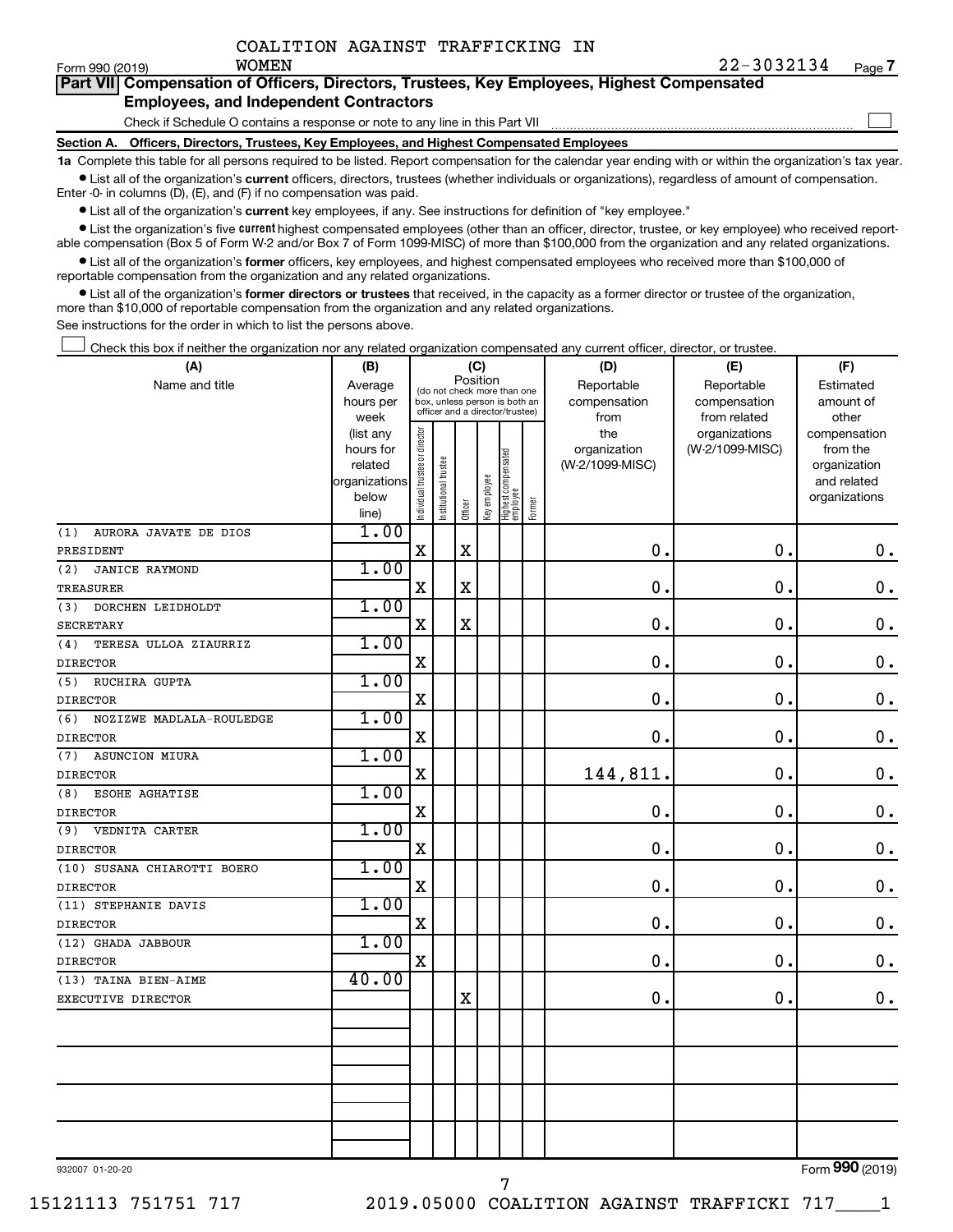COALITION AGAINST TRAFFICKING IN WOMEN

Form 990 (2019) 22-3032134 Page **7**

**Part VII Compensation of Officers, Directors, Trustees, Key Employees, Highest Compensated Employees, and Independent Contractors**

Check if Schedule O contains a response or note to any line in this Part VII

**Section A. Officers, Directors, Trustees, Key Employees, and Highest Compensated Employees**

**1a** Complete this table for all persons required to be listed. Report compensation for the calendar year ending with or within the organization's tax year.

- List all of the organization's **current** officers, directors, trustees (whether individuals or organizations), regardless of amount of compensation. Enter -0- in columns (D), (E), and (F) if no compensation was paid.
- List all of the organization's **current** key employees, if any. See instructions for definition of "key employee."
- List the organization's five **current** highest compensated employees (other than an officer, director, trustee, or key employee) who received reportable compensation (Box 5 of Form W-2 and/or Box 7 of Form 1099-MISC) of more than $100,000 from the organization and any related organizations.
- List all of the organization's **former** officers, key employees, and highest compensated employees who received more than $100,000 of reportable compensation from the organization and any related organizations.
- List all of the organization's **former directors or trustees** that received, in the capacity as a former director or trustee of the organization, more than $10,000 of reportable compensation from the organization and any related organizations.

See instructions for the order in which to list the persons above.

Check this box if neither the organization nor any related organization compensated any current officer, director, or trustee.

| (A) Name and title | (B) Average hours per week (list any hours for related organizations below line) | (C) Position: Individual trustee or director | Institutional trustee | Officer | Key employee | Highest compensated employee | Former | (D) Reportable compensation from the organization (W-2/1099-MISC) | (E) Reportable compensation from related organizations (W-2/1099-MISC) | (F) Estimated amount of other compensation from the organization and related organizations |
|---|---|---|---|---|---|---|---|---|---|---|
| (1) AURORA JAVATE DE DIOS<br>PRESIDENT | 1.00 | X | | X | | | | 0. | 0. | 0. |
| (2) JANICE RAYMOND<br>TREASURER | 1.00 | X | | X | | | | 0. | 0. | 0. |
| (3) DORCHEN LEIDHOLDT<br>SECRETARY | 1.00 | X | | X | | | | 0. | 0. | 0. |
| (4) TERESA ULLOA ZIAURRIZ<br>DIRECTOR | 1.00 | X | | | | | | 0. | 0. | 0. |
| (5) RUCHIRA GUPTA<br>DIRECTOR | 1.00 | X | | | | | | 0. | 0. | 0. |
| (6) NOZIZWE MADLALA-ROULEDGE<br>DIRECTOR | 1.00 | X | | | | | | 0. | 0. | 0. |
| (7) ASUNCION MIURA<br>DIRECTOR | 1.00 | X | | | | | | 144,811. | 0. | 0. |
| (8) ESOHE AGHATISE<br>DIRECTOR | 1.00 | X | | | | | | 0. | 0. | 0. |
| (9) VEDNITA CARTER<br>DIRECTOR | 1.00 | X | | | | | | 0. | 0. | 0. |
| (10) SUSANA CHIAROTTI BOERO<br>DIRECTOR | 1.00 | X | | | | | | 0. | 0. | 0. |
| (11) STEPHANIE DAVIS<br>DIRECTOR | 1.00 | X | | | | | | 0. | 0. | 0. |
| (12) GHADA JABBOUR<br>DIRECTOR | 1.00 | X | | | | | | 0. | 0. | 0. |
| (13) TAINA BIEN-AIME<br>EXECUTIVE DIRECTOR | 40.00 | | | X | | | | 0. | 0. | 0. |
| | | | | | | | | | | |
| | | | | | | | | | | |
| | | | | | | | | | | |
| | | | | | | | | | | |

932007 01-20-20 Form **990** (2019)

15121113 751751 717 2019.05000 COALITION AGAINST TRAFFICKI 717____1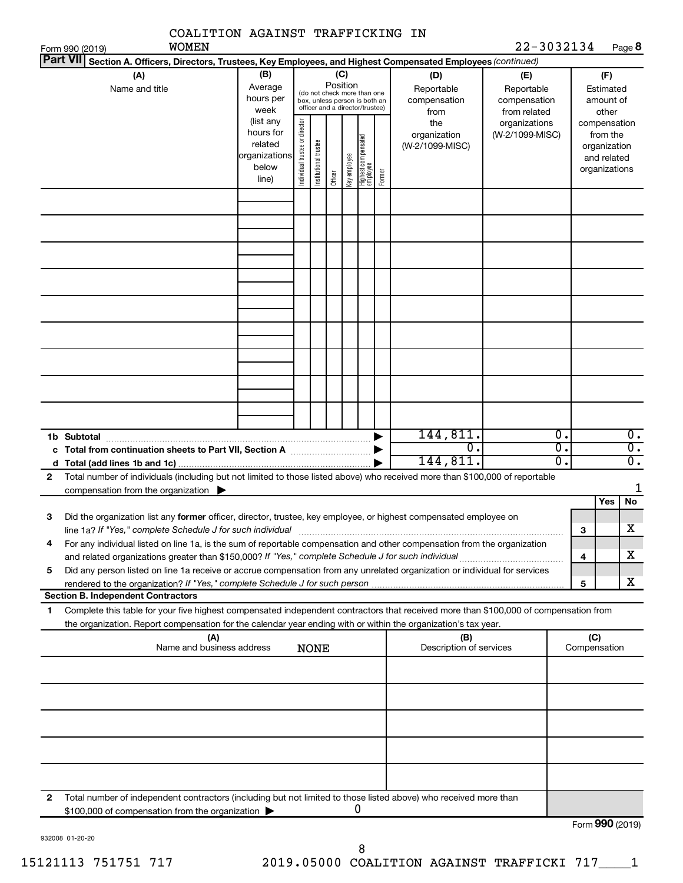COALITION AGAINST TRAFFICKING IN WOMEN

Form 990 (2019) | 22-3032134 | Page **8**

**Part VII** | **Section A. Officers, Directors, Trustees, Key Employees, and Highest Compensated Employees** *(continued)*

| (A) Name and title | (B) Average hours per week (list any hours for related organizations below line) | (C) Position (do not check more than one box, unless person is both an officer and a director/trustee): Individual trustee or director | Institutional trustee | Officer | Key employee | Highest compensated employee | Former | (D) Reportable compensation from the organization (W-2/1099-MISC) | (E) Reportable compensation from related organizations (W-2/1099-MISC) | (F) Estimated amount of other compensation from the organization and related organizations |
|---|---|---|---|---|---|---|---|---|---|---|
| | | | | | | | | | | |
| | | | | | | | | | | |
| | | | | | | | | | | |
| | | | | | | | | | | |
| | | | | | | | | | | |
| | | | | | | | | | | |
| | | | | | | | | | | |
| | | | | | | | | | | |
| | | | | | | | | | | |
| **1b Subtotal** | | | | | | | ▶ | 144,811. | 0. | 0. |
| **c Total from continuation sheets to Part VII, Section A** | | | | | | | ▶ | 0. | 0. | 0. |
| **d Total (add lines 1b and 1c)** | | | | | | | ▶ | 144,811. | 0. | 0. |

**2** Total number of individuals (including but not limited to those listed above) who received more than $100,000 of reportable compensation from the organization ▶ 1

| | | | Yes | No |
|---|---|---|---|---|
| **3** | Did the organization list any **former** officer, director, trustee, key employee, or highest compensated employee on line 1a? *If "Yes," complete Schedule J for such individual* | **3** | | X |
| **4** | For any individual listed on line 1a, is the sum of reportable compensation and other compensation from the organization and related organizations greater than $150,000? *If "Yes," complete Schedule J for such individual* | **4** | | X |
| **5** | Did any person listed on line 1a receive or accrue compensation from any unrelated organization or individual for services rendered to the organization? *If "Yes," complete Schedule J for such person* | **5** | | X |

**Section B. Independent Contractors**

**1** Complete this table for your five highest compensated independent contractors that received more than $100,000 of compensation from the organization. Report compensation for the calendar year ending with or within the organization's tax year.

| (A) Name and business address | (B) Description of services | (C) Compensation |
|---|---|---|
| NONE | | |
| | | |
| | | |
| | | |
| | | |
| | | |

**2** Total number of independent contractors (including but not limited to those listed above) who received more than $100,000 of compensation from the organization ▶ 0

Form **990** (2019)

932008 01-20-20

15121113 751751 717 2019.05000 COALITION AGAINST TRAFFICKI 717____1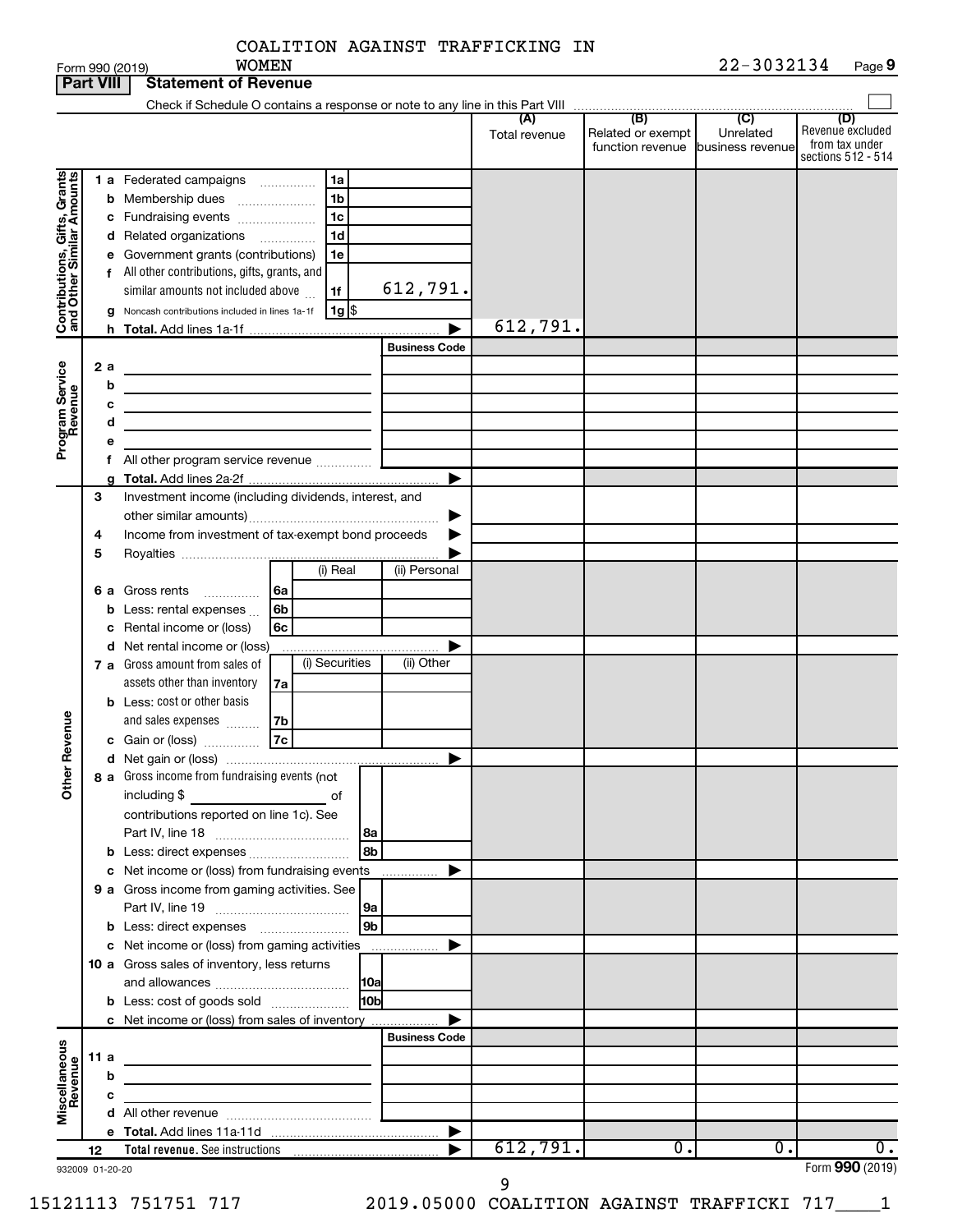COALITION AGAINST TRAFFICKING IN WOMEN

Form 990 (2019) 22-3032134 Page 9

**Part VIII Statement of Revenue**

Check if Schedule O contains a response or note to any line in this Part VIII

| | | | (A) Total revenue | (B) Related or exempt function revenue | (C) Unrelated business revenue | (D) Revenue excluded from tax under sections 512 - 514 |
|---|---|---|---|---|---|---|
| **Contributions, Gifts, Grants and Other Similar Amounts** | 1 a Federated campaigns | 1a | | | | |
| | b Membership dues | 1b | | | | |
| | c Fundraising events | 1c | | | | |
| | d Related organizations | 1d | | | | |
| | e Government grants (contributions) | 1e | | | | |
| | f All other contributions, gifts, grants, and similar amounts not included above | 1f 612,791. | | | | |
| | g Noncash contributions included in lines 1a-1f | 1g $ | | | | |
| | h **Total.** Add lines 1a-1f | | 612,791. | | | |
| **Program Service Revenue** | | Business Code | | | | |
| | 2 a | | | | | |
| | b | | | | | |
| | c | | | | | |
| | d | | | | | |
| | e | | | | | |
| | f All other program service revenue | | | | | |
| | g **Total.** Add lines 2a-2f | | | | | |
| | 3 Investment income (including dividends, interest, and other similar amounts) | | | | | |
| | 4 Income from investment of tax-exempt bond proceeds | | | | | |
| | 5 Royalties | | | | | |
| | | (i) Real / (ii) Personal | | | | |
| | 6 a Gross rents | 6a | | | | |
| | b Less: rental expenses | 6b | | | | |
| | c Rental income or (loss) | 6c | | | | |
| | d Net rental income or (loss) | | | | | |
| | | (i) Securities / (ii) Other | | | | |
| **Other Revenue** | 7 a Gross amount from sales of assets other than inventory | 7a | | | | |
| | b Less: cost or other basis and sales expenses | 7b | | | | |
| | c Gain or (loss) | 7c | | | | |
| | d Net gain or (loss) | | | | | |
| | 8 a Gross income from fundraising events (not including $ of contributions reported on line 1c). See Part IV, line 18 | 8a | | | | |
| | b Less: direct expenses | 8b | | | | |
| | c Net income or (loss) from fundraising events | | | | | |
| | 9 a Gross income from gaming activities. See Part IV, line 19 | 9a | | | | |
| | b Less: direct expenses | 9b | | | | |
| | c Net income or (loss) from gaming activities | | | | | |
| | 10 a Gross sales of inventory, less returns and allowances | 10a | | | | |
| | b Less: cost of goods sold | 10b | | | | |
| | c Net income or (loss) from sales of inventory | | | | | |
| **Miscellaneous Revenue** | | Business Code | | | | |
| | 11 a | | | | | |
| | b | | | | | |
| | c | | | | | |
| | d All other revenue | | | | | |
| | e **Total.** Add lines 11a-11d | | | | | |
| | 12 **Total revenue.** See instructions | | 612,791. | 0. | 0. | 0. |

932009 01-20-20 Form **990** (2019)

15121113 751751 717 2019.05000 COALITION AGAINST TRAFFICKI 717____1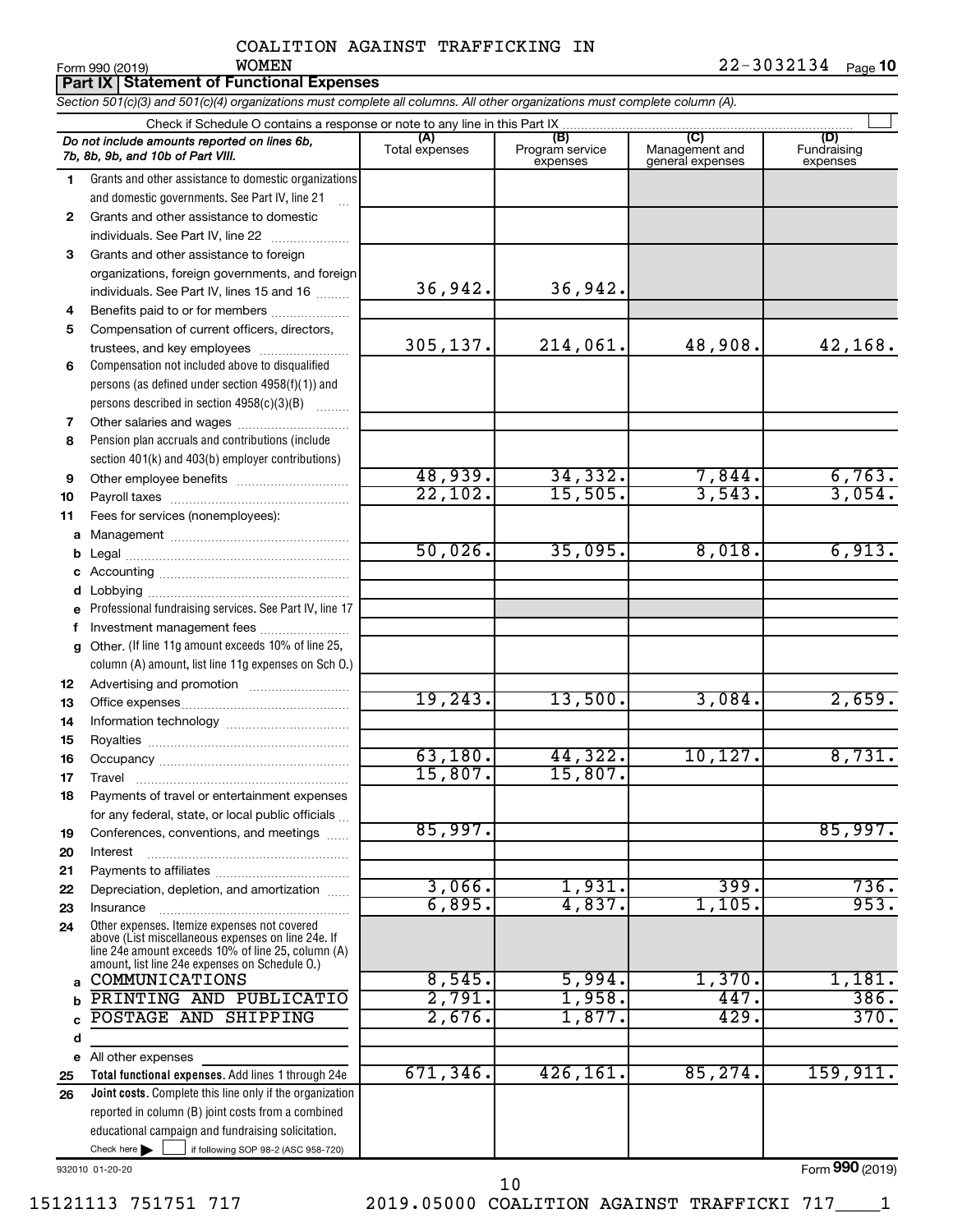COALITION AGAINST TRAFFICKING IN WOMEN

Form 990 (2019) 22-3032134 Page **10**

**Part IX | Statement of Functional Expenses**

*Section 501(c)(3) and 501(c)(4) organizations must complete all columns. All other organizations must complete column (A).*

Check if Schedule O contains a response or note to any line in this Part IX ☐

| | *Do not include amounts reported on lines 6b, 7b, 8b, 9b, and 10b of Part VIII.* | (A) Total expenses | (B) Program service expenses | (C) Management and general expenses | (D) Fundraising expenses |
|---|---|---|---|---|---|
| 1 | Grants and other assistance to domestic organizations and domestic governments. See Part IV, line 21 | | | | |
| 2 | Grants and other assistance to domestic individuals. See Part IV, line 22 | | | | |
| 3 | Grants and other assistance to foreign organizations, foreign governments, and foreign individuals. See Part IV, lines 15 and 16 | 36,942. | 36,942. | | |
| 4 | Benefits paid to or for members | | | | |
| 5 | Compensation of current officers, directors, trustees, and key employees | 305,137. | 214,061. | 48,908. | 42,168. |
| 6 | Compensation not included above to disqualified persons (as defined under section 4958(f)(1)) and persons described in section 4958(c)(3)(B) | | | | |
| 7 | Other salaries and wages | | | | |
| 8 | Pension plan accruals and contributions (include section 401(k) and 403(b) employer contributions) | | | | |
| 9 | Other employee benefits | 48,939. | 34,332. | 7,844. | 6,763. |
| 10 | Payroll taxes | 22,102. | 15,505. | 3,543. | 3,054. |
| 11 | Fees for services (nonemployees): | | | | |
| a | Management | | | | |
| b | Legal | 50,026. | 35,095. | 8,018. | 6,913. |
| c | Accounting | | | | |
| d | Lobbying | | | | |
| e | Professional fundraising services. See Part IV, line 17 | | | | |
| f | Investment management fees | | | | |
| g | Other. (If line 11g amount exceeds 10% of line 25, column (A) amount, list line 11g expenses on Sch O.) | | | | |
| 12 | Advertising and promotion | | | | |
| 13 | Office expenses | 19,243. | 13,500. | 3,084. | 2,659. |
| 14 | Information technology | | | | |
| 15 | Royalties | | | | |
| 16 | Occupancy | 63,180. | 44,322. | 10,127. | 8,731. |
| 17 | Travel | 15,807. | 15,807. | | |
| 18 | Payments of travel or entertainment expenses for any federal, state, or local public officials | | | | |
| 19 | Conferences, conventions, and meetings | 85,997. | | | 85,997. |
| 20 | Interest | | | | |
| 21 | Payments to affiliates | | | | |
| 22 | Depreciation, depletion, and amortization | 3,066. | 1,931. | 399. | 736. |
| 23 | Insurance | 6,895. | 4,837. | 1,105. | 953. |
| 24 | Other expenses. Itemize expenses not covered above (List miscellaneous expenses on line 24e. If line 24e amount exceeds 10% of line 25, column (A) amount, list line 24e expenses on Schedule O.) | | | | |
| a | COMMUNICATIONS | 8,545. | 5,994. | 1,370. | 1,181. |
| b | PRINTING AND PUBLICATIO | 2,791. | 1,958. | 447. | 386. |
| c | POSTAGE AND SHIPPING | 2,676. | 1,877. | 429. | 370. |
| d | | | | | |
| e | All other expenses | | | | |
| 25 | **Total functional expenses.** Add lines 1 through 24e | 671,346. | 426,161. | 85,274. | 159,911. |
| 26 | **Joint costs.** Complete this line only if the organization reported in column (B) joint costs from a combined educational campaign and fundraising solicitation. Check here ☐ if following SOP 98-2 (ASC 958-720) | | | | |

932010 01-20-20

Form **990** (2019)

15121113 751751 717 2019.05000 COALITION AGAINST TRAFFICKI 717____1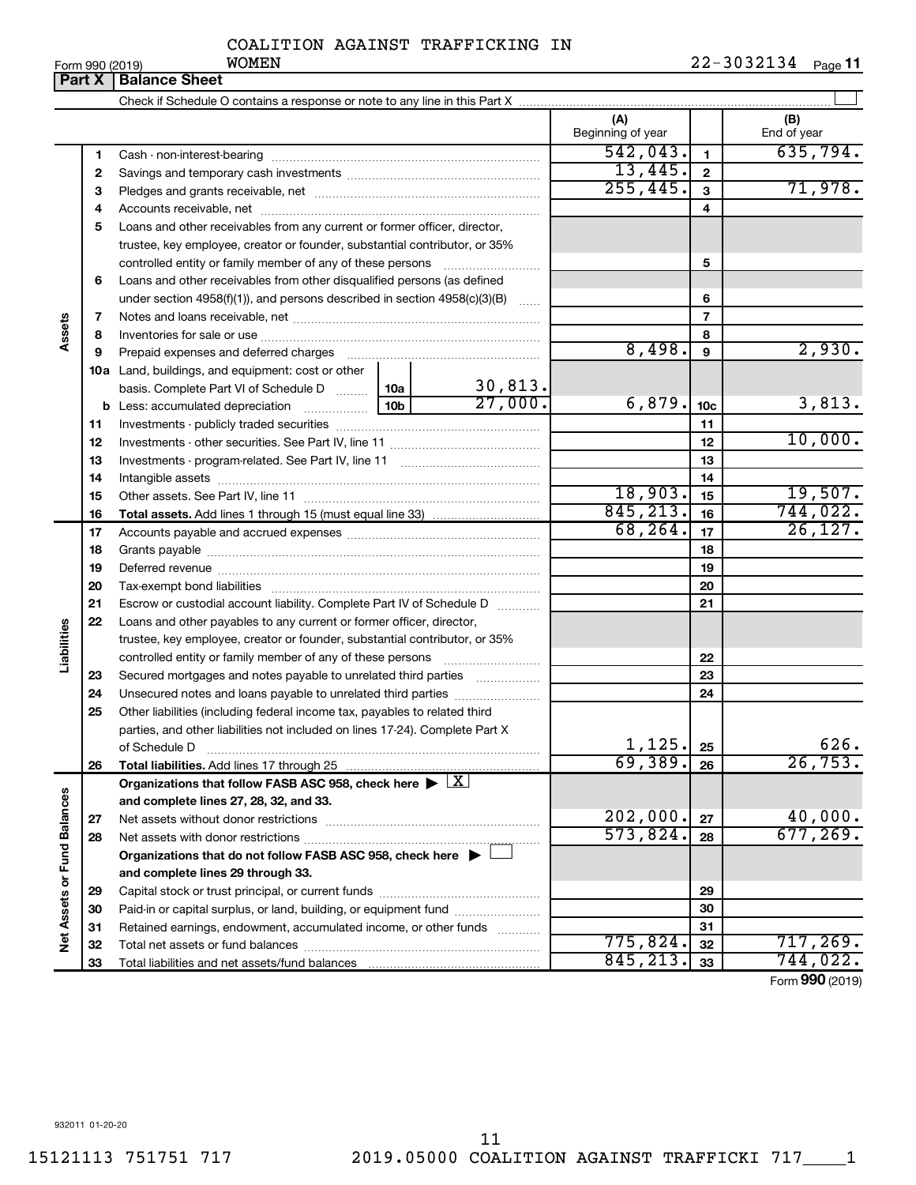COALITION AGAINST TRAFFICKING IN WOMEN

Form 990 (2019) 22-3032134

## Part X | Balance Sheet

Check if Schedule O contains a response or note to any line in this Part X

| | | | | (A) Beginning of year | | (B) End of year |
|---|---|---|---|---|---|---|
| **Assets** | 1 | Cash - non-interest-bearing | | 542,043. | 1 | 635,794. |
| | 2 | Savings and temporary cash investments | | 13,445. | 2 | |
| | 3 | Pledges and grants receivable, net | | 255,445. | 3 | 71,978. |
| | 4 | Accounts receivable, net | | | 4 | |
| | 5 | Loans and other receivables from any current or former officer, director, trustee, key employee, creator or founder, substantial contributor, or 35% controlled entity or family member of any of these persons | | | 5 | |
| | 6 | Loans and other receivables from other disqualified persons (as defined under section 4958(f)(1)), and persons described in section 4958(c)(3)(B) | | | 6 | |
| | 7 | Notes and loans receivable, net | | | 7 | |
| | 8 | Inventories for sale or use | | | 8 | |
| | 9 | Prepaid expenses and deferred charges | | 8,498. | 9 | 2,930. |
| | 10a | Land, buildings, and equipment: cost or other basis. Complete Part VI of Schedule D | 10a 30,813. | | | |
| | b | Less: accumulated depreciation | 10b 27,000. | 6,879. | 10c | 3,813. |
| | 11 | Investments - publicly traded securities | | | 11 | |
| | 12 | Investments - other securities. See Part IV, line 11 | | | 12 | 10,000. |
| | 13 | Investments - program-related. See Part IV, line 11 | | | 13 | |
| | 14 | Intangible assets | | | 14 | |
| | 15 | Other assets. See Part IV, line 11 | | 18,903. | 15 | 19,507. |
| | 16 | **Total assets.** Add lines 1 through 15 (must equal line 33) | | 845,213. | 16 | 744,022. |
| **Liabilities** | 17 | Accounts payable and accrued expenses | | 68,264. | 17 | 26,127. |
| | 18 | Grants payable | | | 18 | |
| | 19 | Deferred revenue | | | 19 | |
| | 20 | Tax-exempt bond liabilities | | | 20 | |
| | 21 | Escrow or custodial account liability. Complete Part IV of Schedule D | | | 21 | |
| | 22 | Loans and other payables to any current or former officer, director, trustee, key employee, creator or founder, substantial contributor, or 35% controlled entity or family member of any of these persons | | | 22 | |
| | 23 | Secured mortgages and notes payable to unrelated third parties | | | 23 | |
| | 24 | Unsecured notes and loans payable to unrelated third parties | | | 24 | |
| | 25 | Other liabilities (including federal income tax, payables to related third parties, and other liabilities not included on lines 17-24). Complete Part X of Schedule D | | 1,125. | 25 | 626. |
| | 26 | **Total liabilities.** Add lines 17 through 25 | | 69,389. | 26 | 26,753. |
| **Net Assets or Fund Balances** | | **Organizations that follow FASB ASC 958, check here** [X] **and complete lines 27, 28, 32, and 33.** | | | | |
| | 27 | Net assets without donor restrictions | | 202,000. | 27 | 40,000. |
| | 28 | Net assets with donor restrictions | | 573,824. | 28 | 677,269. |
| | | **Organizations that do not follow FASB ASC 958, check here** [ ] **and complete lines 29 through 33.** | | | | |
| | 29 | Capital stock or trust principal, or current funds | | | 29 | |
| | 30 | Paid-in or capital surplus, or land, building, or equipment fund | | | 30 | |
| | 31 | Retained earnings, endowment, accumulated income, or other funds | | | 31 | |
| | 32 | Total net assets or fund balances | | 775,824. | 32 | 717,269. |
| | 33 | Total liabilities and net assets/fund balances | | 845,213. | 33 | 744,022. |

Form **990** (2019)

932011 01-20-20

15121113 751751 717 2019.05000 COALITION AGAINST TRAFFICKI 717____1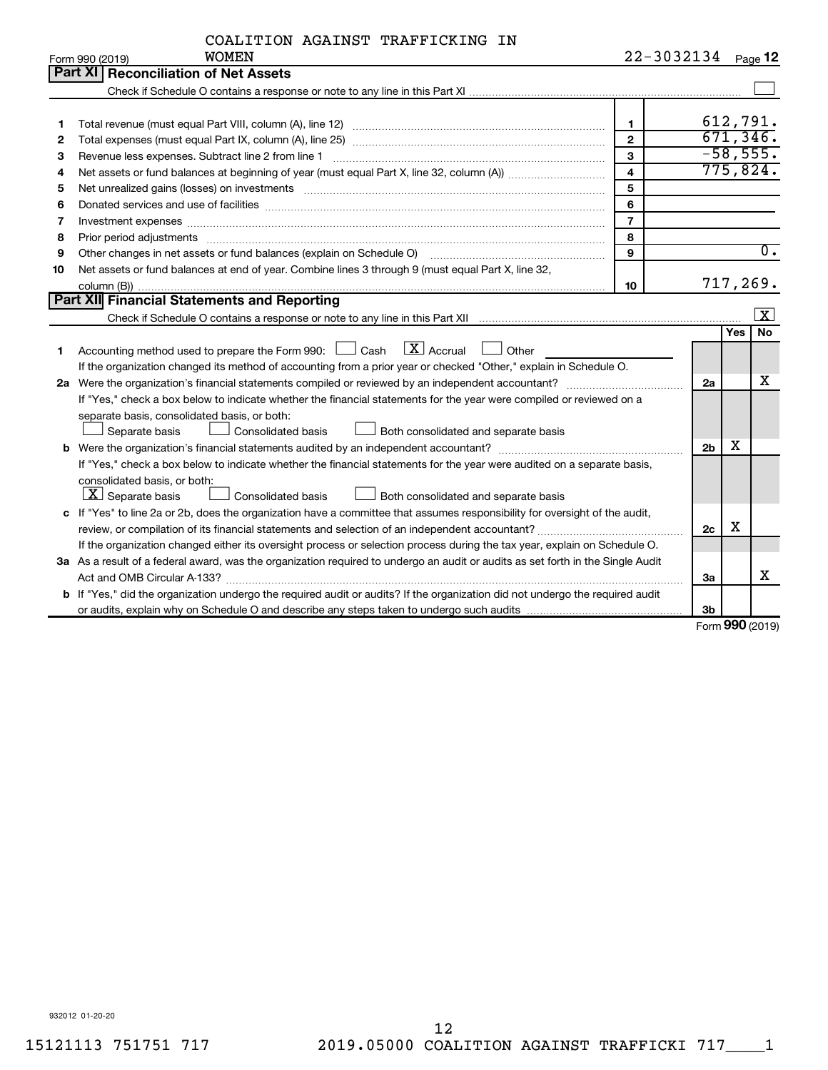COALITION AGAINST TRAFFICKING IN WOMEN

Form 990 (2019) 22-3032134 Page 12

## Part XI Reconciliation of Net Assets

Check if Schedule O contains a response or note to any line in this Part XI ☐

| | | | |
|---|---|---|---|
| 1 | Total revenue (must equal Part VIII, column (A), line 12) | 1 | 612,791. |
| 2 | Total expenses (must equal Part IX, column (A), line 25) | 2 | 671,346. |
| 3 | Revenue less expenses. Subtract line 2 from line 1 | 3 | -58,555. |
| 4 | Net assets or fund balances at beginning of year (must equal Part X, line 32, column (A)) | 4 | 775,824. |
| 5 | Net unrealized gains (losses) on investments | 5 | |
| 6 | Donated services and use of facilities | 6 | |
| 7 | Investment expenses | 7 | |
| 8 | Prior period adjustments | 8 | |
| 9 | Other changes in net assets or fund balances (explain on Schedule O) | 9 | 0. |
| 10 | Net assets or fund balances at end of year. Combine lines 3 through 9 (must equal Part X, line 32, column (B)) | 10 | 717,269. |

## Part XII Financial Statements and Reporting

Check if Schedule O contains a response or note to any line in this Part XII ☒

| | | | Yes | No |
|---|---|---|---|---|
| 1 | Accounting method used to prepare the Form 990: ☐ Cash ☒ Accrual ☐ Other<br>If the organization changed its method of accounting from a prior year or checked "Other," explain in Schedule O. | | | |
| 2a | Were the organization's financial statements compiled or reviewed by an independent accountant?<br>If "Yes," check a box below to indicate whether the financial statements for the year were compiled or reviewed on a separate basis, consolidated basis, or both:<br>☐ Separate basis ☐ Consolidated basis ☐ Both consolidated and separate basis | 2a | | X |
| b | Were the organization's financial statements audited by an independent accountant?<br>If "Yes," check a box below to indicate whether the financial statements for the year were audited on a separate basis, consolidated basis, or both:<br>☒ Separate basis ☐ Consolidated basis ☐ Both consolidated and separate basis | 2b | X | |
| c | If "Yes" to line 2a or 2b, does the organization have a committee that assumes responsibility for oversight of the audit, review, or compilation of its financial statements and selection of an independent accountant?<br>If the organization changed either its oversight process or selection process during the tax year, explain on Schedule O. | 2c | X | |
| 3a | As a result of a federal award, was the organization required to undergo an audit or audits as set forth in the Single Audit Act and OMB Circular A-133? | 3a | | X |
| b | If "Yes," did the organization undergo the required audit or audits? If the organization did not undergo the required audit or audits, explain why on Schedule O and describe any steps taken to undergo such audits | 3b | | |

Form 990 (2019)

932012 01-20-20

15121113 751751 717 2019.05000 COALITION AGAINST TRAFFICKI 717____1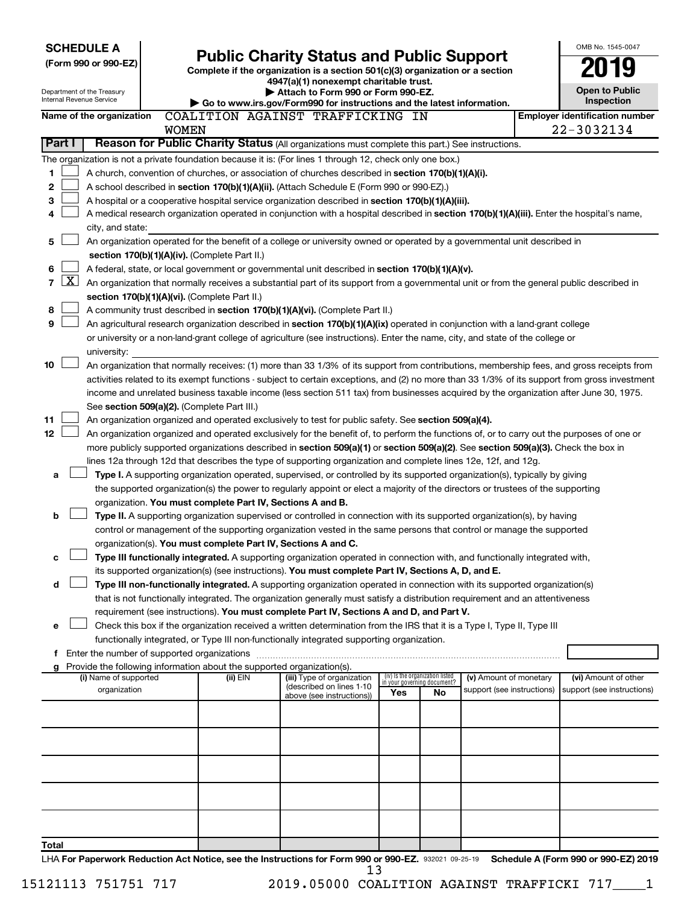**SCHEDULE A**
**(Form 990 or 990-EZ)**

Department of the Treasury
Internal Revenue Service

# Public Charity Status and Public Support

**Complete if the organization is a section 501(c)(3) organization or a section 4947(a)(1) nonexempt charitable trust.**
**▶ Attach to Form 990 or Form 990-EZ.**
**▶ Go to www.irs.gov/Form990 for instructions and the latest information.**

OMB No. 1545-0047

**2019**

**Open to Public Inspection**

**Name of the organization** COALITION AGAINST TRAFFICKING IN WOMEN

**Employer identification number** 22-3032134

**Part I** **Reason for Public Charity Status** (All organizations must complete this part.) See instructions.

The organization is not a private foundation because it is: (For lines 1 through 12, check only one box.)

1 ☐ A church, convention of churches, or association of churches described in **section 170(b)(1)(A)(i).**

2 ☐ A school described in **section 170(b)(1)(A)(ii).** (Attach Schedule E (Form 990 or 990-EZ).)

3 ☐ A hospital or a cooperative hospital service organization described in **section 170(b)(1)(A)(iii).**

4 ☐ A medical research organization operated in conjunction with a hospital described in **section 170(b)(1)(A)(iii).** Enter the hospital's name, city, and state:

5 ☐ An organization operated for the benefit of a college or university owned or operated by a governmental unit described in **section 170(b)(1)(A)(iv).** (Complete Part II.)

6 ☐ A federal, state, or local government or governmental unit described in **section 170(b)(1)(A)(v).**

7 ☒ An organization that normally receives a substantial part of its support from a governmental unit or from the general public described in **section 170(b)(1)(A)(vi).** (Complete Part II.)

8 ☐ A community trust described in **section 170(b)(1)(A)(vi).** (Complete Part II.)

9 ☐ An agricultural research organization described in **section 170(b)(1)(A)(ix)** operated in conjunction with a land-grant college or university or a non-land-grant college of agriculture (see instructions). Enter the name, city, and state of the college or university:

10 ☐ An organization that normally receives: (1) more than 33 1/3% of its support from contributions, membership fees, and gross receipts from activities related to its exempt functions - subject to certain exceptions, and (2) no more than 33 1/3% of its support from gross investment income and unrelated business taxable income (less section 511 tax) from businesses acquired by the organization after June 30, 1975. See **section 509(a)(2).** (Complete Part III.)

11 ☐ An organization organized and operated exclusively to test for public safety. See **section 509(a)(4).**

12 ☐ An organization organized and operated exclusively for the benefit of, to perform the functions of, or to carry out the purposes of one or more publicly supported organizations described in **section 509(a)(1)** or **section 509(a)(2).** See **section 509(a)(3).** Check the box in lines 12a through 12d that describes the type of supporting organization and complete lines 12e, 12f, and 12g.

a ☐ **Type I.** A supporting organization operated, supervised, or controlled by its supported organization(s), typically by giving the supported organization(s) the power to regularly appoint or elect a majority of the directors or trustees of the supporting organization. **You must complete Part IV, Sections A and B.**

b ☐ **Type II.** A supporting organization supervised or controlled in connection with its supported organization(s), by having control or management of the supporting organization vested in the same persons that control or manage the supported organization(s). **You must complete Part IV, Sections A and C.**

c ☐ **Type III functionally integrated.** A supporting organization operated in connection with, and functionally integrated with, its supported organization(s) (see instructions). **You must complete Part IV, Sections A, D, and E.**

d ☐ **Type III non-functionally integrated.** A supporting organization operated in connection with its supported organization(s) that is not functionally integrated. The organization generally must satisfy a distribution requirement and an attentiveness requirement (see instructions). **You must complete Part IV, Sections A and D, and Part V.**

e ☐ Check this box if the organization received a written determination from the IRS that it is a Type I, Type II, Type III functionally integrated, or Type III non-functionally integrated supporting organization.

f Enter the number of supported organizations

g Provide the following information about the supported organization(s).

| (i) Name of supported organization | (ii) EIN | (iii) Type of organization (described on lines 1-10 above (see instructions)) | (iv) Is the organization listed in your governing document? Yes | No | (v) Amount of monetary support (see instructions) | (vi) Amount of other support (see instructions) |
|---|---|---|---|---|---|---|
| | | | | | | |
| | | | | | | |
| | | | | | | |
| | | | | | | |
| | | | | | | |
| **Total** | | | | | | |

LHA **For Paperwork Reduction Act Notice, see the Instructions for Form 990 or 990-EZ.** 932021 09-25-19 **Schedule A (Form 990 or 990-EZ) 2019**

15121113 751751 717 2019.05000 COALITION AGAINST TRAFFICKI 717____1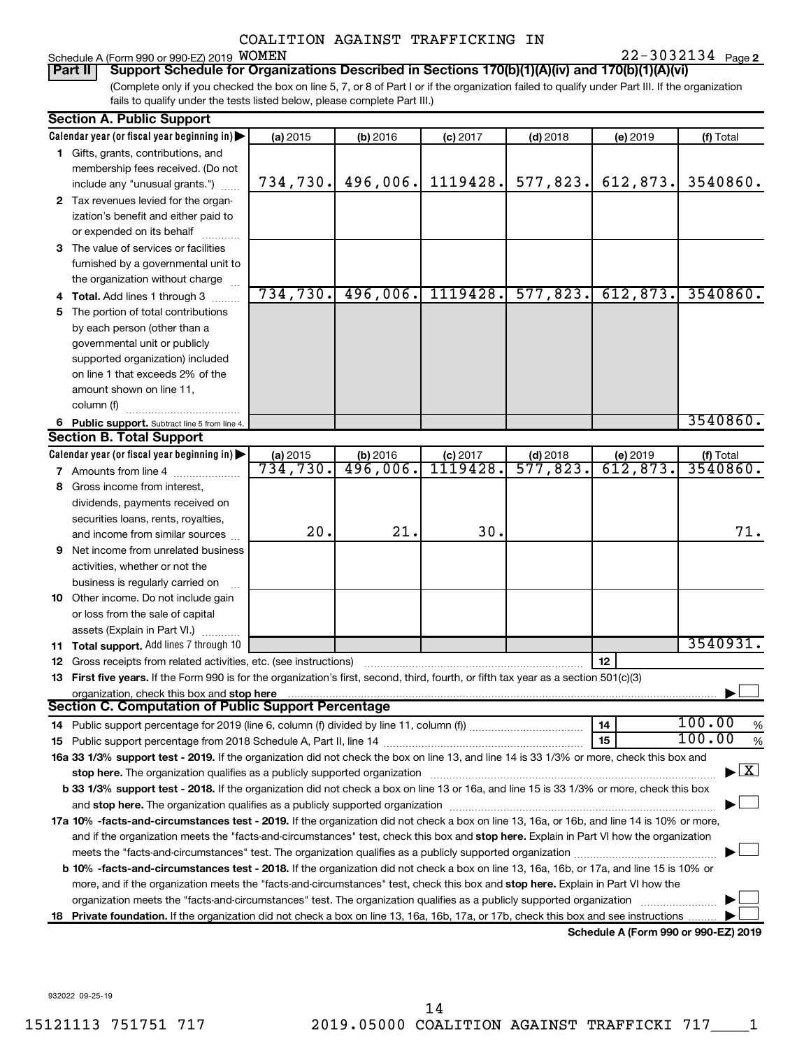COALITION AGAINST TRAFFICKING IN WOMEN

Schedule A (Form 990 or 990-EZ) 2019 — 22-3032134 Page 2

**Part II — Support Schedule for Organizations Described in Sections 170(b)(1)(A)(iv) and 170(b)(1)(A)(vi)**

(Complete only if you checked the box on line 5, 7, or 8 of Part I or if the organization failed to qualify under Part III. If the organization fails to qualify under the tests listed below, please complete Part III.)

## Section A. Public Support

| Calendar year (or fiscal year beginning in) | (a) 2015 | (b) 2016 | (c) 2017 | (d) 2018 | (e) 2019 | (f) Total |
|---|---|---|---|---|---|---|
| 1 Gifts, grants, contributions, and membership fees received. (Do not include any "unusual grants.") | 734,730. | 496,006. | 1119428. | 577,823. | 612,873. | 3540860. |
| 2 Tax revenues levied for the organization's benefit and either paid to or expended on its behalf | | | | | | |
| 3 The value of services or facilities furnished by a governmental unit to the organization without charge | | | | | | |
| 4 **Total.** Add lines 1 through 3 | 734,730. | 496,006. | 1119428. | 577,823. | 612,873. | 3540860. |
| 5 The portion of total contributions by each person (other than a governmental unit or publicly supported organization) included on line 1 that exceeds 2% of the amount shown on line 11, column (f) | | | | | | |
| 6 **Public support.** Subtract line 5 from line 4. | | | | | | 3540860. |

## Section B. Total Support

| Calendar year (or fiscal year beginning in) | (a) 2015 | (b) 2016 | (c) 2017 | (d) 2018 | (e) 2019 | (f) Total |
|---|---|---|---|---|---|---|
| 7 Amounts from line 4 | 734,730. | 496,006. | 1119428. | 577,823. | 612,873. | 3540860. |
| 8 Gross income from interest, dividends, payments received on securities loans, rents, royalties, and income from similar sources | 20. | 21. | 30. | | | 71. |
| 9 Net income from unrelated business activities, whether or not the business is regularly carried on | | | | | | |
| 10 Other income. Do not include gain or loss from the sale of capital assets (Explain in Part VI.) | | | | | | |
| 11 **Total support.** Add lines 7 through 10 | | | | | | 3540931. |

12 Gross receipts from related activities, etc. (see instructions) — 12

13 **First five years.** If the Form 990 is for the organization's first, second, third, fourth, or fifth tax year as a section 501(c)(3) organization, check this box and **stop here** ☐

## Section C. Computation of Public Support Percentage

14 Public support percentage for 2019 (line 6, column (f) divided by line 11, column (f)) — 14 — 100.00 %

15 Public support percentage from 2018 Schedule A, Part II, line 14 — 15 — 100.00 %

**16a 33 1/3% support test - 2019.** If the organization did not check the box on line 13, and line 14 is 33 1/3% or more, check this box and **stop here.** The organization qualifies as a publicly supported organization ☒

**b 33 1/3% support test - 2018.** If the organization did not check a box on line 13 or 16a, and line 15 is 33 1/3% or more, check this box and **stop here.** The organization qualifies as a publicly supported organization ☐

**17a 10% -facts-and-circumstances test - 2019.** If the organization did not check a box on line 13, 16a, or 16b, and line 14 is 10% or more, and if the organization meets the "facts-and-circumstances" test, check this box and **stop here.** Explain in Part VI how the organization meets the "facts-and-circumstances" test. The organization qualifies as a publicly supported organization ☐

**b 10% -facts-and-circumstances test - 2018.** If the organization did not check a box on line 13, 16a, 16b, or 17a, and line 15 is 10% or more, and if the organization meets the "facts-and-circumstances" test, check this box and **stop here.** Explain in Part VI how the organization meets the "facts-and-circumstances" test. The organization qualifies as a publicly supported organization ☐

**18 Private foundation.** If the organization did not check a box on line 13, 16a, 16b, 17a, or 17b, check this box and see instructions ☐

**Schedule A (Form 990 or 990-EZ) 2019**

932022 09-25-19

15121113 751751 717 — 2019.05000 COALITION AGAINST TRAFFICKI 717____1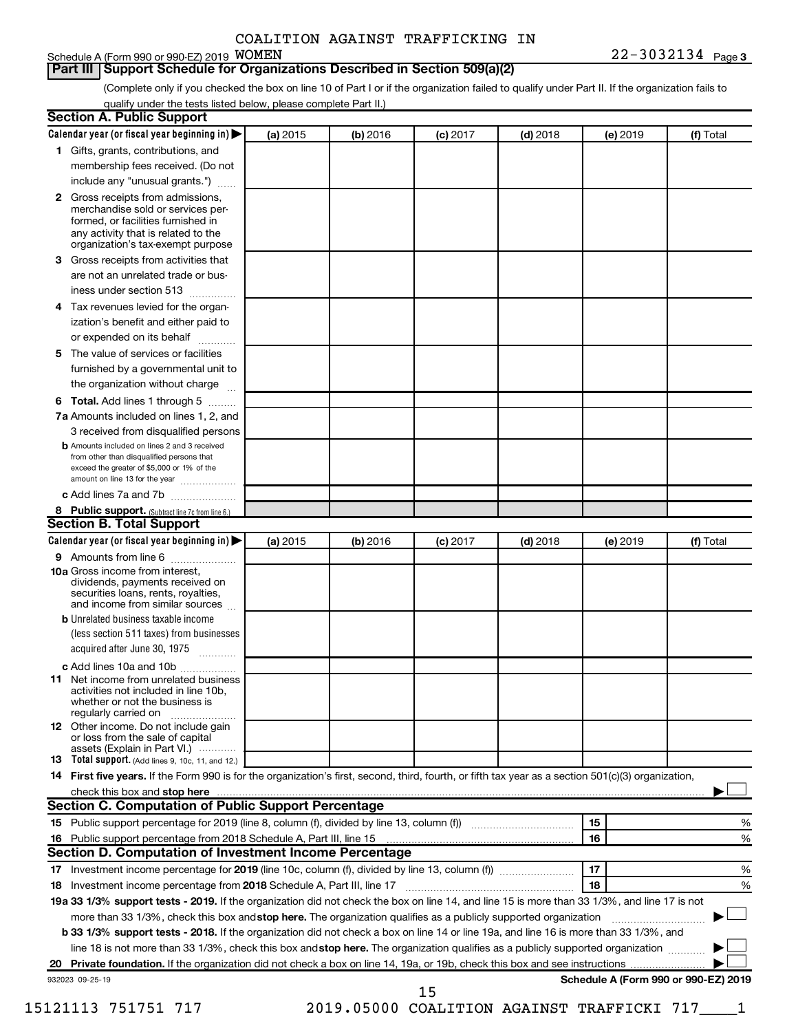COALITION AGAINST TRAFFICKING IN

Schedule A (Form 990 or 990-EZ) 2019 WOMEN 22-3032134 Page 3

**Part III Support Schedule for Organizations Described in Section 509(a)(2)**

(Complete only if you checked the box on line 10 of Part I or if the organization failed to qualify under Part II. If the organization fails to qualify under the tests listed below, please complete Part II.)

## Section A. Public Support

| Calendar year (or fiscal year beginning in) ▶ | (a) 2015 | (b) 2016 | (c) 2017 | (d) 2018 | (e) 2019 | (f) Total |
|---|---|---|---|---|---|---|
| **1** Gifts, grants, contributions, and membership fees received. (Do not include any "unusual grants.") | | | | | | |
| **2** Gross receipts from admissions, merchandise sold or services performed, or facilities furnished in any activity that is related to the organization's tax-exempt purpose | | | | | | |
| **3** Gross receipts from activities that are not an unrelated trade or business under section 513 | | | | | | |
| **4** Tax revenues levied for the organization's benefit and either paid to or expended on its behalf | | | | | | |
| **5** The value of services or facilities furnished by a governmental unit to the organization without charge | | | | | | |
| **6 Total.** Add lines 1 through 5 | | | | | | |
| **7a** Amounts included on lines 1, 2, and 3 received from disqualified persons | | | | | | |
| **b** Amounts included on lines 2 and 3 received from other than disqualified persons that exceed the greater of $5,000 or 1% of the amount on line 13 for the year | | | | | | |
| **c** Add lines 7a and 7b | | | | | | |
| **8 Public support.** (Subtract line 7c from line 6.) | | | | | | |

## Section B. Total Support

| Calendar year (or fiscal year beginning in) ▶ | (a) 2015 | (b) 2016 | (c) 2017 | (d) 2018 | (e) 2019 | (f) Total |
|---|---|---|---|---|---|---|
| **9** Amounts from line 6 | | | | | | |
| **10a** Gross income from interest, dividends, payments received on securities loans, rents, royalties, and income from similar sources | | | | | | |
| **b** Unrelated business taxable income (less section 511 taxes) from businesses acquired after June 30, 1975 | | | | | | |
| **c** Add lines 10a and 10b | | | | | | |
| **11** Net income from unrelated business activities not included in line 10b, whether or not the business is regularly carried on | | | | | | |
| **12** Other income. Do not include gain or loss from the sale of capital assets (Explain in Part VI.) | | | | | | |
| **13 Total support.** (Add lines 9, 10c, 11, and 12.) | | | | | | |

**14 First five years.** If the Form 990 is for the organization's first, second, third, fourth, or fifth tax year as a section 501(c)(3) organization, check this box and **stop here** ▶ ☐

## Section C. Computation of Public Support Percentage

| | | | |
|---|---|---|---|
| **15** | Public support percentage for 2019 (line 8, column (f), divided by line 13, column (f)) | 15 | % |
| **16** | Public support percentage from 2018 Schedule A, Part III, line 15 | 16 | % |

## Section D. Computation of Investment Income Percentage

| | | | |
|---|---|---|---|
| **17** | Investment income percentage for **2019** (line 10c, column (f), divided by line 13, column (f)) | 17 | % |
| **18** | Investment income percentage from **2018** Schedule A, Part III, line 17 | 18 | % |

**19a 33 1/3% support tests - 2019.** If the organization did not check the box on line 14, and line 15 is more than 33 1/3%, and line 17 is not more than 33 1/3%, check this box and **stop here.** The organization qualifies as a publicly supported organization ▶ ☐

**b 33 1/3% support tests - 2018.** If the organization did not check a box on line 14 or line 19a, and line 16 is more than 33 1/3%, and line 18 is not more than 33 1/3%, check this box and **stop here.** The organization qualifies as a publicly supported organization ▶ ☐

**20 Private foundation.** If the organization did not check a box on line 14, 19a, or 19b, check this box and see instructions ▶ ☐

932023 09-25-19 **Schedule A (Form 990 or 990-EZ) 2019**

15121113 751751 717 2019.05000 COALITION AGAINST TRAFFICKI 717____1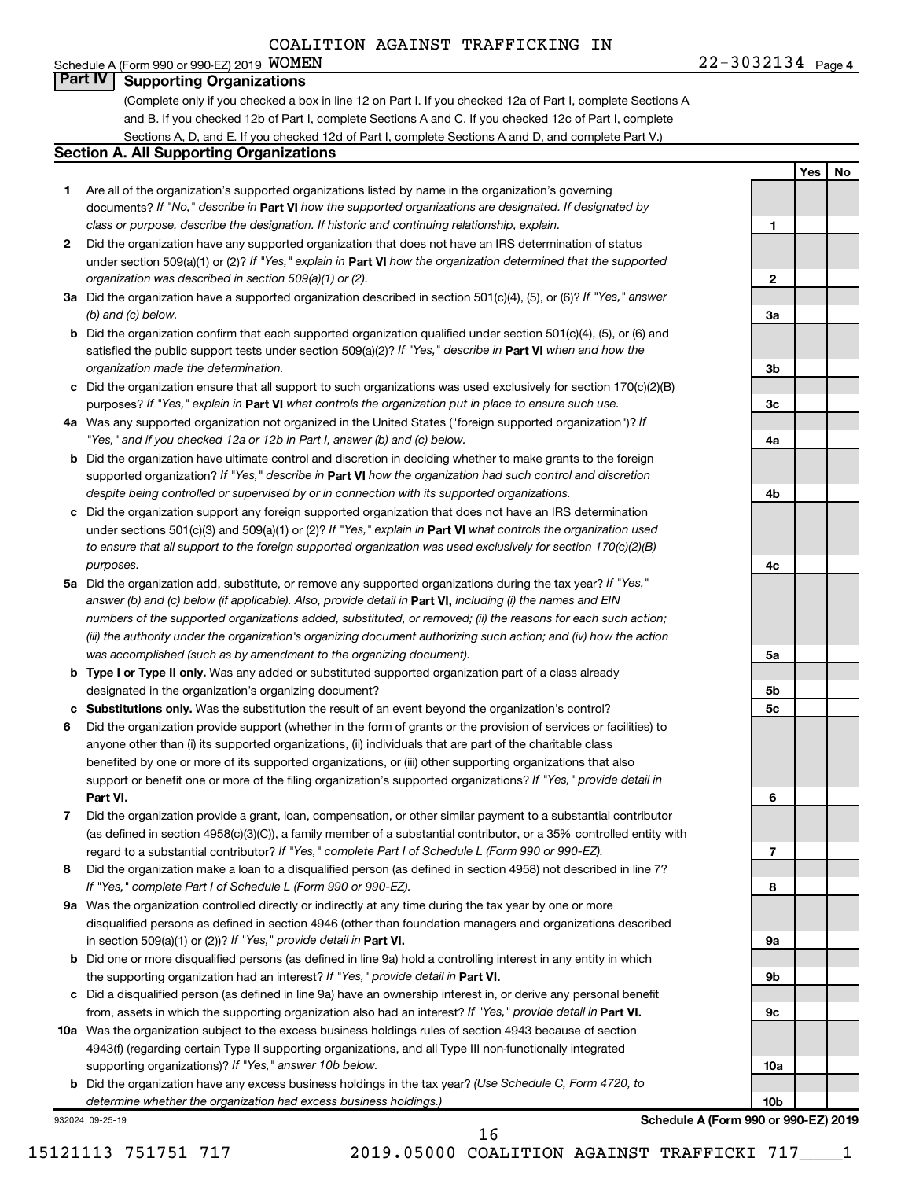COALITION AGAINST TRAFFICKING IN WOMEN

Schedule A (Form 990 or 990-EZ) 2019 WOMEN 22-3032134 Page 4

## Part IV Supporting Organizations

(Complete only if you checked a box in line 12 on Part I. If you checked 12a of Part I, complete Sections A and B. If you checked 12b of Part I, complete Sections A and C. If you checked 12c of Part I, complete Sections A, D, and E. If you checked 12d of Part I, complete Sections A and D, and complete Part V.)

### Section A. All Supporting Organizations

| | | Line | Yes | No |
|---|---|---|---|---|
| **1** | Are all of the organization's supported organizations listed by name in the organization's governing documents? *If "No," describe in* **Part VI** *how the supported organizations are designated. If designated by class or purpose, describe the designation. If historic and continuing relationship, explain.* | 1 | | |
| **2** | Did the organization have any supported organization that does not have an IRS determination of status under section 509(a)(1) or (2)? *If "Yes," explain in* **Part VI** *how the organization determined that the supported organization was described in section 509(a)(1) or (2).* | 2 | | |
| **3a** | Did the organization have a supported organization described in section 501(c)(4), (5), or (6)? *If "Yes," answer (b) and (c) below.* | 3a | | |
| **b** | Did the organization confirm that each supported organization qualified under section 501(c)(4), (5), or (6) and satisfied the public support tests under section 509(a)(2)? *If "Yes," describe in* **Part VI** *when and how the organization made the determination.* | 3b | | |
| **c** | Did the organization ensure that all support to such organizations was used exclusively for section 170(c)(2)(B) purposes? *If "Yes," explain in* **Part VI** *what controls the organization put in place to ensure such use.* | 3c | | |
| **4a** | Was any supported organization not organized in the United States ("foreign supported organization")? *If "Yes," and if you checked 12a or 12b in Part I, answer (b) and (c) below.* | 4a | | |
| **b** | Did the organization have ultimate control and discretion in deciding whether to make grants to the foreign supported organization? *If "Yes," describe in* **Part VI** *how the organization had such control and discretion despite being controlled or supervised by or in connection with its supported organizations.* | 4b | | |
| **c** | Did the organization support any foreign supported organization that does not have an IRS determination under sections 501(c)(3) and 509(a)(1) or (2)? *If "Yes," explain in* **Part VI** *what controls the organization used to ensure that all support to the foreign supported organization was used exclusively for section 170(c)(2)(B) purposes.* | 4c | | |
| **5a** | Did the organization add, substitute, or remove any supported organizations during the tax year? *If "Yes," answer (b) and (c) below (if applicable). Also, provide detail in* **Part VI,** *including (i) the names and EIN numbers of the supported organizations added, substituted, or removed; (ii) the reasons for each such action; (iii) the authority under the organization's organizing document authorizing such action; and (iv) how the action was accomplished (such as by amendment to the organizing document).* | 5a | | |
| **b** | **Type I or Type II only.** Was any added or substituted supported organization part of a class already designated in the organization's organizing document? | 5b | | |
| **c** | **Substitutions only.** Was the substitution the result of an event beyond the organization's control? | 5c | | |
| **6** | Did the organization provide support (whether in the form of grants or the provision of services or facilities) to anyone other than (i) its supported organizations, (ii) individuals that are part of the charitable class benefited by one or more of its supported organizations, or (iii) other supporting organizations that also support or benefit one or more of the filing organization's supported organizations? *If "Yes," provide detail in* **Part VI.** | 6 | | |
| **7** | Did the organization provide a grant, loan, compensation, or other similar payment to a substantial contributor (as defined in section 4958(c)(3)(C)), a family member of a substantial contributor, or a 35% controlled entity with regard to a substantial contributor? *If "Yes," complete Part I of Schedule L (Form 990 or 990-EZ).* | 7 | | |
| **8** | Did the organization make a loan to a disqualified person (as defined in section 4958) not described in line 7? *If "Yes," complete Part I of Schedule L (Form 990 or 990-EZ).* | 8 | | |
| **9a** | Was the organization controlled directly or indirectly at any time during the tax year by one or more disqualified persons as defined in section 4946 (other than foundation managers and organizations described in section 509(a)(1) or (2))? *If "Yes," provide detail in* **Part VI.** | 9a | | |
| **b** | Did one or more disqualified persons (as defined in line 9a) hold a controlling interest in any entity in which the supporting organization had an interest? *If "Yes," provide detail in* **Part VI.** | 9b | | |
| **c** | Did a disqualified person (as defined in line 9a) have an ownership interest in, or derive any personal benefit from, assets in which the supporting organization also had an interest? *If "Yes," provide detail in* **Part VI.** | 9c | | |
| **10a** | Was the organization subject to the excess business holdings rules of section 4943 because of section 4943(f) (regarding certain Type II supporting organizations, and all Type III non-functionally integrated supporting organizations)? *If "Yes," answer 10b below.* | 10a | | |
| **b** | Did the organization have any excess business holdings in the tax year? *(Use Schedule C, Form 4720, to determine whether the organization had excess business holdings.)* | 10b | | |

932024 09-25-19 **Schedule A (Form 990 or 990-EZ) 2019**

15121113 751751 717 2019.05000 COALITION AGAINST TRAFFICKI 717____1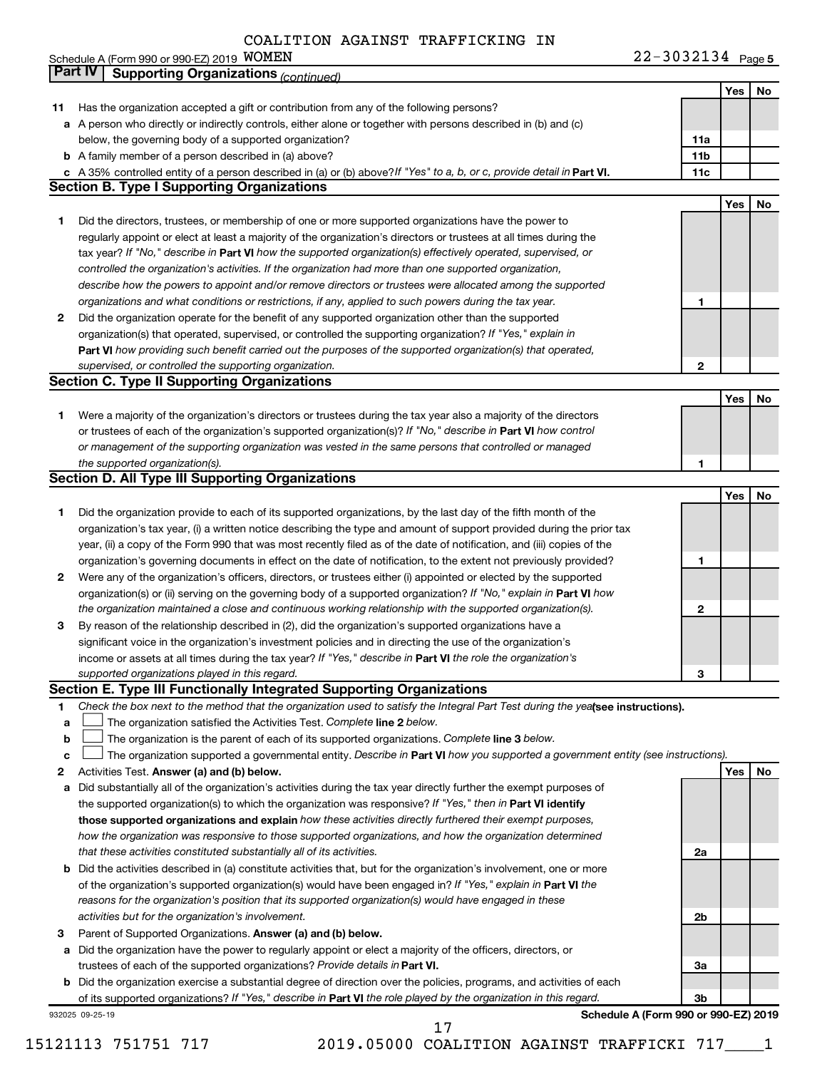COALITION AGAINST TRAFFICKING IN WOMEN

Schedule A (Form 990 or 990-EZ) 2019 WOMEN 22-3032134 Page 5

## Part IV Supporting Organizations *(continued)*

| | | | Yes | No |
|---|---|---|---|---|
| **11** | Has the organization accepted a gift or contribution from any of the following persons? | | | |
| **a** | A person who directly or indirectly controls, either alone or together with persons described in (b) and (c) below, the governing body of a supported organization? | **11a** | | |
| **b** | A family member of a person described in (a) above? | **11b** | | |
| **c** | A 35% controlled entity of a person described in (a) or (b) above? *If "Yes" to a, b, or c, provide detail in* **Part VI.** | **11c** | | |

### Section B. Type I Supporting Organizations

| | | | Yes | No |
|---|---|---|---|---|
| **1** | Did the directors, trustees, or membership of one or more supported organizations have the power to regularly appoint or elect at least a majority of the organization's directors or trustees at all times during the tax year? *If "No," describe in* **Part VI** *how the supported organization(s) effectively operated, supervised, or controlled the organization's activities. If the organization had more than one supported organization, describe how the powers to appoint and/or remove directors or trustees were allocated among the supported organizations and what conditions or restrictions, if any, applied to such powers during the tax year.* | **1** | | |
| **2** | Did the organization operate for the benefit of any supported organization other than the supported organization(s) that operated, supervised, or controlled the supporting organization? *If "Yes," explain in* **Part VI** *how providing such benefit carried out the purposes of the supported organization(s) that operated, supervised, or controlled the supporting organization.* | **2** | | |

### Section C. Type II Supporting Organizations

| | | | Yes | No |
|---|---|---|---|---|
| **1** | Were a majority of the organization's directors or trustees during the tax year also a majority of the directors or trustees of each of the organization's supported organization(s)? *If "No," describe in* **Part VI** *how control or management of the supporting organization was vested in the same persons that controlled or managed the supported organization(s).* | **1** | | |

### Section D. All Type III Supporting Organizations

| | | | Yes | No |
|---|---|---|---|---|
| **1** | Did the organization provide to each of its supported organizations, by the last day of the fifth month of the organization's tax year, (i) a written notice describing the type and amount of support provided during the prior tax year, (ii) a copy of the Form 990 that was most recently filed as of the date of notification, and (iii) copies of the organization's governing documents in effect on the date of notification, to the extent not previously provided? | **1** | | |
| **2** | Were any of the organization's officers, directors, or trustees either (i) appointed or elected by the supported organization(s) or (ii) serving on the governing body of a supported organization? *If "No," explain in* **Part VI** *how the organization maintained a close and continuous working relationship with the supported organization(s).* | **2** | | |
| **3** | By reason of the relationship described in (2), did the organization's supported organizations have a significant voice in the organization's investment policies and in directing the use of the organization's income or assets at all times during the tax year? *If "Yes," describe in* **Part VI** *the role the organization's supported organizations played in this regard.* | **3** | | |

### Section E. Type III Functionally Integrated Supporting Organizations

**1** *Check the box next to the method that the organization used to satisfy the Integral Part Test during the year* **(see instructions).**

- **a** ☐ The organization satisfied the Activities Test. *Complete* **line 2** *below.*
- **b** ☐ The organization is the parent of each of its supported organizations. *Complete* **line 3** *below.*
- **c** ☐ The organization supported a governmental entity. *Describe in* **Part VI** *how you supported a government entity (see instructions).*

| | | | Yes | No |
|---|---|---|---|---|
| **2** | Activities Test. **Answer (a) and (b) below.** | | | |
| **a** | Did substantially all of the organization's activities during the tax year directly further the exempt purposes of the supported organization(s) to which the organization was responsive? *If "Yes," then in* **Part VI identify those supported organizations and explain** *how these activities directly furthered their exempt purposes, how the organization was responsive to those supported organizations, and how the organization determined that these activities constituted substantially all of its activities.* | **2a** | | |
| **b** | Did the activities described in (a) constitute activities that, but for the organization's involvement, one or more of the organization's supported organization(s) would have been engaged in? *If "Yes," explain in* **Part VI** *the reasons for the organization's position that its supported organization(s) would have engaged in these activities but for the organization's involvement.* | **2b** | | |
| **3** | Parent of Supported Organizations. **Answer (a) and (b) below.** | | | |
| **a** | Did the organization have the power to regularly appoint or elect a majority of the officers, directors, or trustees of each of the supported organizations? *Provide details in* **Part VI.** | **3a** | | |
| **b** | Did the organization exercise a substantial degree of direction over the policies, programs, and activities of each of its supported organizations? *If "Yes," describe in* **Part VI** *the role played by the organization in this regard.* | **3b** | | |

932025 09-25-19 **Schedule A (Form 990 or 990-EZ) 2019**

15121113 751751 717 2019.05000 COALITION AGAINST TRAFFICKI 717____1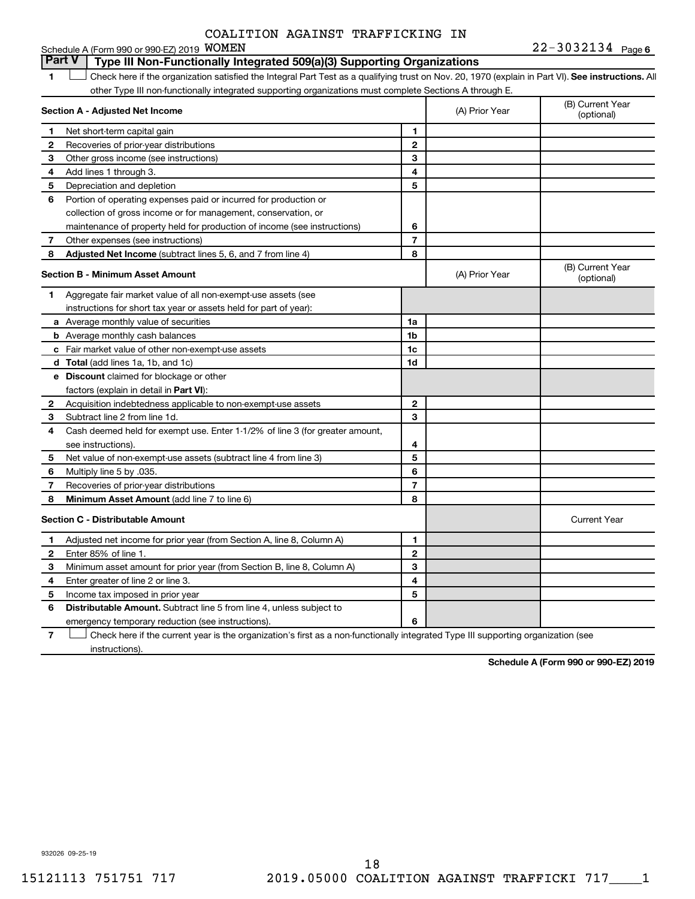COALITION AGAINST TRAFFICKING IN

Schedule A (Form 990 or 990-EZ) 2019 WOMEN 22-3032134 Page 6

## Part V Type III Non-Functionally Integrated 509(a)(3) Supporting Organizations

1 ☐ Check here if the organization satisfied the Integral Part Test as a qualifying trust on Nov. 20, 1970 (explain in Part VI). **See instructions.** All other Type III non-functionally integrated supporting organizations must complete Sections A through E.

| **Section A - Adjusted Net Income** | | | (A) Prior Year | (B) Current Year (optional) |
|---|---|---|---|---|
| 1 | Net short-term capital gain | 1 | | |
| 2 | Recoveries of prior-year distributions | 2 | | |
| 3 | Other gross income (see instructions) | 3 | | |
| 4 | Add lines 1 through 3. | 4 | | |
| 5 | Depreciation and depletion | 5 | | |
| 6 | Portion of operating expenses paid or incurred for production or collection of gross income or for management, conservation, or maintenance of property held for production of income (see instructions) | 6 | | |
| 7 | Other expenses (see instructions) | 7 | | |
| 8 | **Adjusted Net Income** (subtract lines 5, 6, and 7 from line 4) | 8 | | |

| **Section B - Minimum Asset Amount** | | | (A) Prior Year | (B) Current Year (optional) |
|---|---|---|---|---|
| 1 | Aggregate fair market value of all non-exempt-use assets (see instructions for short tax year or assets held for part of year): | | | |
| a | Average monthly value of securities | 1a | | |
| b | Average monthly cash balances | 1b | | |
| c | Fair market value of other non-exempt-use assets | 1c | | |
| d | **Total** (add lines 1a, 1b, and 1c) | 1d | | |
| e | **Discount** claimed for blockage or other factors (explain in detail in **Part VI**): | | | |
| 2 | Acquisition indebtedness applicable to non-exempt-use assets | 2 | | |
| 3 | Subtract line 2 from line 1d. | 3 | | |
| 4 | Cash deemed held for exempt use. Enter 1-1/2% of line 3 (for greater amount, see instructions). | 4 | | |
| 5 | Net value of non-exempt-use assets (subtract line 4 from line 3) | 5 | | |
| 6 | Multiply line 5 by .035. | 6 | | |
| 7 | Recoveries of prior-year distributions | 7 | | |
| 8 | **Minimum Asset Amount** (add line 7 to line 6) | 8 | | |

| **Section C - Distributable Amount** | | | | Current Year |
|---|---|---|---|---|
| 1 | Adjusted net income for prior year (from Section A, line 8, Column A) | 1 | | |
| 2 | Enter 85% of line 1. | 2 | | |
| 3 | Minimum asset amount for prior year (from Section B, line 8, Column A) | 3 | | |
| 4 | Enter greater of line 2 or line 3. | 4 | | |
| 5 | Income tax imposed in prior year | 5 | | |
| 6 | **Distributable Amount.** Subtract line 5 from line 4, unless subject to emergency temporary reduction (see instructions). | 6 | | |

7 ☐ Check here if the current year is the organization's first as a non-functionally integrated Type III supporting organization (see instructions).

**Schedule A (Form 990 or 990-EZ) 2019**

932026 09-25-19

15121113 751751 717 2019.05000 COALITION AGAINST TRAFFICKI 717____1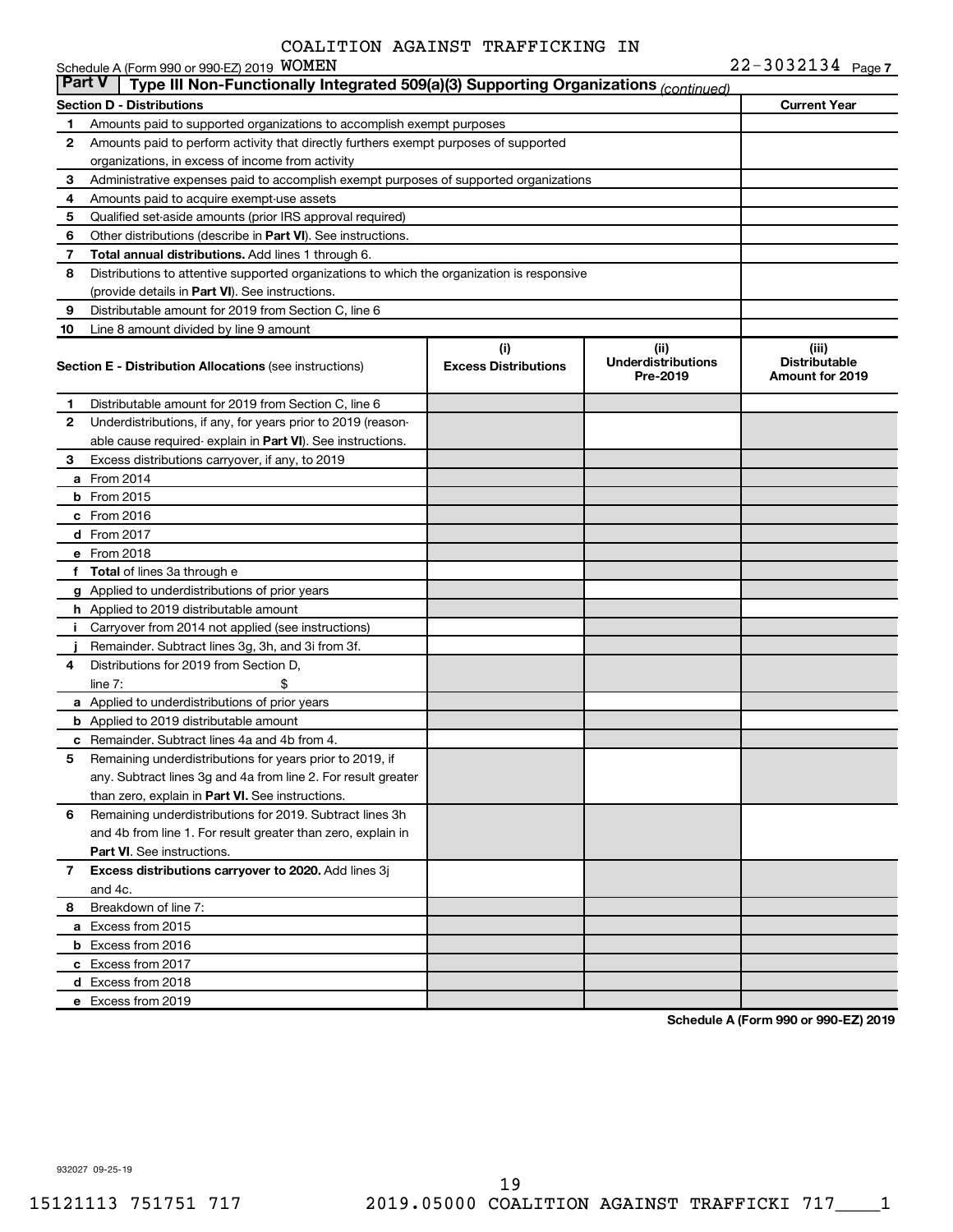COALITION AGAINST TRAFFICKING IN

Schedule A (Form 990 or 990-EZ) 2019 WOMEN 22-3032134 Page 7

## Part V | Type III Non-Functionally Integrated 509(a)(3) Supporting Organizations *(continued)*

| Section D - Distributions | | Current Year |
|---|---|---|
| 1 | Amounts paid to supported organizations to accomplish exempt purposes | |
| 2 | Amounts paid to perform activity that directly furthers exempt purposes of supported organizations, in excess of income from activity | |
| 3 | Administrative expenses paid to accomplish exempt purposes of supported organizations | |
| 4 | Amounts paid to acquire exempt-use assets | |
| 5 | Qualified set-aside amounts (prior IRS approval required) | |
| 6 | Other distributions (describe in **Part VI**). See instructions. | |
| 7 | **Total annual distributions.** Add lines 1 through 6. | |
| 8 | Distributions to attentive supported organizations to which the organization is responsive (provide details in **Part VI**). See instructions. | |
| 9 | Distributable amount for 2019 from Section C, line 6 | |
| 10 | Line 8 amount divided by line 9 amount | |

| | Section E - Distribution Allocations (see instructions) | (i) Excess Distributions | (ii) Underdistributions Pre-2019 | (iii) Distributable Amount for 2019 |
|---|---|---|---|---|
| 1 | Distributable amount for 2019 from Section C, line 6 | | | |
| 2 | Underdistributions, if any, for years prior to 2019 (reasonable cause required- explain in **Part VI**). See instructions. | | | |
| 3 | Excess distributions carryover, if any, to 2019 | | | |
| a | From 2014 | | | |
| b | From 2015 | | | |
| c | From 2016 | | | |
| d | From 2017 | | | |
| e | From 2018 | | | |
| f | **Total** of lines 3a through e | | | |
| g | Applied to underdistributions of prior years | | | |
| h | Applied to 2019 distributable amount | | | |
| i | Carryover from 2014 not applied (see instructions) | | | |
| j | Remainder. Subtract lines 3g, 3h, and 3i from 3f. | | | |
| 4 | Distributions for 2019 from Section D, line 7: $ | | | |
| a | Applied to underdistributions of prior years | | | |
| b | Applied to 2019 distributable amount | | | |
| c | Remainder. Subtract lines 4a and 4b from 4. | | | |
| 5 | Remaining underdistributions for years prior to 2019, if any. Subtract lines 3g and 4a from line 2. For result greater than zero, explain in **Part VI.** See instructions. | | | |
| 6 | Remaining underdistributions for 2019. Subtract lines 3h and 4b from line 1. For result greater than zero, explain in **Part VI**. See instructions. | | | |
| 7 | **Excess distributions carryover to 2020.** Add lines 3j and 4c. | | | |
| 8 | Breakdown of line 7: | | | |
| a | Excess from 2015 | | | |
| b | Excess from 2016 | | | |
| c | Excess from 2017 | | | |
| d | Excess from 2018 | | | |
| e | Excess from 2019 | | | |

**Schedule A (Form 990 or 990-EZ) 2019**

932027 09-25-19

15121113 751751 717 2019.05000 COALITION AGAINST TRAFFICKI 717____1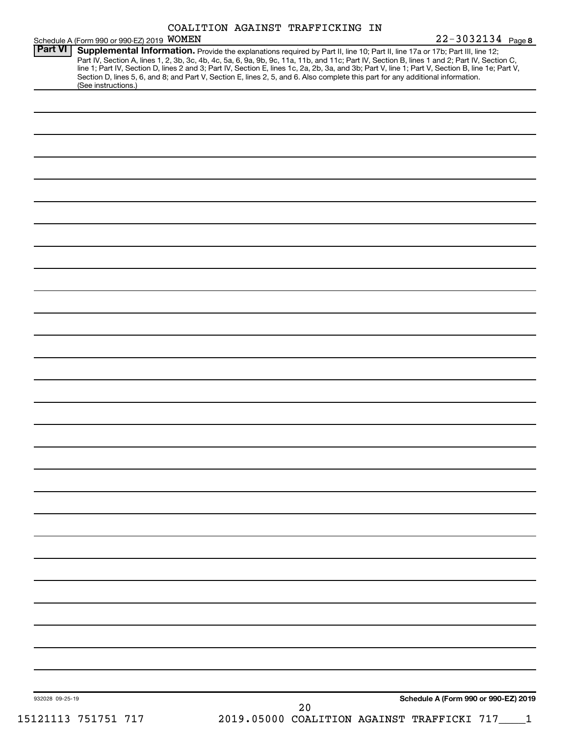Schedule A (Form 990 or 990-EZ) 2019 COALITION AGAINST TRAFFICKING IN WOMEN 22-3032134 Page **8**

**Part VI** **Supplemental Information.** Provide the explanations required by Part II, line 10; Part II, line 17a or 17b; Part III, line 12; Part IV, Section A, lines 1, 2, 3b, 3c, 4b, 4c, 5a, 6, 9a, 9b, 9c, 11a, 11b, and 11c; Part IV, Section B, lines 1 and 2; Part IV, Section C, line 1; Part IV, Section D, lines 2 and 3; Part IV, Section E, lines 1c, 2a, 2b, 3a, and 3b; Part V, line 1; Part V, Section B, line 1e; Part V, Section D, lines 5, 6, and 8; and Part V, Section E, lines 2, 5, and 6. Also complete this part for any additional information. (See instructions.)

932028 09-25-19 **Schedule A (Form 990 or 990-EZ) 2019**

15121113 751751 717 2019.05000 COALITION AGAINST TRAFFICKI 717____1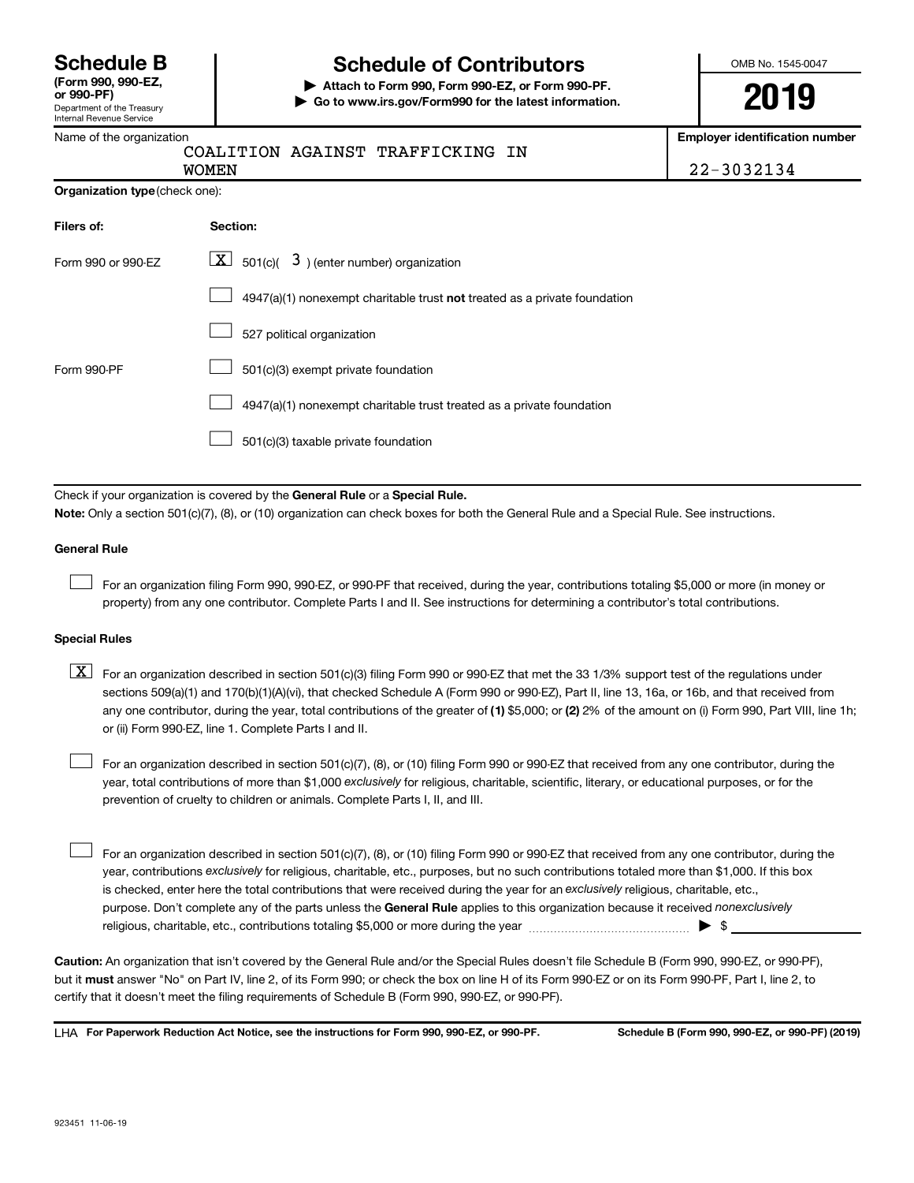# Schedule B

**(Form 990, 990-EZ, or 990-PF)**

Department of the Treasury
Internal Revenue Service

# Schedule of Contributors

▶ **Attach to Form 990, Form 990-EZ, or Form 990-PF.**

▶ **Go to www.irs.gov/Form990 for the latest information.**

OMB No. 1545-0047

**2019**

Name of the organization: COALITION AGAINST TRAFFICKING IN WOMEN

**Employer identification number:** 22-3032134

**Organization type** (check one):

| **Filers of:** | **Section:** |
|---|---|
| Form 990 or 990-EZ | [X] 501(c)( 3 ) (enter number) organization |
| | [ ] 4947(a)(1) nonexempt charitable trust **not** treated as a private foundation |
| | [ ] 527 political organization |
| Form 990-PF | [ ] 501(c)(3) exempt private foundation |
| | [ ] 4947(a)(1) nonexempt charitable trust treated as a private foundation |
| | [ ] 501(c)(3) taxable private foundation |

Check if your organization is covered by the **General Rule** or a **Special Rule.**

**Note:** Only a section 501(c)(7), (8), or (10) organization can check boxes for both the General Rule and a Special Rule. See instructions.

**General Rule**

[ ] For an organization filing Form 990, 990-EZ, or 990-PF that received, during the year, contributions totaling $5,000 or more (in money or property) from any one contributor. Complete Parts I and II. See instructions for determining a contributor's total contributions.

**Special Rules**

[X] For an organization described in section 501(c)(3) filing Form 990 or 990-EZ that met the 33 1/3% support test of the regulations under sections 509(a)(1) and 170(b)(1)(A)(vi), that checked Schedule A (Form 990 or 990-EZ), Part II, line 13, 16a, or 16b, and that received from any one contributor, during the year, total contributions of the greater of **(1)** $5,000; or **(2)** 2% of the amount on (i) Form 990, Part VIII, line 1h; or (ii) Form 990-EZ, line 1. Complete Parts I and II.

[ ] For an organization described in section 501(c)(7), (8), or (10) filing Form 990 or 990-EZ that received from any one contributor, during the year, total contributions of more than $1,000 *exclusively* for religious, charitable, scientific, literary, or educational purposes, or for the prevention of cruelty to children or animals. Complete Parts I, II, and III.

[ ] For an organization described in section 501(c)(7), (8), or (10) filing Form 990 or 990-EZ that received from any one contributor, during the year, contributions *exclusively* for religious, charitable, etc., purposes, but no such contributions totaled more than $1,000. If this box is checked, enter here the total contributions that were received during the year for an *exclusively* religious, charitable, etc., purpose. Don't complete any of the parts unless the **General Rule** applies to this organization because it received *nonexclusively* religious, charitable, etc., contributions totaling $5,000 or more during the year ▶ $ \_\_\_\_\_\_\_\_\_\_

**Caution:** An organization that isn't covered by the General Rule and/or the Special Rules doesn't file Schedule B (Form 990, 990-EZ, or 990-PF), but it **must** answer "No" on Part IV, line 2, of its Form 990; or check the box on line H of its Form 990-EZ or on its Form 990-PF, Part I, line 2, to certify that it doesn't meet the filing requirements of Schedule B (Form 990, 990-EZ, or 990-PF).

LHA **For Paperwork Reduction Act Notice, see the instructions for Form 990, 990-EZ, or 990-PF.** **Schedule B (Form 990, 990-EZ, or 990-PF) (2019)**

923451 11-06-19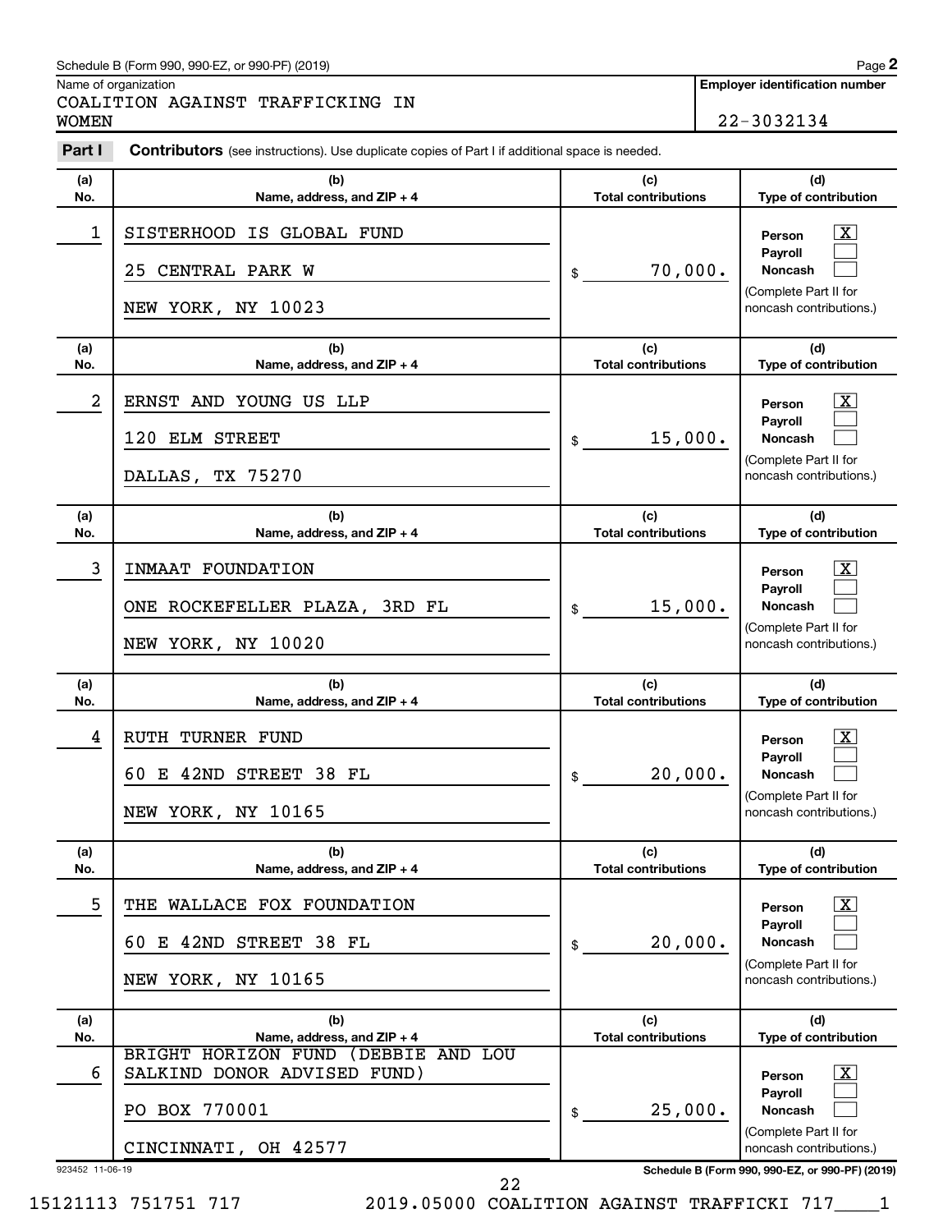Schedule B (Form 990, 990-EZ, or 990-PF) (2019) Page **2**

Name of organization: COALITION AGAINST TRAFFICKING IN WOMEN

**Employer identification number**: 22-3032134

**Part I** **Contributors** (see instructions). Use duplicate copies of Part I if additional space is needed.

| (a) No. | (b) Name, address, and ZIP + 4 | (c) Total contributions | (d) Type of contribution |
|---|---|---|---|
| 1 | SISTERHOOD IS GLOBAL FUND<br>25 CENTRAL PARK W<br>NEW YORK, NY 10023 | $ 70,000. | Person [X]<br>Payroll [ ]<br>Noncash [ ]<br>(Complete Part II for noncash contributions.) |
| 2 | ERNST AND YOUNG US LLP<br>120 ELM STREET<br>DALLAS, TX 75270 | $ 15,000. | Person [X]<br>Payroll [ ]<br>Noncash [ ]<br>(Complete Part II for noncash contributions.) |
| 3 | INMAAT FOUNDATION<br>ONE ROCKEFELLER PLAZA, 3RD FL<br>NEW YORK, NY 10020 | $ 15,000. | Person [X]<br>Payroll [ ]<br>Noncash [ ]<br>(Complete Part II for noncash contributions.) |
| 4 | RUTH TURNER FUND<br>60 E 42ND STREET 38 FL<br>NEW YORK, NY 10165 | $ 20,000. | Person [X]<br>Payroll [ ]<br>Noncash [ ]<br>(Complete Part II for noncash contributions.) |
| 5 | THE WALLACE FOX FOUNDATION<br>60 E 42ND STREET 38 FL<br>NEW YORK, NY 10165 | $ 20,000. | Person [X]<br>Payroll [ ]<br>Noncash [ ]<br>(Complete Part II for noncash contributions.) |
| 6 | BRIGHT HORIZON FUND (DEBBIE AND LOU SALKIND DONOR ADVISED FUND)<br>PO BOX 770001<br>CINCINNATI, OH 42577 | $ 25,000. | Person [X]<br>Payroll [ ]<br>Noncash [ ]<br>(Complete Part II for noncash contributions.) |

923452 11-06-19 **Schedule B (Form 990, 990-EZ, or 990-PF) (2019)**

15121113 751751 717 2019.05000 COALITION AGAINST TRAFFICKI 717____1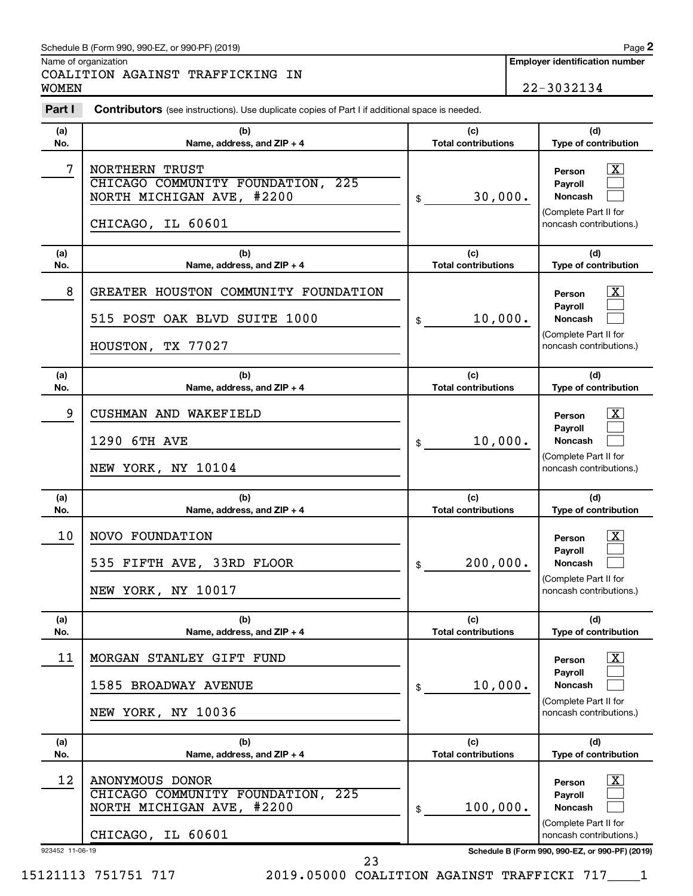Schedule B (Form 990, 990-EZ, or 990-PF) (2019)

Name of organization
COALITION AGAINST TRAFFICKING IN WOMEN

**Employer identification number**
22-3032134

**Part I** **Contributors** (see instructions). Use duplicate copies of Part I if additional space is needed.

| (a) No. | (b) Name, address, and ZIP + 4 | (c) Total contributions | (d) Type of contribution |
|---|---|---|---|
| 7 | NORTHERN TRUST<br>CHICAGO COMMUNITY FOUNDATION, 225 NORTH MICHIGAN AVE, #2200<br>CHICAGO, IL 60601 | $ 30,000. | Person [X]<br>Payroll [ ]<br>Noncash [ ]<br>(Complete Part II for noncash contributions.) |
| 8 | GREATER HOUSTON COMMUNITY FOUNDATION<br>515 POST OAK BLVD SUITE 1000<br>HOUSTON, TX 77027 | $ 10,000. | Person [X]<br>Payroll [ ]<br>Noncash [ ]<br>(Complete Part II for noncash contributions.) |
| 9 | CUSHMAN AND WAKEFIELD<br>1290 6TH AVE<br>NEW YORK, NY 10104 | $ 10,000. | Person [X]<br>Payroll [ ]<br>Noncash [ ]<br>(Complete Part II for noncash contributions.) |
| 10 | NOVO FOUNDATION<br>535 FIFTH AVE, 33RD FLOOR<br>NEW YORK, NY 10017 | $ 200,000. | Person [X]<br>Payroll [ ]<br>Noncash [ ]<br>(Complete Part II for noncash contributions.) |
| 11 | MORGAN STANLEY GIFT FUND<br>1585 BROADWAY AVENUE<br>NEW YORK, NY 10036 | $ 10,000. | Person [X]<br>Payroll [ ]<br>Noncash [ ]<br>(Complete Part II for noncash contributions.) |
| 12 | ANONYMOUS DONOR<br>CHICAGO COMMUNITY FOUNDATION, 225 NORTH MICHIGAN AVE, #2200<br>CHICAGO, IL 60601 | $ 100,000. | Person [X]<br>Payroll [ ]<br>Noncash [ ]<br>(Complete Part II for noncash contributions.) |

923452 11-06-19 Schedule B (Form 990, 990-EZ, or 990-PF) (2019)

15121113 751751 717 2019.05000 COALITION AGAINST TRAFFICKI 717____1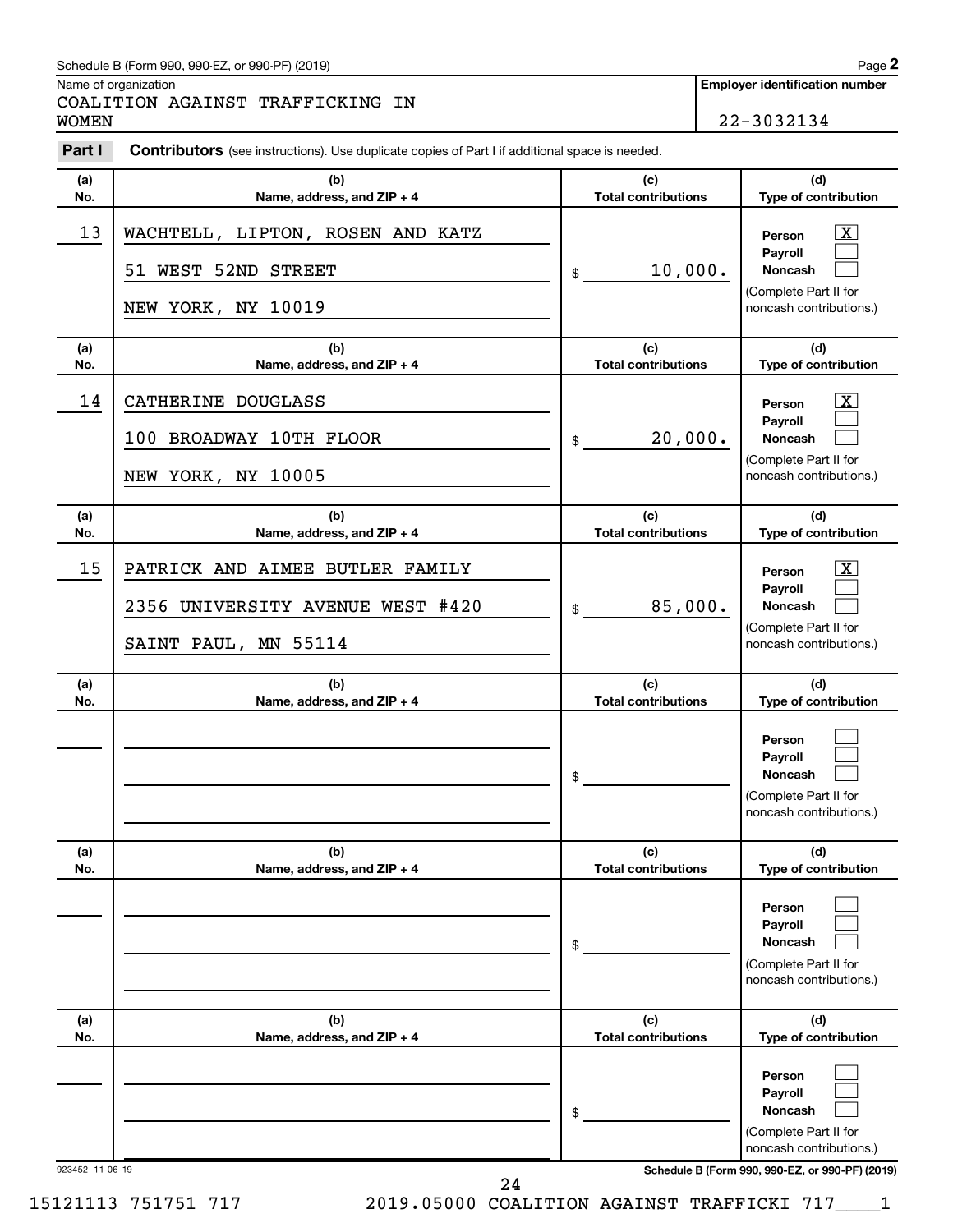Schedule B (Form 990, 990-EZ, or 990-PF) (2019) Page **2**

Name of organization

COALITION AGAINST TRAFFICKING IN WOMEN

**Employer identification number**

22-3032134

**Part I** **Contributors** (see instructions). Use duplicate copies of Part I if additional space is needed.

| (a) No. | (b) Name, address, and ZIP + 4 | (c) Total contributions | (d) Type of contribution |
|---|---|---|---|
| 13 | WACHTELL, LIPTON, ROSEN AND KATZ<br>51 WEST 52ND STREET<br>NEW YORK, NY 10019 | $ 10,000. | Person [X]<br>Payroll [ ]<br>Noncash [ ]<br>(Complete Part II for noncash contributions.) |
| 14 | CATHERINE DOUGLASS<br>100 BROADWAY 10TH FLOOR<br>NEW YORK, NY 10005 | $ 20,000. | Person [X]<br>Payroll [ ]<br>Noncash [ ]<br>(Complete Part II for noncash contributions.) |
| 15 | PATRICK AND AIMEE BUTLER FAMILY<br>2356 UNIVERSITY AVENUE WEST #420<br>SAINT PAUL, MN 55114 | $ 85,000. | Person [X]<br>Payroll [ ]<br>Noncash [ ]<br>(Complete Part II for noncash contributions.) |
| | | $ | Person [ ]<br>Payroll [ ]<br>Noncash [ ]<br>(Complete Part II for noncash contributions.) |
| | | $ | Person [ ]<br>Payroll [ ]<br>Noncash [ ]<br>(Complete Part II for noncash contributions.) |
| | | $ | Person [ ]<br>Payroll [ ]<br>Noncash [ ]<br>(Complete Part II for noncash contributions.) |

923452 11-06-19 **Schedule B (Form 990, 990-EZ, or 990-PF) (2019)**

15121113 751751 717 2019.05000 COALITION AGAINST TRAFFICKI 717____1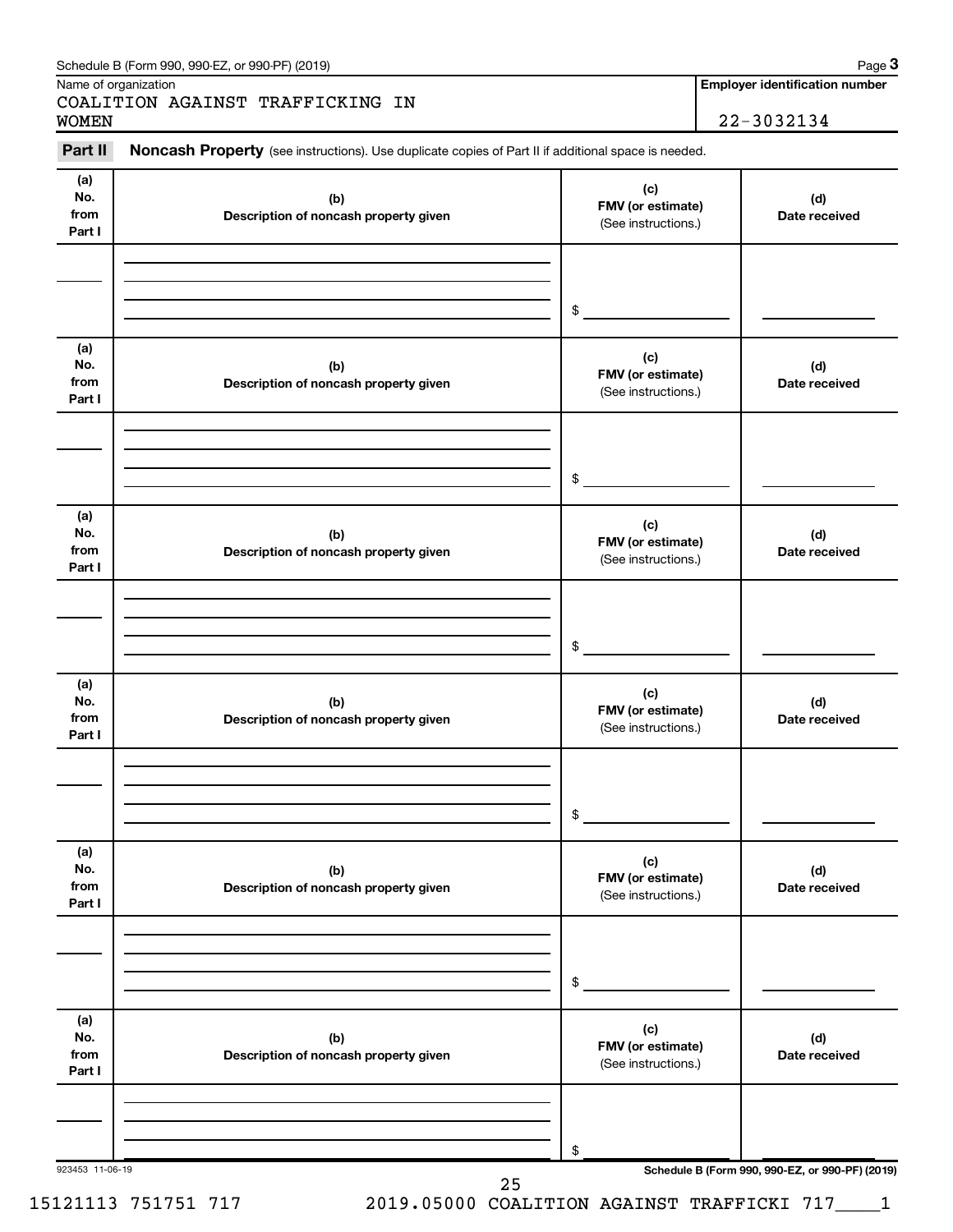Schedule B (Form 990, 990-EZ, or 990-PF) (2019) Page **3**

Name of organization

COALITION AGAINST TRAFFICKING IN WOMEN

**Employer identification number**

22-3032134

**Part II** **Noncash Property** (see instructions). Use duplicate copies of Part II if additional space is needed.

| (a) No. from Part I | (b) Description of noncash property given | (c) FMV (or estimate) (See instructions.) | (d) Date received |
|---|---|---|---|
| | | $ | |

| (a) No. from Part I | (b) Description of noncash property given | (c) FMV (or estimate) (See instructions.) | (d) Date received |
|---|---|---|---|
| | | $ | |

| (a) No. from Part I | (b) Description of noncash property given | (c) FMV (or estimate) (See instructions.) | (d) Date received |
|---|---|---|---|
| | | $ | |

| (a) No. from Part I | (b) Description of noncash property given | (c) FMV (or estimate) (See instructions.) | (d) Date received |
|---|---|---|---|
| | | $ | |

| (a) No. from Part I | (b) Description of noncash property given | (c) FMV (or estimate) (See instructions.) | (d) Date received |
|---|---|---|---|
| | | $ | |

| (a) No. from Part I | (b) Description of noncash property given | (c) FMV (or estimate) (See instructions.) | (d) Date received |
|---|---|---|---|
| | | $ | |

923453 11-06-19 **Schedule B (Form 990, 990-EZ, or 990-PF) (2019)**

15121113 751751 717 2019.05000 COALITION AGAINST TRAFFICKI 717____1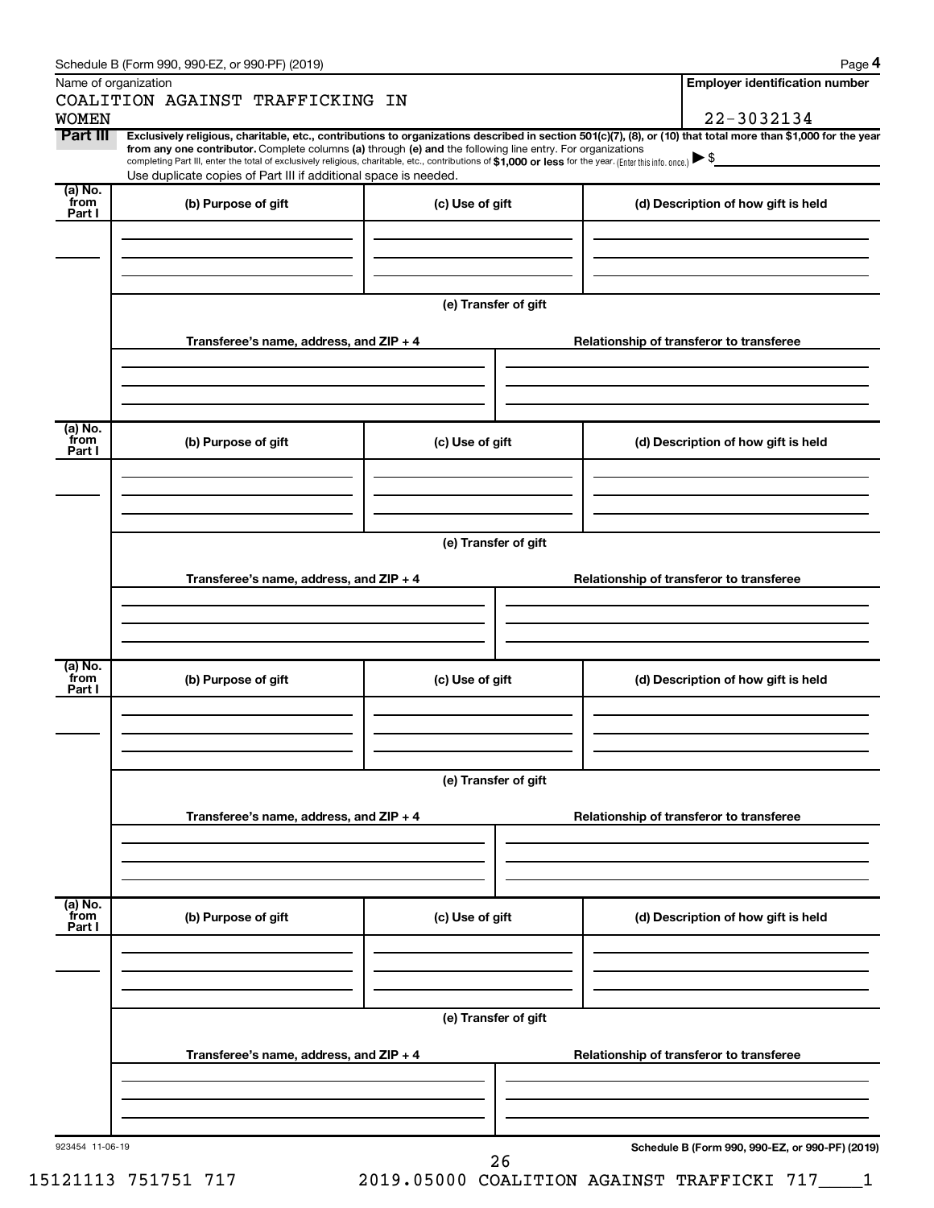Schedule B (Form 990, 990-EZ, or 990-PF) (2019)

Name of organization: COALITION AGAINST TRAFFICKING IN WOMEN

Employer identification number: 22-3032134

**Part III** **Exclusively religious, charitable, etc., contributions to organizations described in section 501(c)(7), (8), or (10) that total more than $1,000 for the year from any one contributor.** Complete columns **(a)** through **(e)** and the following line entry. For organizations completing Part III, enter the total of exclusively religious, charitable, etc., contributions of **$1,000 or less** for the year. (Enter this info. once.) ▶ $

Use duplicate copies of Part III if additional space is needed.

| (a) No. from Part I | (b) Purpose of gift | (c) Use of gift | (d) Description of how gift is held |
|---|---|---|---|
| | | | |

(e) Transfer of gift

| Transferee's name, address, and ZIP + 4 | Relationship of transferor to transferee |
|---|---|
| | |

| (a) No. from Part I | (b) Purpose of gift | (c) Use of gift | (d) Description of how gift is held |
|---|---|---|---|
| | | | |

(e) Transfer of gift

| Transferee's name, address, and ZIP + 4 | Relationship of transferor to transferee |
|---|---|
| | |

| (a) No. from Part I | (b) Purpose of gift | (c) Use of gift | (d) Description of how gift is held |
|---|---|---|---|
| | | | |

(e) Transfer of gift

| Transferee's name, address, and ZIP + 4 | Relationship of transferor to transferee |
|---|---|
| | |

| (a) No. from Part I | (b) Purpose of gift | (c) Use of gift | (d) Description of how gift is held |
|---|---|---|---|
| | | | |

(e) Transfer of gift

| Transferee's name, address, and ZIP + 4 | Relationship of transferor to transferee |
|---|---|
| | |

923454 11-06-19

Schedule B (Form 990, 990-EZ, or 990-PF) (2019)

15121113 751751 717 2019.05000 COALITION AGAINST TRAFFICKI 717____1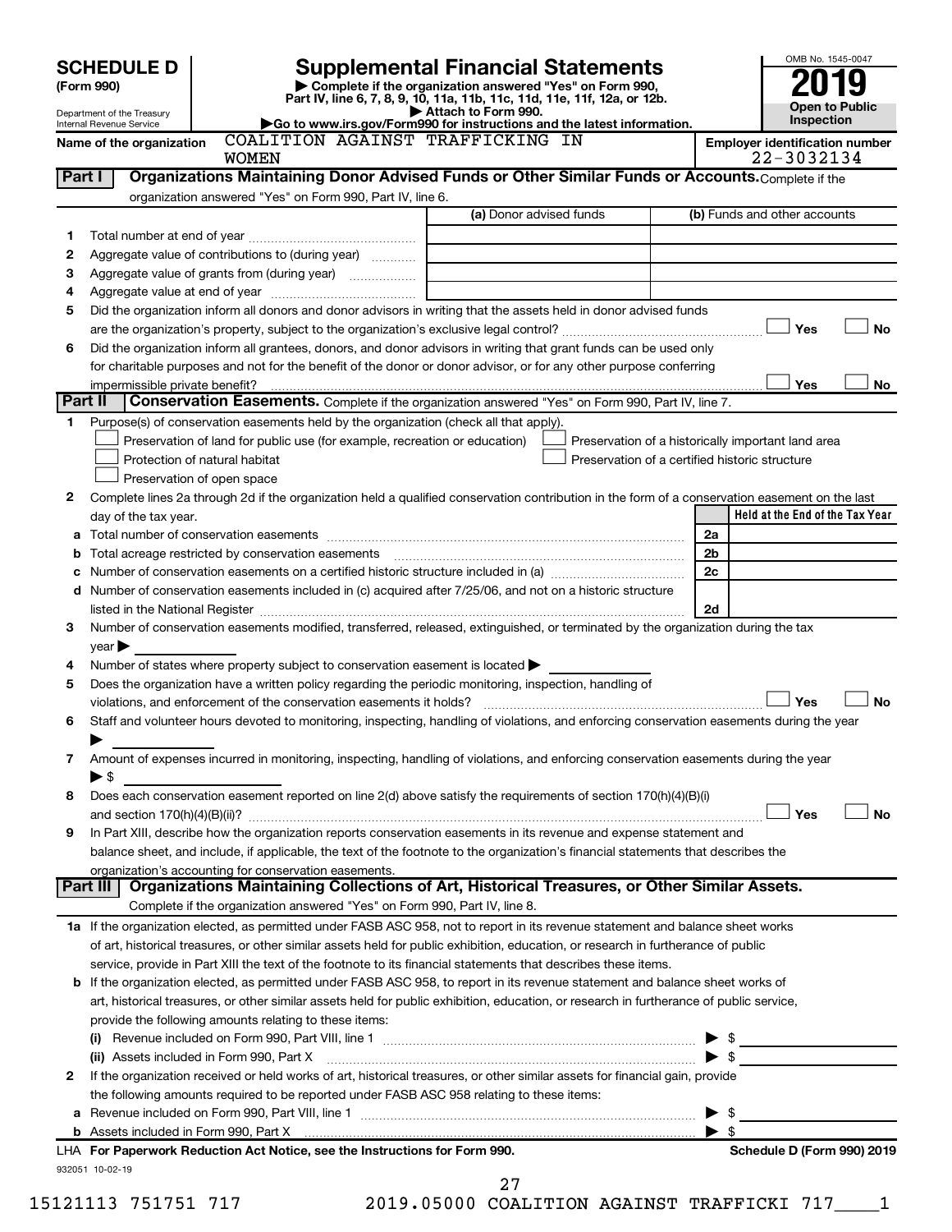# SCHEDULE D (Form 990)

Department of the Treasury
Internal Revenue Service

## Supplemental Financial Statements

▶ Complete if the organization answered "Yes" on Form 990, Part IV, line 6, 7, 8, 9, 10, 11a, 11b, 11c, 11d, 11e, 11f, 12a, or 12b.
▶ Attach to Form 990.
▶Go to www.irs.gov/Form990 for instructions and the latest information.

OMB No. 1545-0047

**2019**

**Open to Public Inspection**

Name of the organization: COALITION AGAINST TRAFFICKING IN WOMEN

Employer identification number: 22-3032134

### Part I — Organizations Maintaining Donor Advised Funds or Other Similar Funds or Accounts.
Complete if the organization answered "Yes" on Form 990, Part IV, line 6.

| | | (a) Donor advised funds | (b) Funds and other accounts |
|---|---|---|---|
| 1 | Total number at end of year | | |
| 2 | Aggregate value of contributions to (during year) | | |
| 3 | Aggregate value of grants from (during year) | | |
| 4 | Aggregate value at end of year | | |

5 Did the organization inform all donors and donor advisors in writing that the assets held in donor advised funds are the organization's property, subject to the organization's exclusive legal control? ☐ Yes ☐ No

6 Did the organization inform all grantees, donors, and donor advisors in writing that grant funds can be used only for charitable purposes and not for the benefit of the donor or donor advisor, or for any other purpose conferring impermissible private benefit? ☐ Yes ☐ No

### Part II — Conservation Easements.
Complete if the organization answered "Yes" on Form 990, Part IV, line 7.

1 Purpose(s) of conservation easements held by the organization (check all that apply).

- ☐ Preservation of land for public use (for example, recreation or education)
- ☐ Protection of natural habitat
- ☐ Preservation of open space
- ☐ Preservation of a historically important land area
- ☐ Preservation of a certified historic structure

2 Complete lines 2a through 2d if the organization held a qualified conservation contribution in the form of a conservation easement on the last day of the tax year.

| | | | Held at the End of the Tax Year |
|---|---|---|---|
| a | Total number of conservation easements | 2a | |
| b | Total acreage restricted by conservation easements | 2b | |
| c | Number of conservation easements on a certified historic structure included in (a) | 2c | |
| d | Number of conservation easements included in (c) acquired after 7/25/06, and not on a historic structure listed in the National Register | 2d | |

3 Number of conservation easements modified, transferred, released, extinguished, or terminated by the organization during the tax year ▶

4 Number of states where property subject to conservation easement is located ▶

5 Does the organization have a written policy regarding the periodic monitoring, inspection, handling of violations, and enforcement of the conservation easements it holds? ☐ Yes ☐ No

6 Staff and volunteer hours devoted to monitoring, inspecting, handling of violations, and enforcing conservation easements during the year ▶

7 Amount of expenses incurred in monitoring, inspecting, handling of violations, and enforcing conservation easements during the year ▶ $

8 Does each conservation easement reported on line 2(d) above satisfy the requirements of section 170(h)(4)(B)(i) and section 170(h)(4)(B)(ii)? ☐ Yes ☐ No

9 In Part XIII, describe how the organization reports conservation easements in its revenue and expense statement and balance sheet, and include, if applicable, the text of the footnote to the organization's financial statements that describes the organization's accounting for conservation easements.

### Part III — Organizations Maintaining Collections of Art, Historical Treasures, or Other Similar Assets.
Complete if the organization answered "Yes" on Form 990, Part IV, line 8.

1a If the organization elected, as permitted under FASB ASC 958, not to report in its revenue statement and balance sheet works of art, historical treasures, or other similar assets held for public exhibition, education, or research in furtherance of public service, provide in Part XIII the text of the footnote to its financial statements that describes these items.

b If the organization elected, as permitted under FASB ASC 958, to report in its revenue statement and balance sheet works of art, historical treasures, or other similar assets held for public exhibition, education, or research in furtherance of public service, provide the following amounts relating to these items:

(i) Revenue included on Form 990, Part VIII, line 1 ▶ $

(ii) Assets included in Form 990, Part X ▶ $

2 If the organization received or held works of art, historical treasures, or other similar assets for financial gain, provide the following amounts required to be reported under FASB ASC 958 relating to these items:

a Revenue included on Form 990, Part VIII, line 1 ▶ $

b Assets included in Form 990, Part X ▶ $

LHA For Paperwork Reduction Act Notice, see the Instructions for Form 990. Schedule D (Form 990) 2019

932051 10-02-19

15121113 751751 717 2019.05000 COALITION AGAINST TRAFFICKI 717____1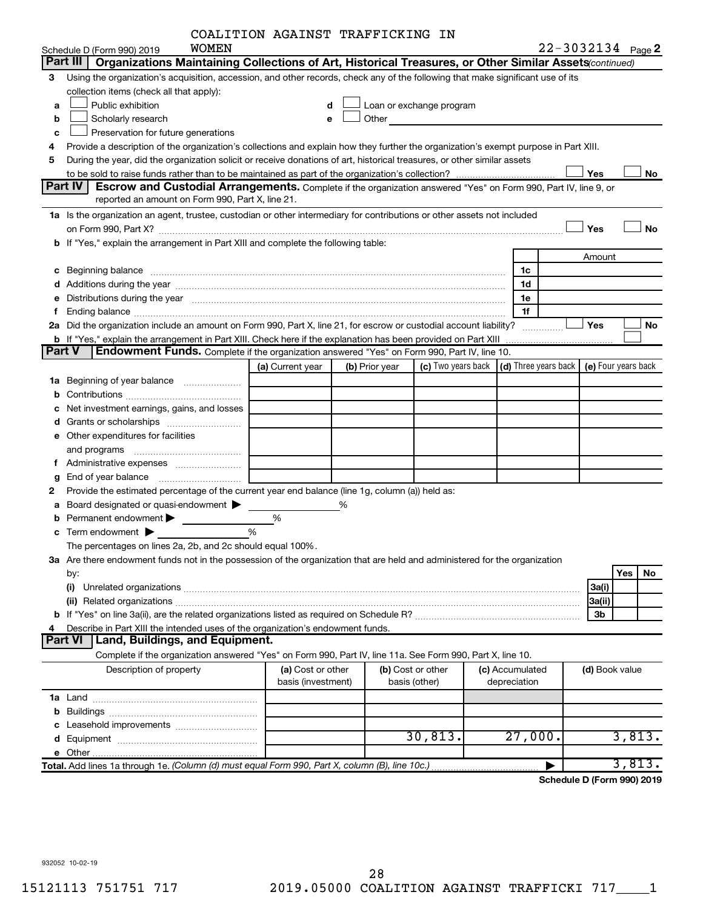COALITION AGAINST TRAFFICKING IN WOMEN

Schedule D (Form 990) 2019 — 22-3032134 Page 2

## Part III | Organizations Maintaining Collections of Art, Historical Treasures, or Other Similar Assets (continued)

3 Using the organization's acquisition, accession, and other records, check any of the following that make significant use of its collection items (check all that apply):

- a ☐ Public exhibition
- b ☐ Scholarly research
- c ☐ Preservation for future generations
- d ☐ Loan or exchange program
- e ☐ Other

4 Provide a description of the organization's collections and explain how they further the organization's exempt purpose in Part XIII.

5 During the year, did the organization solicit or receive donations of art, historical treasures, or other similar assets to be sold to raise funds rather than to be maintained as part of the organization's collection? ☐ Yes ☐ No

## Part IV | Escrow and Custodial Arrangements.

Complete if the organization answered "Yes" on Form 990, Part IV, line 9, or reported an amount on Form 990, Part X, line 21.

1a Is the organization an agent, trustee, custodian or other intermediary for contributions or other assets not included on Form 990, Part X? ☐ Yes ☐ No

b If "Yes," explain the arrangement in Part XIII and complete the following table:

| | | Amount |
|---|---|---|
| c Beginning balance | 1c | |
| d Additions during the year | 1d | |
| e Distributions during the year | 1e | |
| f Ending balance | 1f | |

2a Did the organization include an amount on Form 990, Part X, line 21, for escrow or custodial account liability? ☐ Yes ☐ No

b If "Yes," explain the arrangement in Part XIII. Check here if the explanation has been provided on Part XIII ☐

## Part V | Endowment Funds.

Complete if the organization answered "Yes" on Form 990, Part IV, line 10.

| | (a) Current year | (b) Prior year | (c) Two years back | (d) Three years back | (e) Four years back |
|---|---|---|---|---|---|
| 1a Beginning of year balance | | | | | |
| b Contributions | | | | | |
| c Net investment earnings, gains, and losses | | | | | |
| d Grants or scholarships | | | | | |
| e Other expenditures for facilities and programs | | | | | |
| f Administrative expenses | | | | | |
| g End of year balance | | | | | |

2 Provide the estimated percentage of the current year end balance (line 1g, column (a)) held as:

- a Board designated or quasi-endowment ▶ %
- b Permanent endowment ▶ %
- c Term endowment ▶ %

The percentages on lines 2a, 2b, and 2c should equal 100%.

3a Are there endowment funds not in the possession of the organization that are held and administered for the organization by:

| | | Yes | No |
|---|---|---|---|
| (i) Unrelated organizations | 3a(i) | | |
| (ii) Related organizations | 3a(ii) | | |
| b If "Yes" on line 3a(ii), are the related organizations listed as required on Schedule R? | 3b | | |

4 Describe in Part XIII the intended uses of the organization's endowment funds.

## Part VI | Land, Buildings, and Equipment.

Complete if the organization answered "Yes" on Form 990, Part IV, line 11a. See Form 990, Part X, line 10.

| Description of property | (a) Cost or other basis (investment) | (b) Cost or other basis (other) | (c) Accumulated depreciation | (d) Book value |
|---|---|---|---|---|
| 1a Land | | | | |
| b Buildings | | | | |
| c Leasehold improvements | | | | |
| d Equipment | | 30,813. | 27,000. | 3,813. |
| e Other | | | | |
| **Total.** Add lines 1a through 1e. *(Column (d) must equal Form 990, Part X, column (B), line 10c.)* | | | ▶ | 3,813. |

**Schedule D (Form 990) 2019**

932052 10-02-19

15121113 751751 717 2019.05000 COALITION AGAINST TRAFFICKI 717____1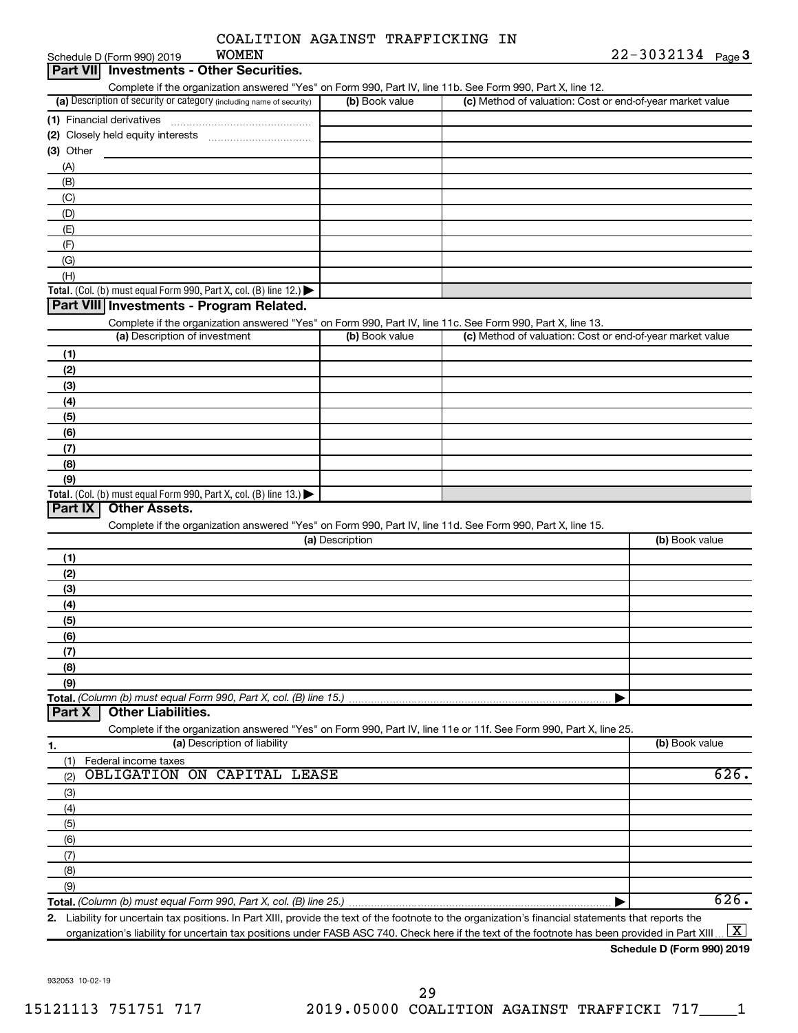Schedule D (Form 990) 2019 COALITION AGAINST TRAFFICKING IN WOMEN 22-3032134 Page 3

## Part VII Investments - Other Securities.

Complete if the organization answered "Yes" on Form 990, Part IV, line 11b. See Form 990, Part X, line 12.

| (a) Description of security or category (including name of security) | (b) Book value | (c) Method of valuation: Cost or end-of-year market value |
|---|---|---|
| (1) Financial derivatives | | |
| (2) Closely held equity interests | | |
| (3) Other | | |
| (A) | | |
| (B) | | |
| (C) | | |
| (D) | | |
| (E) | | |
| (F) | | |
| (G) | | |
| (H) | | |
| **Total.** (Col. (b) must equal Form 990, Part X, col. (B) line 12.) | | |

## Part VIII Investments - Program Related.

Complete if the organization answered "Yes" on Form 990, Part IV, line 11c. See Form 990, Part X, line 13.

| (a) Description of investment | (b) Book value | (c) Method of valuation: Cost or end-of-year market value |
|---|---|---|
| (1) | | |
| (2) | | |
| (3) | | |
| (4) | | |
| (5) | | |
| (6) | | |
| (7) | | |
| (8) | | |
| (9) | | |
| **Total.** (Col. (b) must equal Form 990, Part X, col. (B) line 13.) | | |

## Part IX Other Assets.

Complete if the organization answered "Yes" on Form 990, Part IV, line 11d. See Form 990, Part X, line 15.

| (a) Description | (b) Book value |
|---|---|
| (1) | |
| (2) | |
| (3) | |
| (4) | |
| (5) | |
| (6) | |
| (7) | |
| (8) | |
| (9) | |
| **Total.** *(Column (b) must equal Form 990, Part X, col. (B) line 15.)* | |

## Part X Other Liabilities.

Complete if the organization answered "Yes" on Form 990, Part IV, line 11e or 11f. See Form 990, Part X, line 25.

| 1. (a) Description of liability | (b) Book value |
|---|---|
| (1) Federal income taxes | |
| (2) OBLIGATION ON CAPITAL LEASE | 626. |
| (3) | |
| (4) | |
| (5) | |
| (6) | |
| (7) | |
| (8) | |
| (9) | |
| **Total.** *(Column (b) must equal Form 990, Part X, col. (B) line 25.)* | 626. |

2. Liability for uncertain tax positions. In Part XIII, provide the text of the footnote to the organization's financial statements that reports the organization's liability for uncertain tax positions under FASB ASC 740. Check here if the text of the footnote has been provided in Part XIII [X]

**Schedule D (Form 990) 2019**

932053 10-02-19

15121113 751751 717 2019.05000 COALITION AGAINST TRAFFICKI 717____1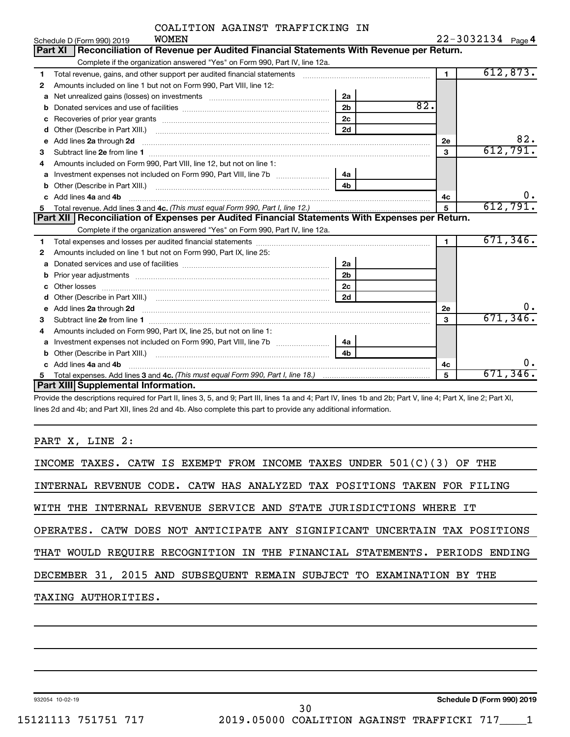Schedule D (Form 990) 2019 COALITION AGAINST TRAFFICKING IN WOMEN 22-3032134 Page 4

## Part XI Reconciliation of Revenue per Audited Financial Statements With Revenue per Return.

Complete if the organization answered "Yes" on Form 990, Part IV, line 12a.

| | | | | | |
|---|---|---|---|---|---|
| 1 | Total revenue, gains, and other support per audited financial statements | | | 1 | 612,873. |
| 2 | Amounts included on line 1 but not on Form 990, Part VIII, line 12: | | | | |
| a | Net unrealized gains (losses) on investments | 2a | | | |
| b | Donated services and use of facilities | 2b | 82. | | |
| c | Recoveries of prior year grants | 2c | | | |
| d | Other (Describe in Part XIII.) | 2d | | | |
| e | Add lines 2a through 2d | | | 2e | 82. |
| 3 | Subtract line 2e from line 1 | | | 3 | 612,791. |
| 4 | Amounts included on Form 990, Part VIII, line 12, but not on line 1: | | | | |
| a | Investment expenses not included on Form 990, Part VIII, line 7b | 4a | | | |
| b | Other (Describe in Part XIII.) | 4b | | | |
| c | Add lines 4a and 4b | | | 4c | 0. |
| 5 | Total revenue. Add lines 3 and 4c. *(This must equal Form 990, Part I, line 12.)* | | | 5 | 612,791. |

## Part XII Reconciliation of Expenses per Audited Financial Statements With Expenses per Return.

Complete if the organization answered "Yes" on Form 990, Part IV, line 12a.

| | | | | | |
|---|---|---|---|---|---|
| 1 | Total expenses and losses per audited financial statements | | | 1 | 671,346. |
| 2 | Amounts included on line 1 but not on Form 990, Part IX, line 25: | | | | |
| a | Donated services and use of facilities | 2a | | | |
| b | Prior year adjustments | 2b | | | |
| c | Other losses | 2c | | | |
| d | Other (Describe in Part XIII.) | 2d | | | |
| e | Add lines 2a through 2d | | | 2e | 0. |
| 3 | Subtract line 2e from line 1 | | | 3 | 671,346. |
| 4 | Amounts included on Form 990, Part IX, line 25, but not on line 1: | | | | |
| a | Investment expenses not included on Form 990, Part VIII, line 7b | 4a | | | |
| b | Other (Describe in Part XIII.) | 4b | | | |
| c | Add lines 4a and 4b | | | 4c | 0. |
| 5 | Total expenses. Add lines 3 and 4c. *(This must equal Form 990, Part I, line 18.)* | | | 5 | 671,346. |

## Part XIII Supplemental Information.

Provide the descriptions required for Part II, lines 3, 5, and 9; Part III, lines 1a and 4; Part IV, lines 1b and 2b; Part V, line 4; Part X, line 2; Part XI, lines 2d and 4b; and Part XII, lines 2d and 4b. Also complete this part to provide any additional information.

PART X, LINE 2:

INCOME TAXES. CATW IS EXEMPT FROM INCOME TAXES UNDER 501(C)(3) OF THE INTERNAL REVENUE CODE. CATW HAS ANALYZED TAX POSITIONS TAKEN FOR FILING WITH THE INTERNAL REVENUE SERVICE AND STATE JURISDICTIONS WHERE IT OPERATES. CATW DOES NOT ANTICIPATE ANY SIGNIFICANT UNCERTAIN TAX POSITIONS THAT WOULD REQUIRE RECOGNITION IN THE FINANCIAL STATEMENTS. PERIODS ENDING DECEMBER 31, 2015 AND SUBSEQUENT REMAIN SUBJECT TO EXAMINATION BY THE TAXING AUTHORITIES.

932054 10-02-19 Schedule D (Form 990) 2019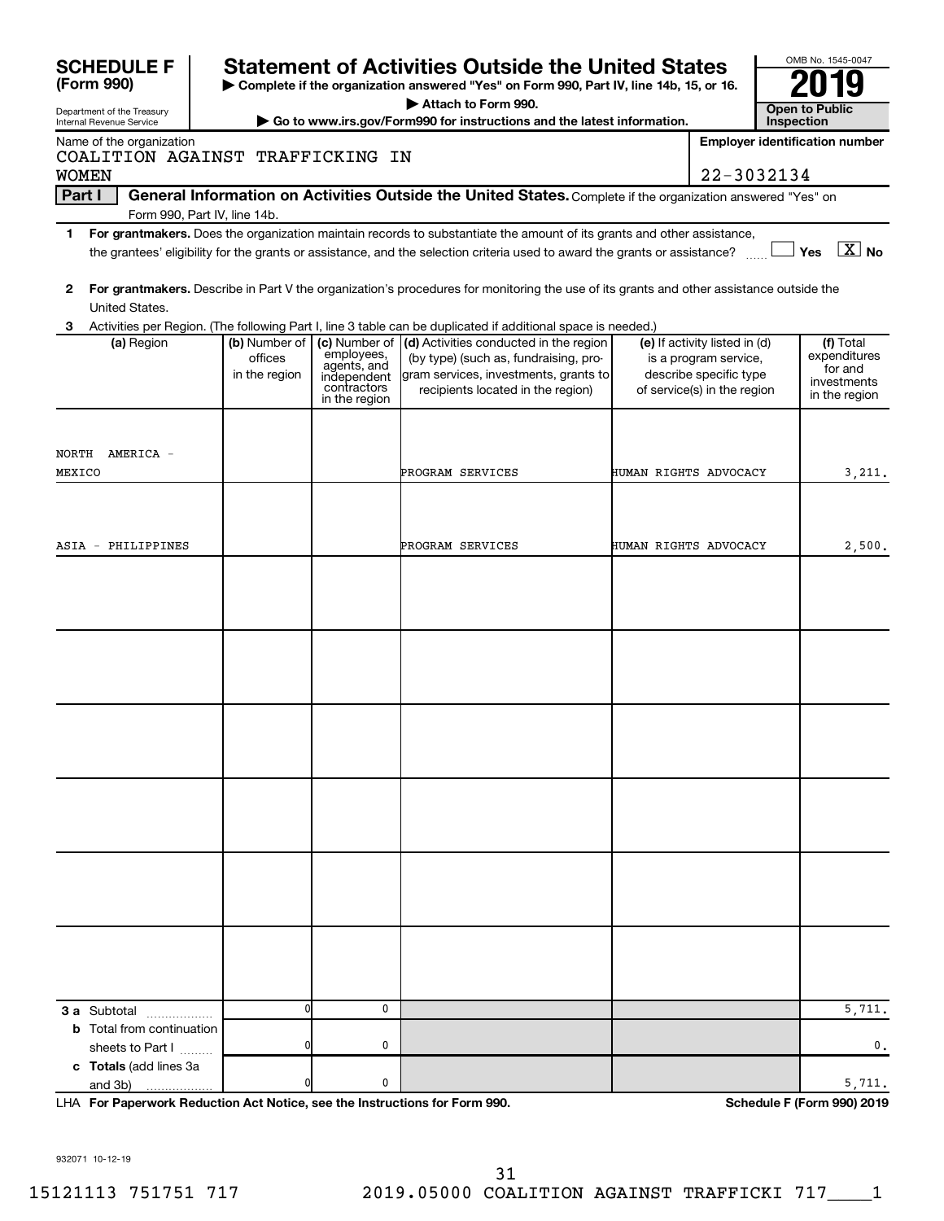**SCHEDULE F (Form 990)**

Department of the Treasury
Internal Revenue Service

# Statement of Activities Outside the United States

▶ Complete if the organization answered "Yes" on Form 990, Part IV, line 14b, 15, or 16.
▶ Attach to Form 990.
▶ Go to www.irs.gov/Form990 for instructions and the latest information.

OMB No. 1545-0047

**2019**

**Open to Public Inspection**

Name of the organization: COALITION AGAINST TRAFFICKING IN WOMEN

Employer identification number: 22-3032134

**Part I — General Information on Activities Outside the United States.** Complete if the organization answered "Yes" on Form 990, Part IV, line 14b.

**1** **For grantmakers.** Does the organization maintain records to substantiate the amount of its grants and other assistance, the grantees' eligibility for the grants or assistance, and the selection criteria used to award the grants or assistance? ☐ Yes ☒ No

**2** **For grantmakers.** Describe in Part V the organization's procedures for monitoring the use of its grants and other assistance outside the United States.

**3** Activities per Region. (The following Part I, line 3 table can be duplicated if additional space is needed.)

| (a) Region | (b) Number of offices in the region | (c) Number of employees, agents, and independent contractors in the region | (d) Activities conducted in the region (by type) (such as, fundraising, program services, investments, grants to recipients located in the region) | (e) If activity listed in (d) is a program service, describe specific type of service(s) in the region | (f) Total expenditures for and investments in the region |
|---|---|---|---|---|---|
| NORTH AMERICA - MEXICO | | | PROGRAM SERVICES | HUMAN RIGHTS ADVOCACY | 3,211. |
| ASIA - PHILIPPINES | | | PROGRAM SERVICES | HUMAN RIGHTS ADVOCACY | 2,500. |
| | | | | | |
| | | | | | |
| | | | | | |
| | | | | | |
| | | | | | |
| | | | | | |
| **3 a** Subtotal | 0 | 0 | | | 5,711. |
| **b** Total from continuation sheets to Part I | 0 | 0 | | | 0. |
| **c Totals** (add lines 3a and 3b) | 0 | 0 | | | 5,711. |

LHA **For Paperwork Reduction Act Notice, see the Instructions for Form 990.** **Schedule F (Form 990) 2019**

932071 10-12-19

15121113 751751 717 2019.05000 COALITION AGAINST TRAFFICKI 717____1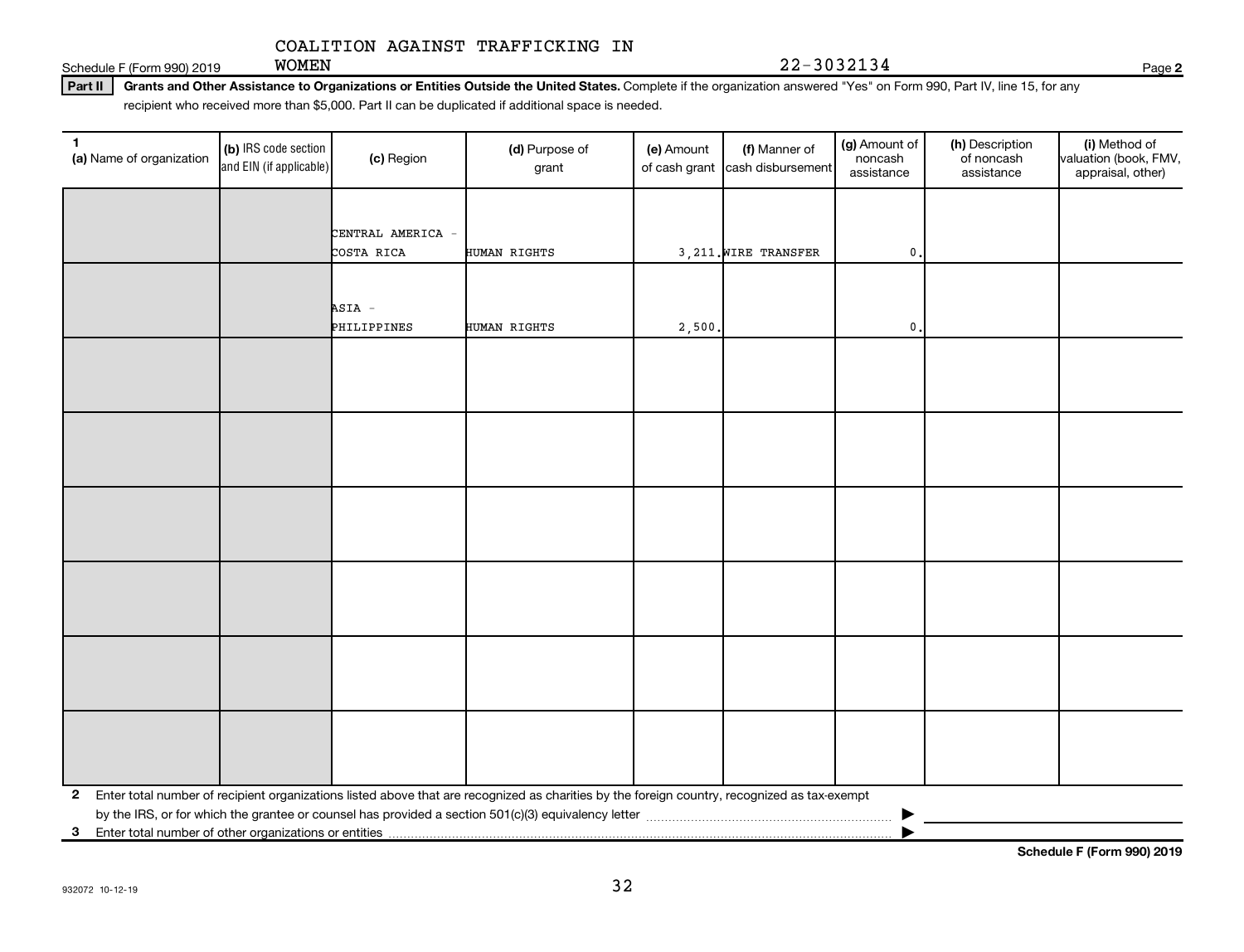COALITION AGAINST TRAFFICKING IN WOMEN — 22-3032134

Schedule F (Form 990) 2019 — Page 2

**Part II — Grants and Other Assistance to Organizations or Entities Outside the United States.** Complete if the organization answered "Yes" on Form 990, Part IV, line 15, for any recipient who received more than $5,000. Part II can be duplicated if additional space is needed.

| 1 (a) Name of organization | (b) IRS code section and EIN (if applicable) | (c) Region | (d) Purpose of grant | (e) Amount of cash grant | (f) Manner of cash disbursement | (g) Amount of noncash assistance | (h) Description of noncash assistance | (i) Method of valuation (book, FMV, appraisal, other) |
|---|---|---|---|---|---|---|---|---|
| | | CENTRAL AMERICA - COSTA RICA | HUMAN RIGHTS | 3,211. | WIRE TRANSFER | 0. | | |
| | | ASIA - PHILIPPINES | HUMAN RIGHTS | 2,500. | | 0. | | |
| | | | | | | | | |
| | | | | | | | | |
| | | | | | | | | |
| | | | | | | | | |
| | | | | | | | | |
| | | | | | | | | |

**2** Enter total number of recipient organizations listed above that are recognized as charities by the foreign country, recognized as tax-exempt by the IRS, or for which the grantee or counsel has provided a section 501(c)(3) equivalency letter ▶

**3** Enter total number of other organizations or entities ▶

**Schedule F (Form 990) 2019**

932072 10-12-19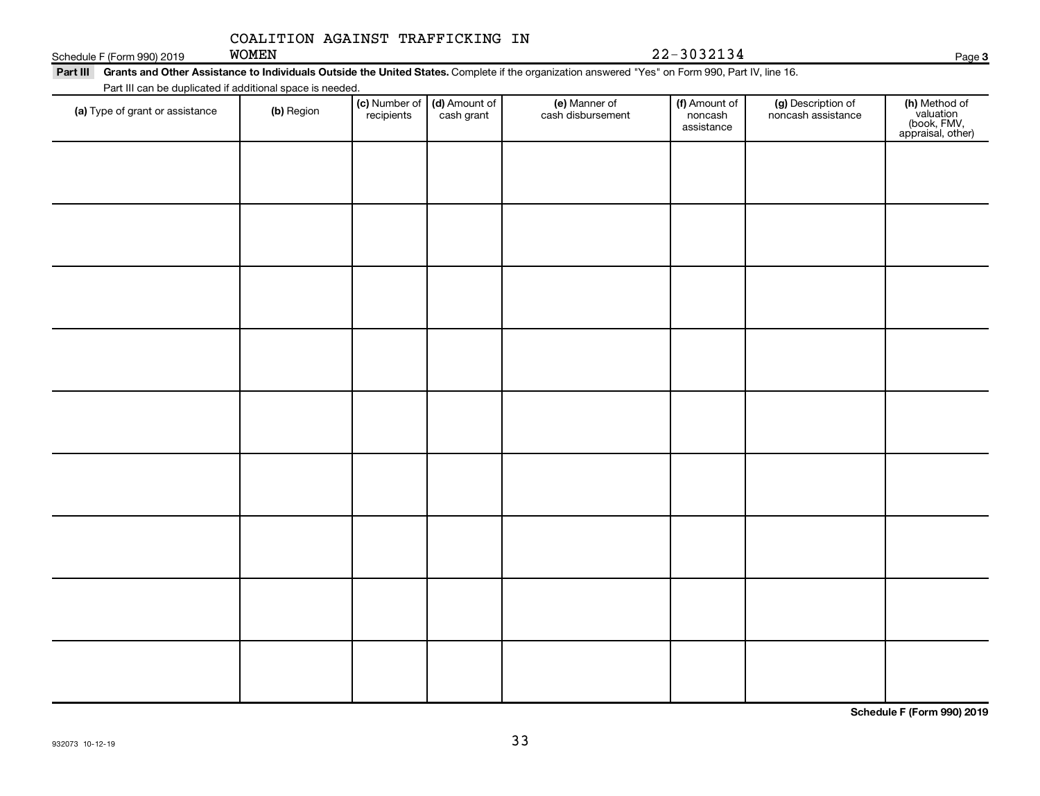Schedule F (Form 990) 2019 COALITION AGAINST TRAFFICKING IN WOMEN 22-3032134 Page 3

**Part III** **Grants and Other Assistance to Individuals Outside the United States.** Complete if the organization answered "Yes" on Form 990, Part IV, line 16.

Part III can be duplicated if additional space is needed.

| **(a)** Type of grant or assistance | **(b)** Region | **(c)** Number of recipients | **(d)** Amount of cash grant | **(e)** Manner of cash disbursement | **(f)** Amount of noncash assistance | **(g)** Description of noncash assistance | **(h)** Method of valuation (book, FMV, appraisal, other) |
|---|---|---|---|---|---|---|---|
| | | | | | | | |
| | | | | | | | |
| | | | | | | | |
| | | | | | | | |
| | | | | | | | |
| | | | | | | | |
| | | | | | | | |
| | | | | | | | |
| | | | | | | | |

**Schedule F (Form 990) 2019**

932073 10-12-19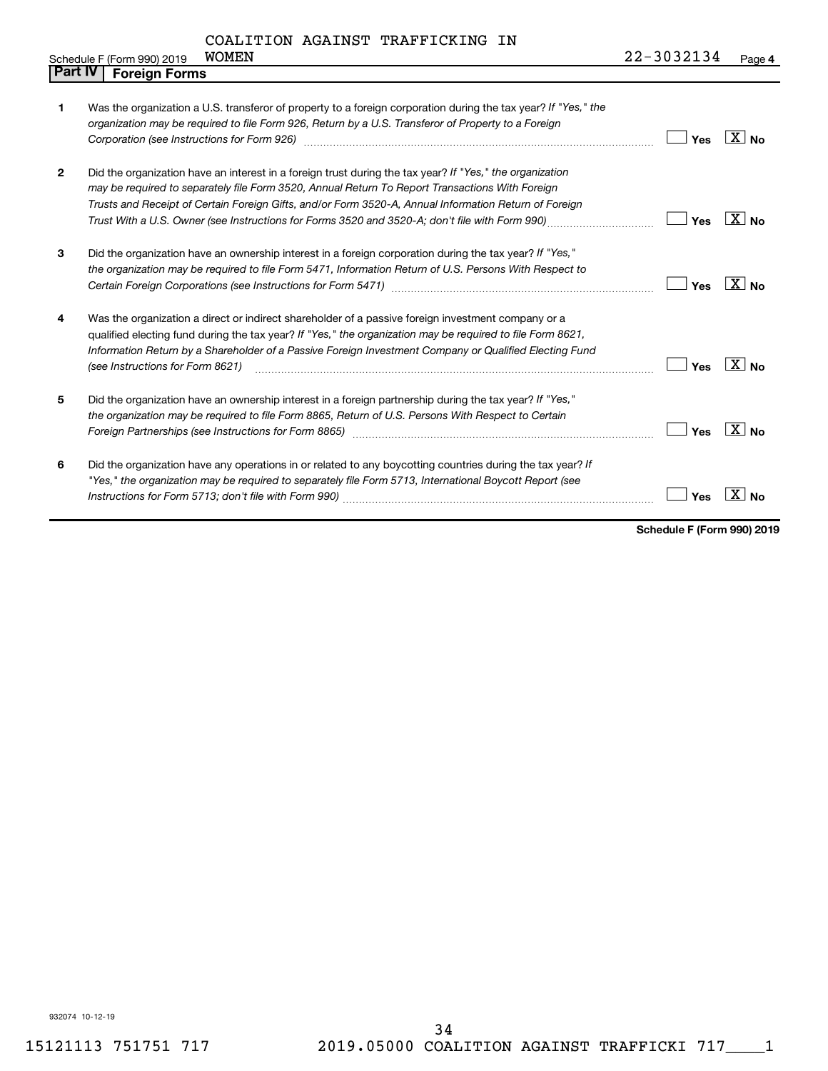Schedule F (Form 990) 2019 COALITION AGAINST TRAFFICKING IN WOMEN 22-3032134 Page 4

## Part IV Foreign Forms

| | | Yes | No |
|---|---|---|---|
| 1 | Was the organization a U.S. transferor of property to a foreign corporation during the tax year? *If "Yes," the organization may be required to file Form 926, Return by a U.S. Transferor of Property to a Foreign Corporation (see Instructions for Form 926)* | | X |
| 2 | Did the organization have an interest in a foreign trust during the tax year? *If "Yes," the organization may be required to separately file Form 3520, Annual Return To Report Transactions With Foreign Trusts and Receipt of Certain Foreign Gifts, and/or Form 3520-A, Annual Information Return of Foreign Trust With a U.S. Owner (see Instructions for Forms 3520 and 3520-A; don't file with Form 990)* | | X |
| 3 | Did the organization have an ownership interest in a foreign corporation during the tax year? *If "Yes," the organization may be required to file Form 5471, Information Return of U.S. Persons With Respect to Certain Foreign Corporations (see Instructions for Form 5471)* | | X |
| 4 | Was the organization a direct or indirect shareholder of a passive foreign investment company or a qualified electing fund during the tax year? *If "Yes," the organization may be required to file Form 8621, Information Return by a Shareholder of a Passive Foreign Investment Company or Qualified Electing Fund (see Instructions for Form 8621)* | | X |
| 5 | Did the organization have an ownership interest in a foreign partnership during the tax year? *If "Yes," the organization may be required to file Form 8865, Return of U.S. Persons With Respect to Certain Foreign Partnerships (see Instructions for Form 8865)* | | X |
| 6 | Did the organization have any operations in or related to any boycotting countries during the tax year? *If "Yes," the organization may be required to separately file Form 5713, International Boycott Report (see Instructions for Form 5713; don't file with Form 990)* | | X |

**Schedule F (Form 990) 2019**

932074 10-12-19

15121113 751751 717 2019.05000 COALITION AGAINST TRAFFICKI 717____1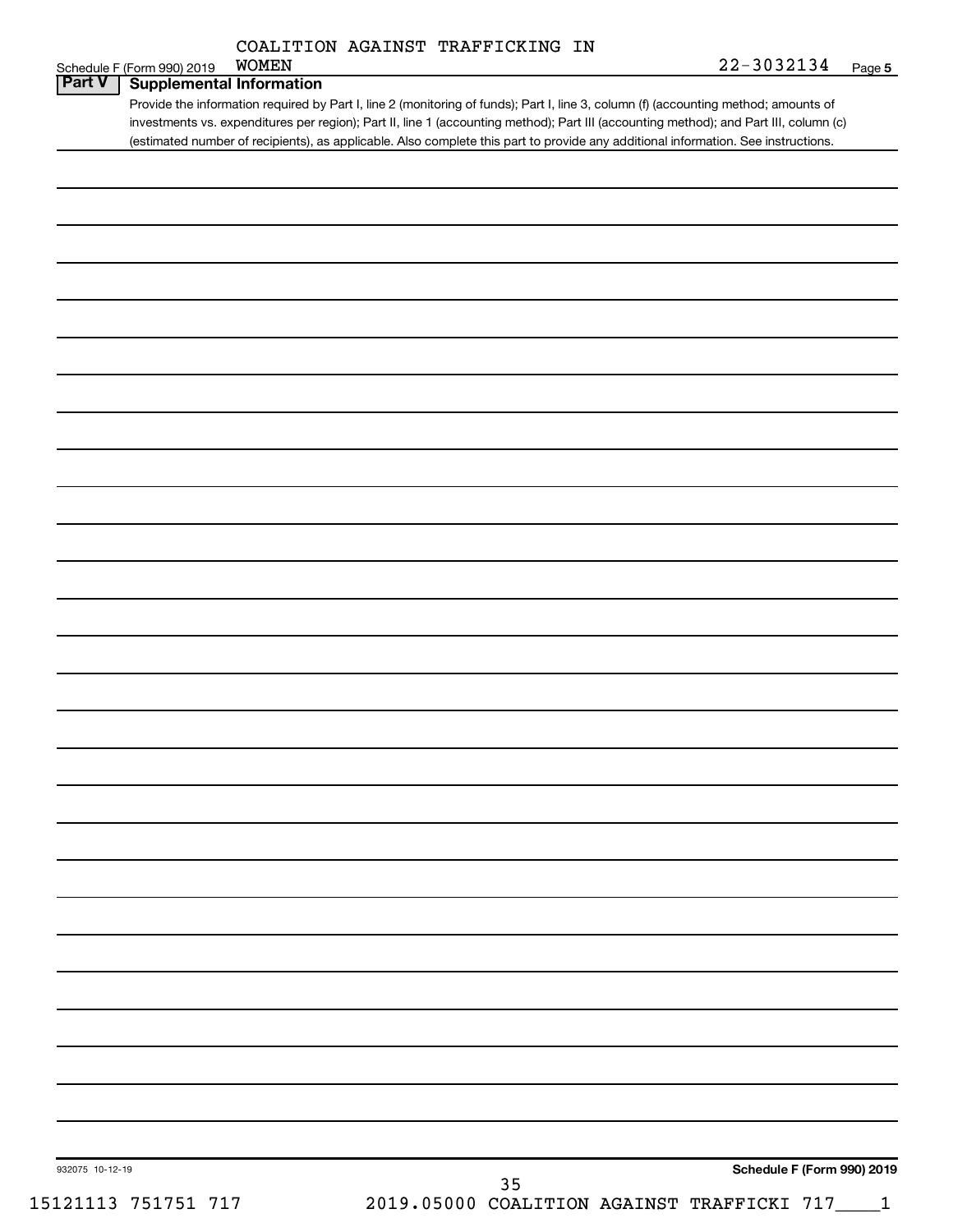Schedule F (Form 990) 2019 COALITION AGAINST TRAFFICKING IN WOMEN 22-3032134 Page 5

## Part V Supplemental Information

Provide the information required by Part I, line 2 (monitoring of funds); Part I, line 3, column (f) (accounting method; amounts of investments vs. expenditures per region); Part II, line 1 (accounting method); Part III (accounting method); and Part III, column (c) (estimated number of recipients), as applicable. Also complete this part to provide any additional information. See instructions.

932075 10-12-19

**Schedule F (Form 990) 2019**

15121113 751751 717 2019.05000 COALITION AGAINST TRAFFICKI 717____1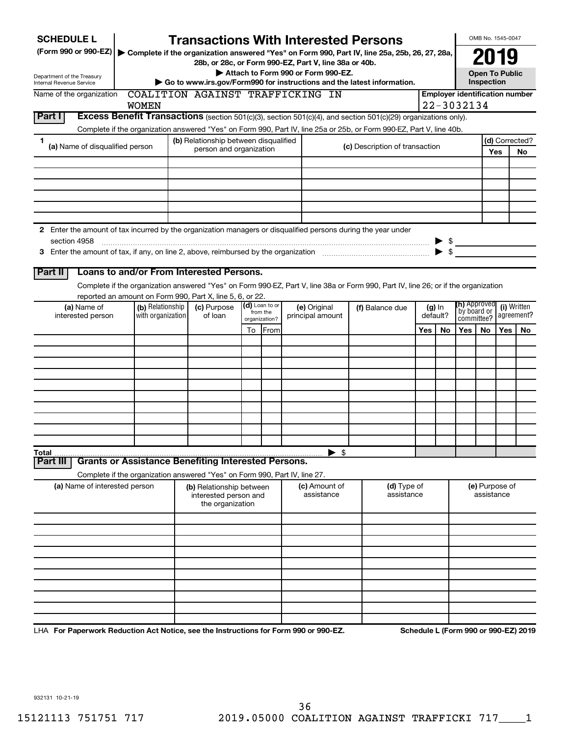**SCHEDULE L**
**(Form 990 or 990-EZ)**

Department of the Treasury
Internal Revenue Service

# Transactions With Interested Persons

▶ **Complete if the organization answered "Yes" on Form 990, Part IV, line 25a, 25b, 26, 27, 28a, 28b, or 28c, or Form 990-EZ, Part V, line 38a or 40b.**
▶ **Attach to Form 990 or Form 990-EZ.**
▶ **Go to www.irs.gov/Form990 for instructions and the latest information.**

OMB No. 1545-0047

**2019**

**Open To Public Inspection**

Name of the organization: COALITION AGAINST TRAFFICKING IN WOMEN

**Employer identification number:** 22-3032134

## Part I — Excess Benefit Transactions (section 501(c)(3), section 501(c)(4), and section 501(c)(29) organizations only).

Complete if the organization answered "Yes" on Form 990, Part IV, line 25a or 25b, or Form 990-EZ, Part V, line 40b.

| 1 (a) Name of disqualified person | (b) Relationship between disqualified person and organization | (c) Description of transaction | (d) Corrected? Yes | No |
|---|---|---|---|---|
| | | | | |
| | | | | |
| | | | | |
| | | | | |
| | | | | |
| | | | | |

**2** Enter the amount of tax incurred by the organization managers or disqualified persons during the year under section 4958 ▶ $

**3** Enter the amount of tax, if any, on line 2, above, reimbursed by the organization ▶ $

## Part II — Loans to and/or From Interested Persons.

Complete if the organization answered "Yes" on Form 990-EZ, Part V, line 38a or Form 990, Part IV, line 26; or if the organization reported an amount on Form 990, Part X, line 5, 6, or 22.

| (a) Name of interested person | (b) Relationship with organization | (c) Purpose of loan | (d) Loan to or from the organization? To | From | (e) Original principal amount | (f) Balance due | (g) In default? Yes | No | (h) Approved by board or committee? Yes | No | (i) Written agreement? Yes | No |
|---|---|---|---|---|---|---|---|---|---|---|---|---|
| | | | | | | | | | | | | |
| | | | | | | | | | | | | |
| | | | | | | | | | | | | |
| | | | | | | | | | | | | |
| | | | | | | | | | | | | |
| | | | | | | | | | | | | |
| | | | | | | | | | | | | |
| | | | | | | | | | | | | |
| | | | | | | | | | | | | |
| | | | | | | | | | | | | |
| **Total** | | | | | ▶ $ | | | | | | | |

## Part III — Grants or Assistance Benefiting Interested Persons.

Complete if the organization answered "Yes" on Form 990, Part IV, line 27.

| (a) Name of interested person | (b) Relationship between interested person and the organization | (c) Amount of assistance | (d) Type of assistance | (e) Purpose of assistance |
|---|---|---|---|---|
| | | | | |
| | | | | |
| | | | | |
| | | | | |
| | | | | |
| | | | | |
| | | | | |
| | | | | |
| | | | | |
| | | | | |

LHA **For Paperwork Reduction Act Notice, see the Instructions for Form 990 or 990-EZ.** **Schedule L (Form 990 or 990-EZ) 2019**

932131 10-21-19

15121113 751751 717 2019.05000 COALITION AGAINST TRAFFICKI 717____1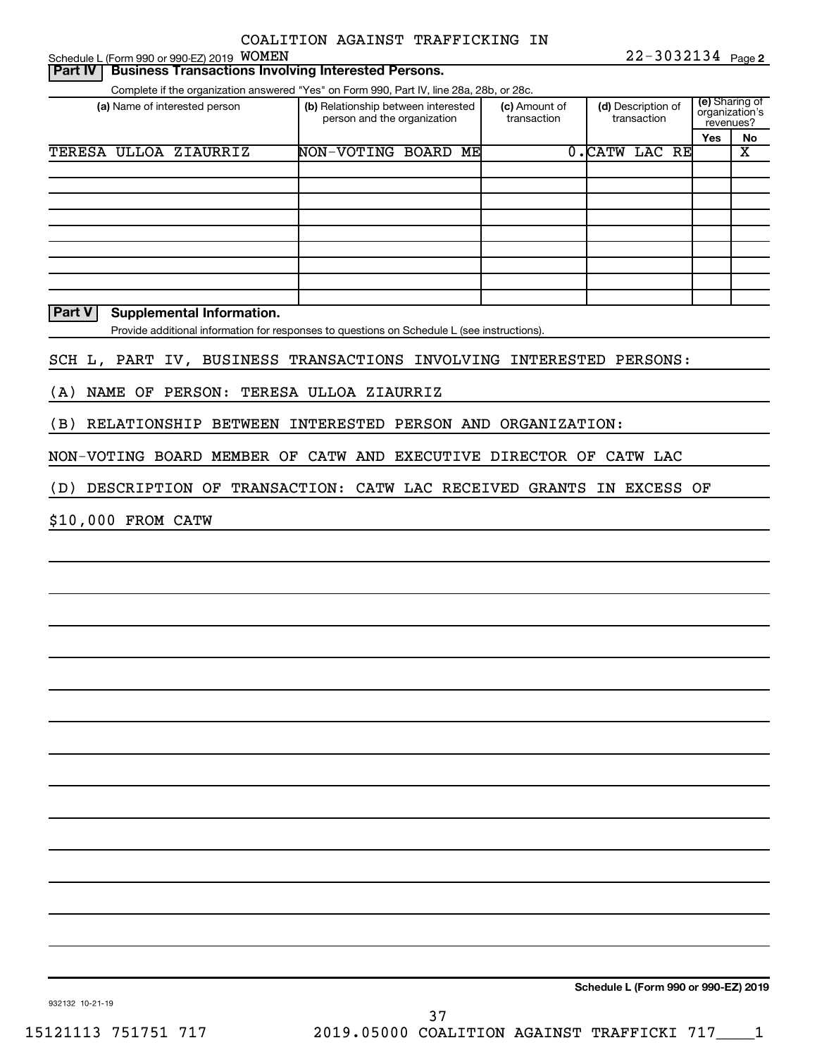COALITION AGAINST TRAFFICKING IN WOMEN

Schedule L (Form 990 or 990-EZ) 2019 WOMEN 22-3032134 Page **2**

## Part IV Business Transactions Involving Interested Persons.

Complete if the organization answered "Yes" on Form 990, Part IV, line 28a, 28b, or 28c.

| (a) Name of interested person | (b) Relationship between interested person and the organization | (c) Amount of transaction | (d) Description of transaction | (e) Sharing of organization's revenues? Yes | No |
|---|---|---|---|---|---|
| TERESA ULLOA ZIAURRIZ | NON-VOTING BOARD ME | 0. | CATW LAC RE | | X |
| | | | | | |
| | | | | | |
| | | | | | |
| | | | | | |
| | | | | | |
| | | | | | |
| | | | | | |
| | | | | | |

## Part V Supplemental Information.

Provide additional information for responses to questions on Schedule L (see instructions).

SCH L, PART IV, BUSINESS TRANSACTIONS INVOLVING INTERESTED PERSONS:

(A) NAME OF PERSON: TERESA ULLOA ZIAURRIZ

(B) RELATIONSHIP BETWEEN INTERESTED PERSON AND ORGANIZATION:

NON-VOTING BOARD MEMBER OF CATW AND EXECUTIVE DIRECTOR OF CATW LAC

(D) DESCRIPTION OF TRANSACTION: CATW LAC RECEIVED GRANTS IN EXCESS OF

$10,000 FROM CATW

**Schedule L (Form 990 or 990-EZ) 2019**

932132 10-21-19

15121113 751751 717 2019.05000 COALITION AGAINST TRAFFICKI 717____1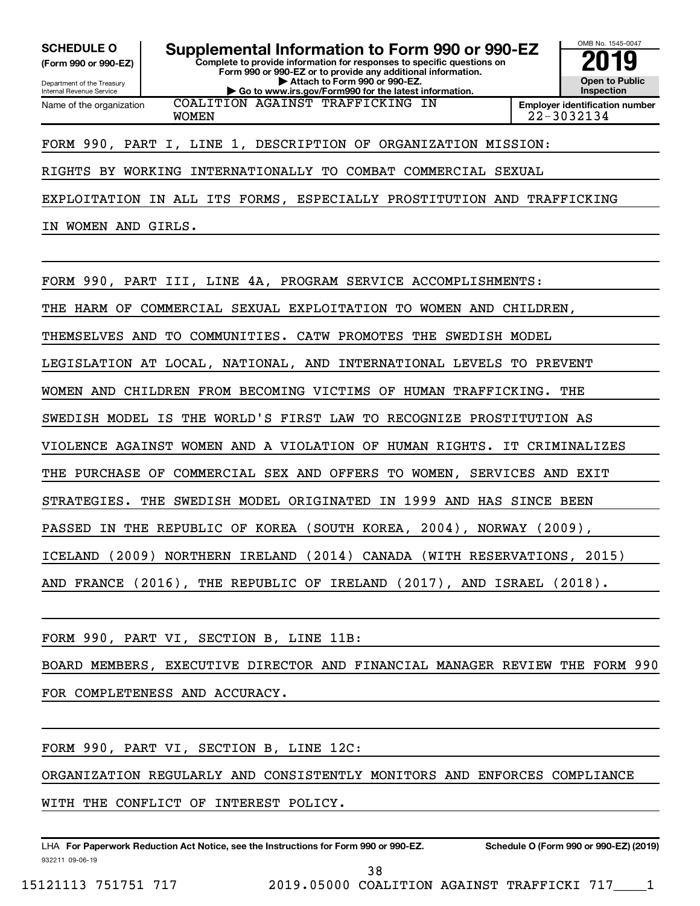**SCHEDULE O (Form 990 or 990-EZ)**

Department of the Treasury
Internal Revenue Service

# Supplemental Information to Form 990 or 990-EZ

**Complete to provide information for responses to specific questions on Form 990 or 990-EZ or to provide any additional information.**
**▶ Attach to Form 990 or 990-EZ.**
**▶ Go to www.irs.gov/Form990 for the latest information.**

OMB No. 1545-0047

**2019**

**Open to Public Inspection**

| Name of the organization | Employer identification number |
|---|---|
| COALITION AGAINST TRAFFICKING IN WOMEN | 22-3032134 |

FORM 990, PART I, LINE 1, DESCRIPTION OF ORGANIZATION MISSION:

RIGHTS BY WORKING INTERNATIONALLY TO COMBAT COMMERCIAL SEXUAL EXPLOITATION IN ALL ITS FORMS, ESPECIALLY PROSTITUTION AND TRAFFICKING IN WOMEN AND GIRLS.

FORM 990, PART III, LINE 4A, PROGRAM SERVICE ACCOMPLISHMENTS:

THE HARM OF COMMERCIAL SEXUAL EXPLOITATION TO WOMEN AND CHILDREN, THEMSELVES AND TO COMMUNITIES. CATW PROMOTES THE SWEDISH MODEL LEGISLATION AT LOCAL, NATIONAL, AND INTERNATIONAL LEVELS TO PREVENT WOMEN AND CHILDREN FROM BECOMING VICTIMS OF HUMAN TRAFFICKING. THE SWEDISH MODEL IS THE WORLD'S FIRST LAW TO RECOGNIZE PROSTITUTION AS VIOLENCE AGAINST WOMEN AND A VIOLATION OF HUMAN RIGHTS. IT CRIMINALIZES THE PURCHASE OF COMMERCIAL SEX AND OFFERS TO WOMEN, SERVICES AND EXIT STRATEGIES. THE SWEDISH MODEL ORIGINATED IN 1999 AND HAS SINCE BEEN PASSED IN THE REPUBLIC OF KOREA (SOUTH KOREA, 2004), NORWAY (2009), ICELAND (2009) NORTHERN IRELAND (2014) CANADA (WITH RESERVATIONS, 2015) AND FRANCE (2016), THE REPUBLIC OF IRELAND (2017), AND ISRAEL (2018).

FORM 990, PART VI, SECTION B, LINE 11B:

BOARD MEMBERS, EXECUTIVE DIRECTOR AND FINANCIAL MANAGER REVIEW THE FORM 990 FOR COMPLETENESS AND ACCURACY.

FORM 990, PART VI, SECTION B, LINE 12C:

ORGANIZATION REGULARLY AND CONSISTENTLY MONITORS AND ENFORCES COMPLIANCE WITH THE CONFLICT OF INTEREST POLICY.

LHA **For Paperwork Reduction Act Notice, see the Instructions for Form 990 or 990-EZ.** **Schedule O (Form 990 or 990-EZ) (2019)**

932211 09-06-19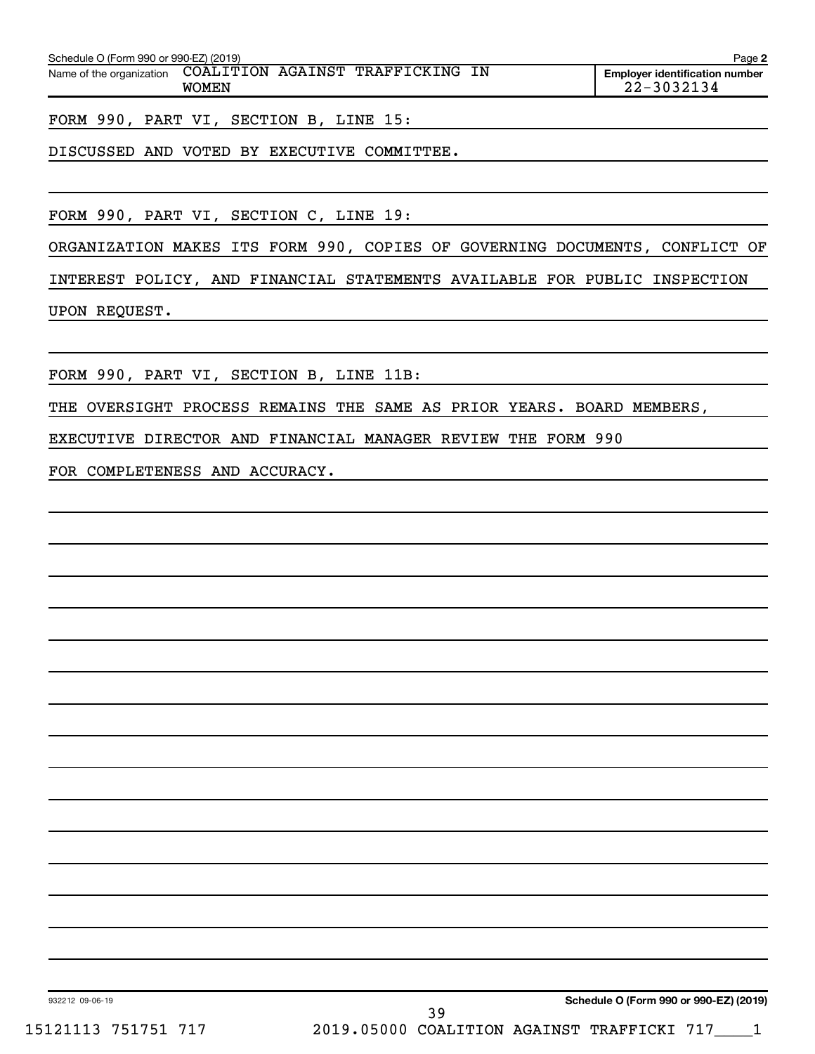Schedule O (Form 990 or 990-EZ) (2019) Page **2**

Name of the organization COALITION AGAINST TRAFFICKING IN WOMEN

**Employer identification number** 22-3032134

FORM 990, PART VI, SECTION B, LINE 15:

DISCUSSED AND VOTED BY EXECUTIVE COMMITTEE.

FORM 990, PART VI, SECTION C, LINE 19:

ORGANIZATION MAKES ITS FORM 990, COPIES OF GOVERNING DOCUMENTS, CONFLICT OF INTEREST POLICY, AND FINANCIAL STATEMENTS AVAILABLE FOR PUBLIC INSPECTION UPON REQUEST.

FORM 990, PART VI, SECTION B, LINE 11B:

THE OVERSIGHT PROCESS REMAINS THE SAME AS PRIOR YEARS. BOARD MEMBERS, EXECUTIVE DIRECTOR AND FINANCIAL MANAGER REVIEW THE FORM 990 FOR COMPLETENESS AND ACCURACY.

932212 09-06-19

**Schedule O (Form 990 or 990-EZ) (2019)**

15121113 751751 717 2019.05000 COALITION AGAINST TRAFFICKI 717____1